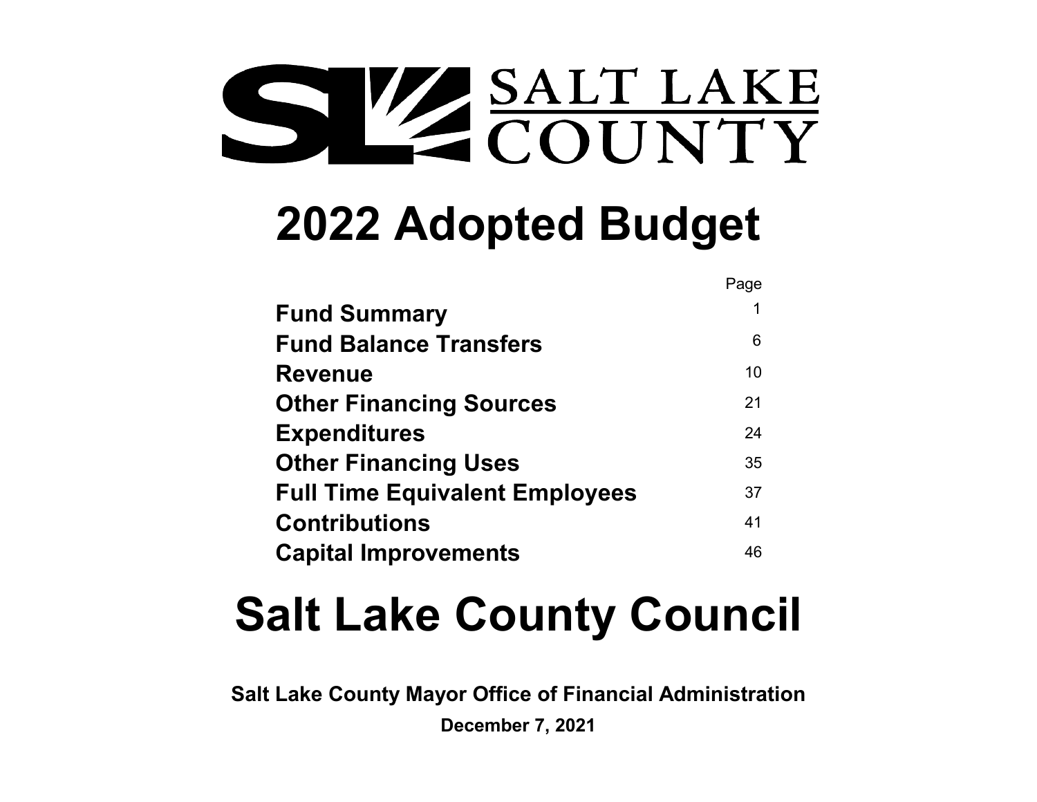SALT LAKE COUNTY

# 2022 Adopted Budget

| | Page |
|---|---|
| **Fund Summary** | 1 |
| **Fund Balance Transfers** | 6 |
| **Revenue** | 10 |
| **Other Financing Sources** | 21 |
| **Expenditures** | 24 |
| **Other Financing Uses** | 35 |
| **Full Time Equivalent Employees** | 37 |
| **Contributions** | 41 |
| **Capital Improvements** | 46 |

# Salt Lake County Council

**Salt Lake County Mayor Office of Financial Administration**

**December 7, 2021**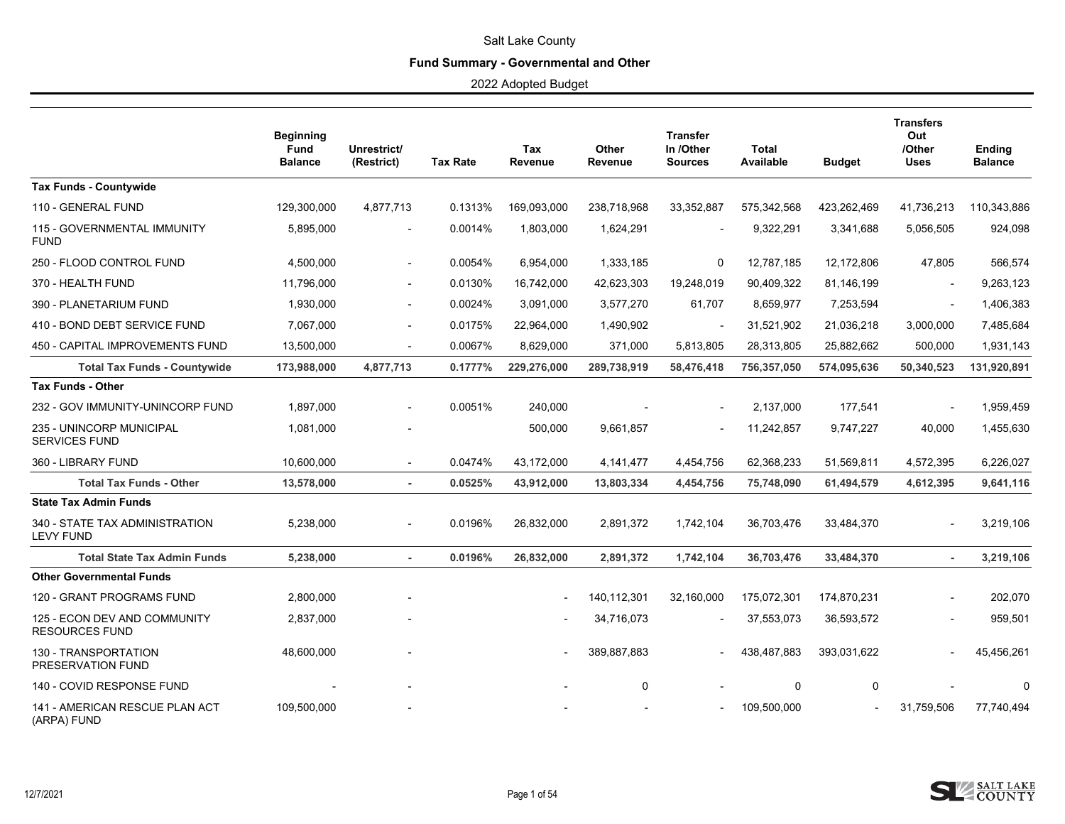# Salt Lake County

## Fund Summary - Governmental and Other

2022 Adopted Budget

| | Beginning Fund Balance | Unrestrict/ (Restrict) | Tax Rate | Tax Revenue | Other Revenue | Transfer In /Other Sources | Total Available | Budget | Transfers Out /Other Uses | Ending Balance |
|---|---|---|---|---|---|---|---|---|---|---|
| **Tax Funds - Countywide** | | | | | | | | | | |
| 110 - GENERAL FUND | 129,300,000 | 4,877,713 | 0.1313% | 169,093,000 | 238,718,968 | 33,352,887 | 575,342,568 | 423,262,469 | 41,736,213 | 110,343,886 |
| 115 - GOVERNMENTAL IMMUNITY FUND | 5,895,000 | - | 0.0014% | 1,803,000 | 1,624,291 | - | 9,322,291 | 3,341,688 | 5,056,505 | 924,098 |
| 250 - FLOOD CONTROL FUND | 4,500,000 | - | 0.0054% | 6,954,000 | 1,333,185 | 0 | 12,787,185 | 12,172,806 | 47,805 | 566,574 |
| 370 - HEALTH FUND | 11,796,000 | - | 0.0130% | 16,742,000 | 42,623,303 | 19,248,019 | 90,409,322 | 81,146,199 | - | 9,263,123 |
| 390 - PLANETARIUM FUND | 1,930,000 | - | 0.0024% | 3,091,000 | 3,577,270 | 61,707 | 8,659,977 | 7,253,594 | - | 1,406,383 |
| 410 - BOND DEBT SERVICE FUND | 7,067,000 | - | 0.0175% | 22,964,000 | 1,490,902 | - | 31,521,902 | 21,036,218 | 3,000,000 | 7,485,684 |
| 450 - CAPITAL IMPROVEMENTS FUND | 13,500,000 | - | 0.0067% | 8,629,000 | 371,000 | 5,813,805 | 28,313,805 | 25,882,662 | 500,000 | 1,931,143 |
| **Total Tax Funds - Countywide** | **173,988,000** | **4,877,713** | **0.1777%** | **229,276,000** | **289,738,919** | **58,476,418** | **756,357,050** | **574,095,636** | **50,340,523** | **131,920,891** |
| **Tax Funds - Other** | | | | | | | | | | |
| 232 - GOV IMMUNITY-UNINCORP FUND | 1,897,000 | - | 0.0051% | 240,000 | - | - | 2,137,000 | 177,541 | - | 1,959,459 |
| 235 - UNINCORP MUNICIPAL SERVICES FUND | 1,081,000 | - | | 500,000 | 9,661,857 | - | 11,242,857 | 9,747,227 | 40,000 | 1,455,630 |
| 360 - LIBRARY FUND | 10,600,000 | - | 0.0474% | 43,172,000 | 4,141,477 | 4,454,756 | 62,368,233 | 51,569,811 | 4,572,395 | 6,226,027 |
| **Total Tax Funds - Other** | **13,578,000** | **-** | **0.0525%** | **43,912,000** | **13,803,334** | **4,454,756** | **75,748,090** | **61,494,579** | **4,612,395** | **9,641,116** |
| **State Tax Admin Funds** | | | | | | | | | | |
| 340 - STATE TAX ADMINISTRATION LEVY FUND | 5,238,000 | - | 0.0196% | 26,832,000 | 2,891,372 | 1,742,104 | 36,703,476 | 33,484,370 | - | 3,219,106 |
| **Total State Tax Admin Funds** | **5,238,000** | **-** | **0.0196%** | **26,832,000** | **2,891,372** | **1,742,104** | **36,703,476** | **33,484,370** | **-** | **3,219,106** |
| **Other Governmental Funds** | | | | | | | | | | |
| 120 - GRANT PROGRAMS FUND | 2,800,000 | - | | - | 140,112,301 | 32,160,000 | 175,072,301 | 174,870,231 | - | 202,070 |
| 125 - ECON DEV AND COMMUNITY RESOURCES FUND | 2,837,000 | - | | - | 34,716,073 | - | 37,553,073 | 36,593,572 | - | 959,501 |
| 130 - TRANSPORTATION PRESERVATION FUND | 48,600,000 | - | | - | 389,887,883 | - | 438,487,883 | 393,031,622 | - | 45,456,261 |
| 140 - COVID RESPONSE FUND | - | - | | - | 0 | - | 0 | 0 | - | 0 |
| 141 - AMERICAN RESCUE PLAN ACT (ARPA) FUND | 109,500,000 | - | | - | - | - | 109,500,000 | - | 31,759,506 | 77,740,494 |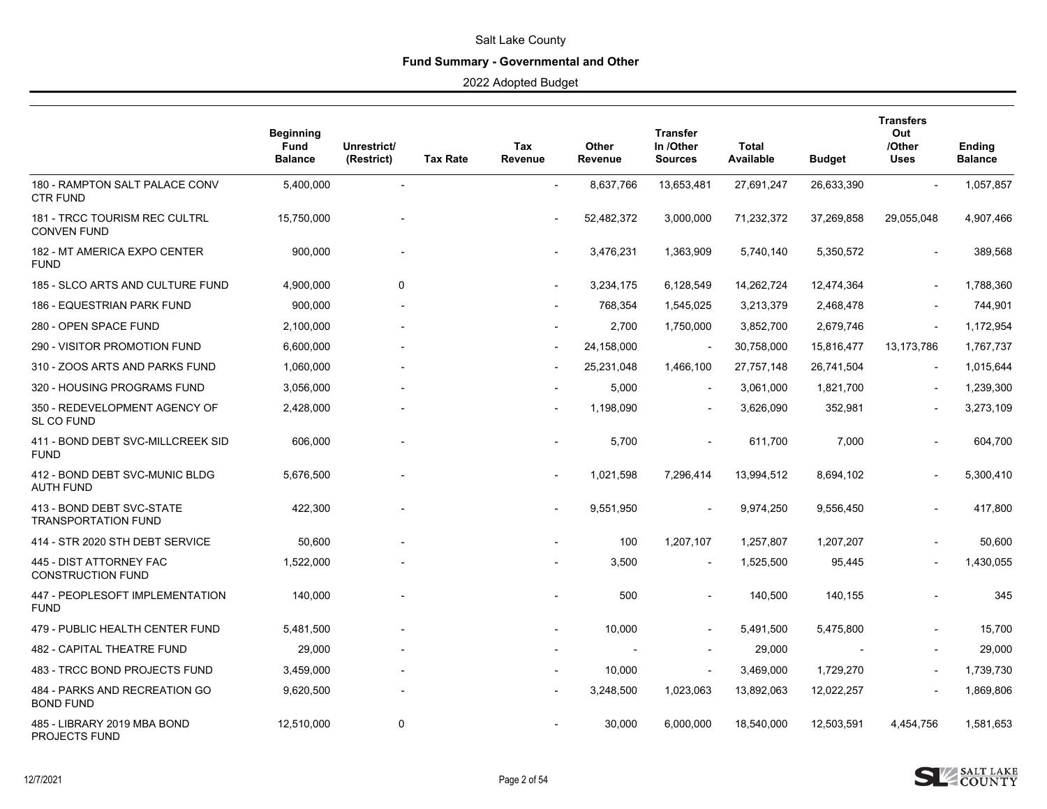Salt Lake County

**Fund Summary - Governmental and Other**

2022 Adopted Budget

| | Beginning Fund Balance | Unrestrict/ (Restrict) | Tax Rate | Tax Revenue | Other Revenue | Transfer In /Other Sources | Total Available | Budget | Transfers Out /Other Uses | Ending Balance |
|---|---|---|---|---|---|---|---|---|---|---|
| 180 - RAMPTON SALT PALACE CONV CTR FUND | 5,400,000 | - | | - | 8,637,766 | 13,653,481 | 27,691,247 | 26,633,390 | - | 1,057,857 |
| 181 - TRCC TOURISM REC CULTRL CONVEN FUND | 15,750,000 | - | | - | 52,482,372 | 3,000,000 | 71,232,372 | 37,269,858 | 29,055,048 | 4,907,466 |
| 182 - MT AMERICA EXPO CENTER FUND | 900,000 | - | | - | 3,476,231 | 1,363,909 | 5,740,140 | 5,350,572 | - | 389,568 |
| 185 - SLCO ARTS AND CULTURE FUND | 4,900,000 | 0 | | - | 3,234,175 | 6,128,549 | 14,262,724 | 12,474,364 | - | 1,788,360 |
| 186 - EQUESTRIAN PARK FUND | 900,000 | - | | - | 768,354 | 1,545,025 | 3,213,379 | 2,468,478 | - | 744,901 |
| 280 - OPEN SPACE FUND | 2,100,000 | - | | - | 2,700 | 1,750,000 | 3,852,700 | 2,679,746 | - | 1,172,954 |
| 290 - VISITOR PROMOTION FUND | 6,600,000 | - | | - | 24,158,000 | - | 30,758,000 | 15,816,477 | 13,173,786 | 1,767,737 |
| 310 - ZOOS ARTS AND PARKS FUND | 1,060,000 | - | | - | 25,231,048 | 1,466,100 | 27,757,148 | 26,741,504 | - | 1,015,644 |
| 320 - HOUSING PROGRAMS FUND | 3,056,000 | - | | - | 5,000 | - | 3,061,000 | 1,821,700 | - | 1,239,300 |
| 350 - REDEVELOPMENT AGENCY OF SL CO FUND | 2,428,000 | - | | - | 1,198,090 | - | 3,626,090 | 352,981 | - | 3,273,109 |
| 411 - BOND DEBT SVC-MILLCREEK SID FUND | 606,000 | - | | - | 5,700 | - | 611,700 | 7,000 | - | 604,700 |
| 412 - BOND DEBT SVC-MUNIC BLDG AUTH FUND | 5,676,500 | - | | - | 1,021,598 | 7,296,414 | 13,994,512 | 8,694,102 | - | 5,300,410 |
| 413 - BOND DEBT SVC-STATE TRANSPORTATION FUND | 422,300 | - | | - | 9,551,950 | - | 9,974,250 | 9,556,450 | - | 417,800 |
| 414 - STR 2020 STH DEBT SERVICE | 50,600 | - | | - | 100 | 1,207,107 | 1,257,807 | 1,207,207 | - | 50,600 |
| 445 - DIST ATTORNEY FAC CONSTRUCTION FUND | 1,522,000 | - | | - | 3,500 | - | 1,525,500 | 95,445 | - | 1,430,055 |
| 447 - PEOPLESOFT IMPLEMENTATION FUND | 140,000 | - | | - | 500 | - | 140,500 | 140,155 | - | 345 |
| 479 - PUBLIC HEALTH CENTER FUND | 5,481,500 | - | | - | 10,000 | - | 5,491,500 | 5,475,800 | - | 15,700 |
| 482 - CAPITAL THEATRE FUND | 29,000 | - | | - | - | - | 29,000 | - | - | 29,000 |
| 483 - TRCC BOND PROJECTS FUND | 3,459,000 | - | | - | 10,000 | - | 3,469,000 | 1,729,270 | - | 1,739,730 |
| 484 - PARKS AND RECREATION GO BOND FUND | 9,620,500 | - | | - | 3,248,500 | 1,023,063 | 13,892,063 | 12,022,257 | - | 1,869,806 |
| 485 - LIBRARY 2019 MBA BOND PROJECTS FUND | 12,510,000 | 0 | | - | 30,000 | 6,000,000 | 18,540,000 | 12,503,591 | 4,454,756 | 1,581,653 |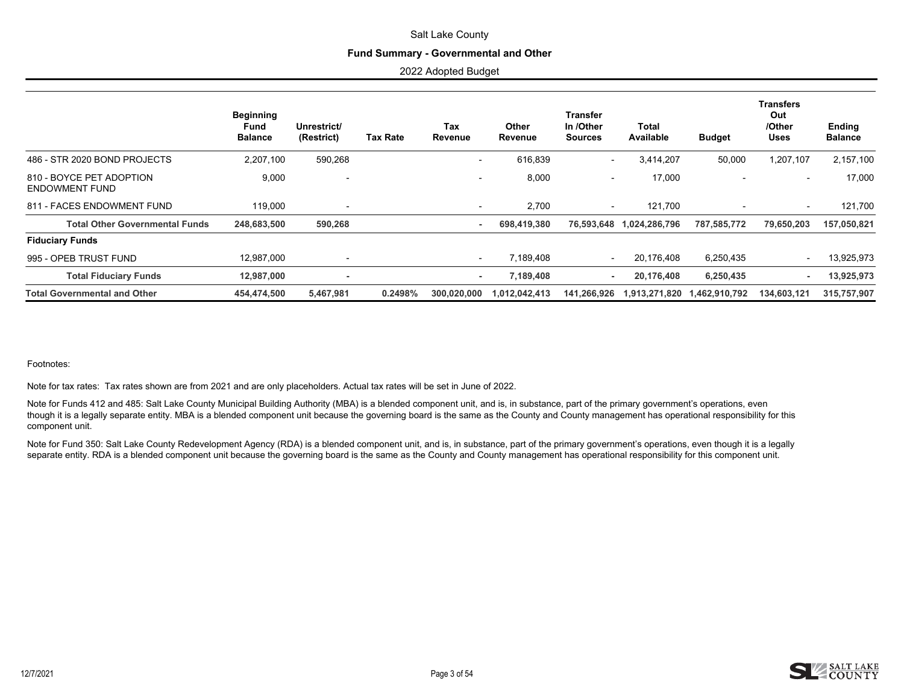Salt Lake County

**Fund Summary - Governmental and Other**

2022 Adopted Budget

| | Beginning Fund Balance | Unrestrict/ (Restrict) | Tax Rate | Tax Revenue | Other Revenue | Transfer In /Other Sources | Total Available | Budget | Transfers Out /Other Uses | Ending Balance |
|---|---|---|---|---|---|---|---|---|---|---|
| 486 - STR 2020 BOND PROJECTS | 2,207,100 | 590,268 | | - | 616,839 | - | 3,414,207 | 50,000 | 1,207,107 | 2,157,100 |
| 810 - BOYCE PET ADOPTION ENDOWMENT FUND | 9,000 | - | | - | 8,000 | - | 17,000 | - | - | 17,000 |
| 811 - FACES ENDOWMENT FUND | 119,000 | - | | - | 2,700 | - | 121,700 | - | - | 121,700 |
| **Total Other Governmental Funds** | **248,683,500** | **590,268** | | **-** | **698,419,380** | **76,593,648** | **1,024,286,796** | **787,585,772** | **79,650,203** | **157,050,821** |
| **Fiduciary Funds** | | | | | | | | | | |
| 995 - OPEB TRUST FUND | 12,987,000 | - | | - | 7,189,408 | - | 20,176,408 | 6,250,435 | - | 13,925,973 |
| **Total Fiduciary Funds** | **12,987,000** | **-** | | **-** | **7,189,408** | **-** | **20,176,408** | **6,250,435** | **-** | **13,925,973** |
| **Total Governmental and Other** | **454,474,500** | **5,467,981** | **0.2498%** | **300,020,000** | **1,012,042,413** | **141,266,926** | **1,913,271,820** | **1,462,910,792** | **134,603,121** | **315,757,907** |

Footnotes:

Note for tax rates: Tax rates shown are from 2021 and are only placeholders. Actual tax rates will be set in June of 2022.

Note for Funds 412 and 485: Salt Lake County Municipal Building Authority (MBA) is a blended component unit, and is, in substance, part of the primary government's operations, even though it is a legally separate entity. MBA is a blended component unit because the governing board is the same as the County and County management has operational responsibility for this component unit.

Note for Fund 350: Salt Lake County Redevelopment Agency (RDA) is a blended component unit, and is, in substance, part of the primary government's operations, even though it is a legally separate entity. RDA is a blended component unit because the governing board is the same as the County and County management has operational responsibility for this component unit.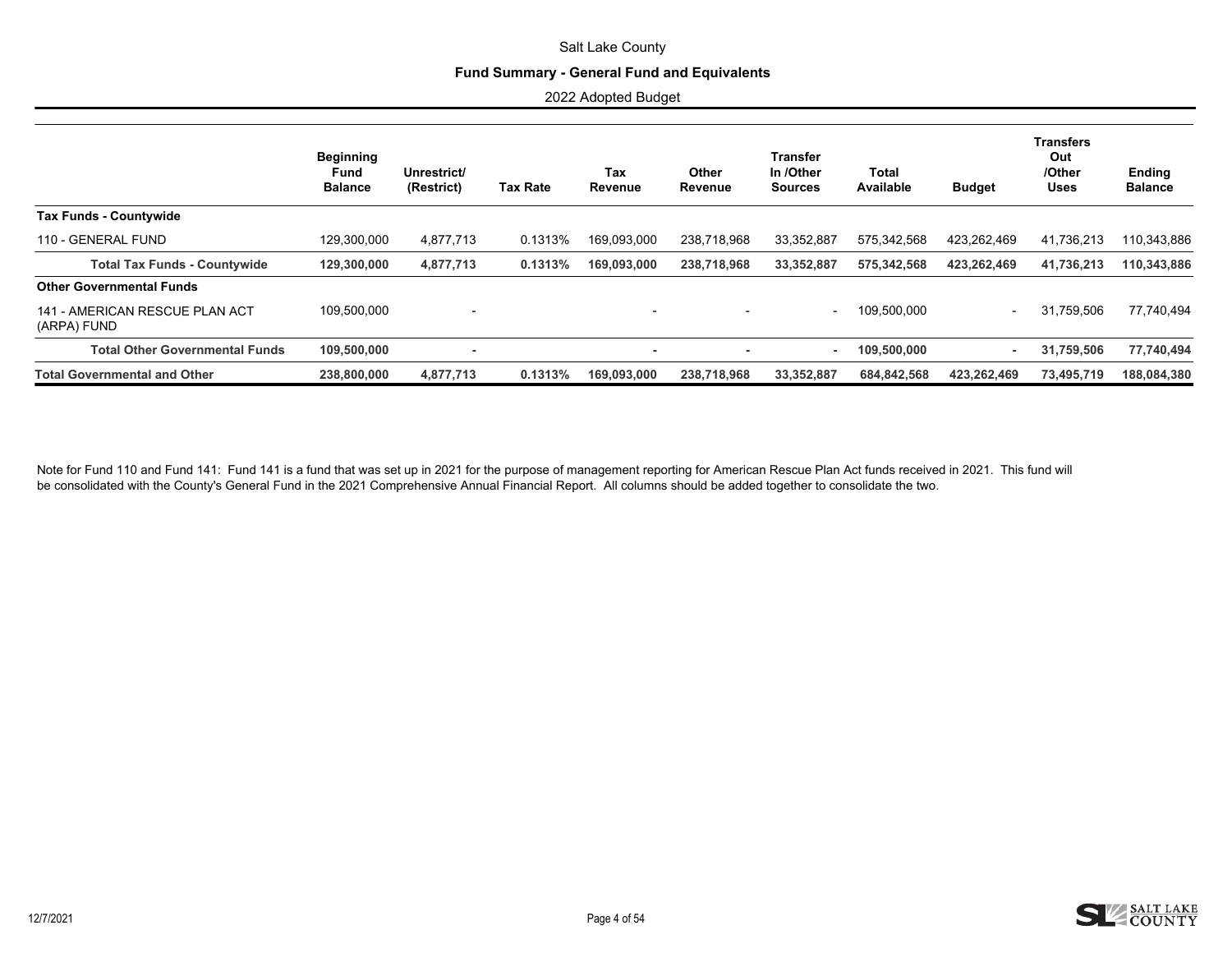Salt Lake County

**Fund Summary - General Fund and Equivalents**

2022 Adopted Budget

| | Beginning Fund Balance | Unrestrict/ (Restrict) | Tax Rate | Tax Revenue | Other Revenue | Transfer In /Other Sources | Total Available | Budget | Transfers Out /Other Uses | Ending Balance |
|---|---|---|---|---|---|---|---|---|---|---|
| **Tax Funds - Countywide** | | | | | | | | | | |
| 110 - GENERAL FUND | 129,300,000 | 4,877,713 | 0.1313% | 169,093,000 | 238,718,968 | 33,352,887 | 575,342,568 | 423,262,469 | 41,736,213 | 110,343,886 |
| **Total Tax Funds - Countywide** | **129,300,000** | **4,877,713** | **0.1313%** | **169,093,000** | **238,718,968** | **33,352,887** | **575,342,568** | **423,262,469** | **41,736,213** | **110,343,886** |
| **Other Governmental Funds** | | | | | | | | | | |
| 141 - AMERICAN RESCUE PLAN ACT (ARPA) FUND | 109,500,000 | - | | - | - | - | 109,500,000 | - | 31,759,506 | 77,740,494 |
| **Total Other Governmental Funds** | **109,500,000** | **-** | | **-** | **-** | **-** | **109,500,000** | **-** | **31,759,506** | **77,740,494** |
| **Total Governmental and Other** | **238,800,000** | **4,877,713** | **0.1313%** | **169,093,000** | **238,718,968** | **33,352,887** | **684,842,568** | **423,262,469** | **73,495,719** | **188,084,380** |

Note for Fund 110 and Fund 141: Fund 141 is a fund that was set up in 2021 for the purpose of management reporting for American Rescue Plan Act funds received in 2021. This fund will be consolidated with the County's General Fund in the 2021 Comprehensive Annual Financial Report. All columns should be added together to consolidate the two.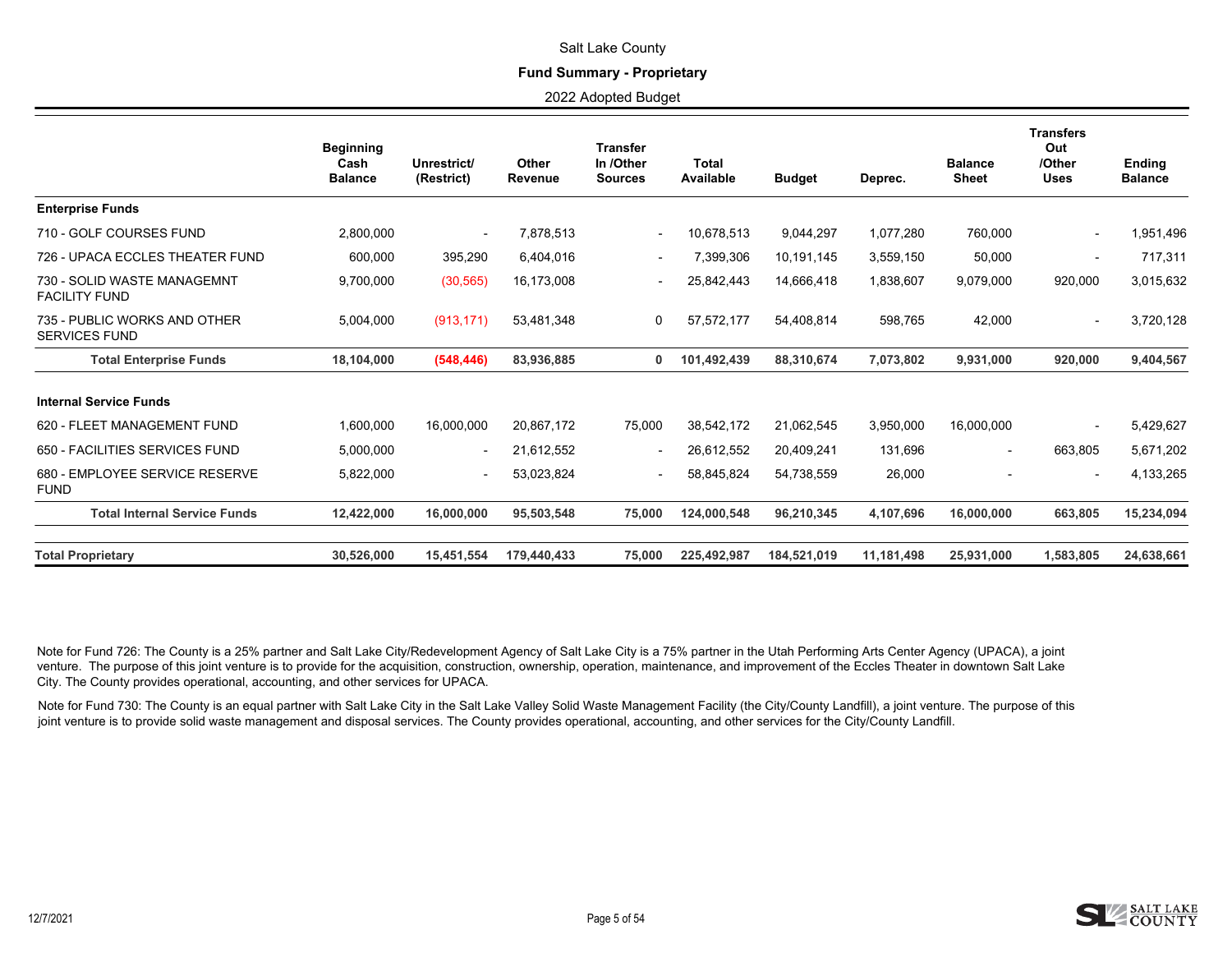Salt Lake County

**Fund Summary - Proprietary**

2022 Adopted Budget

| | Beginning Cash Balance | Unrestrict/ (Restrict) | Other Revenue | Transfer In /Other Sources | Total Available | Budget | Deprec. | Balance Sheet | Transfers Out /Other Uses | Ending Balance |
|---|---|---|---|---|---|---|---|---|---|---|
| **Enterprise Funds** | | | | | | | | | | |
| 710 - GOLF COURSES FUND | 2,800,000 | - | 7,878,513 | - | 10,678,513 | 9,044,297 | 1,077,280 | 760,000 | - | 1,951,496 |
| 726 - UPACA ECCLES THEATER FUND | 600,000 | 395,290 | 6,404,016 | - | 7,399,306 | 10,191,145 | 3,559,150 | 50,000 | - | 717,311 |
| 730 - SOLID WASTE MANAGEMNT FACILITY FUND | 9,700,000 | (30,565) | 16,173,008 | - | 25,842,443 | 14,666,418 | 1,838,607 | 9,079,000 | 920,000 | 3,015,632 |
| 735 - PUBLIC WORKS AND OTHER SERVICES FUND | 5,004,000 | (913,171) | 53,481,348 | 0 | 57,572,177 | 54,408,814 | 598,765 | 42,000 | - | 3,720,128 |
| **Total Enterprise Funds** | **18,104,000** | **(548,446)** | **83,936,885** | **0** | **101,492,439** | **88,310,674** | **7,073,802** | **9,931,000** | **920,000** | **9,404,567** |
| **Internal Service Funds** | | | | | | | | | | |
| 620 - FLEET MANAGEMENT FUND | 1,600,000 | 16,000,000 | 20,867,172 | 75,000 | 38,542,172 | 21,062,545 | 3,950,000 | 16,000,000 | - | 5,429,627 |
| 650 - FACILITIES SERVICES FUND | 5,000,000 | - | 21,612,552 | - | 26,612,552 | 20,409,241 | 131,696 | - | 663,805 | 5,671,202 |
| 680 - EMPLOYEE SERVICE RESERVE FUND | 5,822,000 | - | 53,023,824 | - | 58,845,824 | 54,738,559 | 26,000 | - | - | 4,133,265 |
| **Total Internal Service Funds** | **12,422,000** | **16,000,000** | **95,503,548** | **75,000** | **124,000,548** | **96,210,345** | **4,107,696** | **16,000,000** | **663,805** | **15,234,094** |
| **Total Proprietary** | **30,526,000** | **15,451,554** | **179,440,433** | **75,000** | **225,492,987** | **184,521,019** | **11,181,498** | **25,931,000** | **1,583,805** | **24,638,661** |

Note for Fund 726: The County is a 25% partner and Salt Lake City/Redevelopment Agency of Salt Lake City is a 75% partner in the Utah Performing Arts Center Agency (UPACA), a joint venture. The purpose of this joint venture is to provide for the acquisition, construction, ownership, operation, maintenance, and improvement of the Eccles Theater in downtown Salt Lake City. The County provides operational, accounting, and other services for UPACA.

Note for Fund 730: The County is an equal partner with Salt Lake City in the Salt Lake Valley Solid Waste Management Facility (the City/County Landfill), a joint venture. The purpose of this joint venture is to provide solid waste management and disposal services. The County provides operational, accounting, and other services for the City/County Landfill.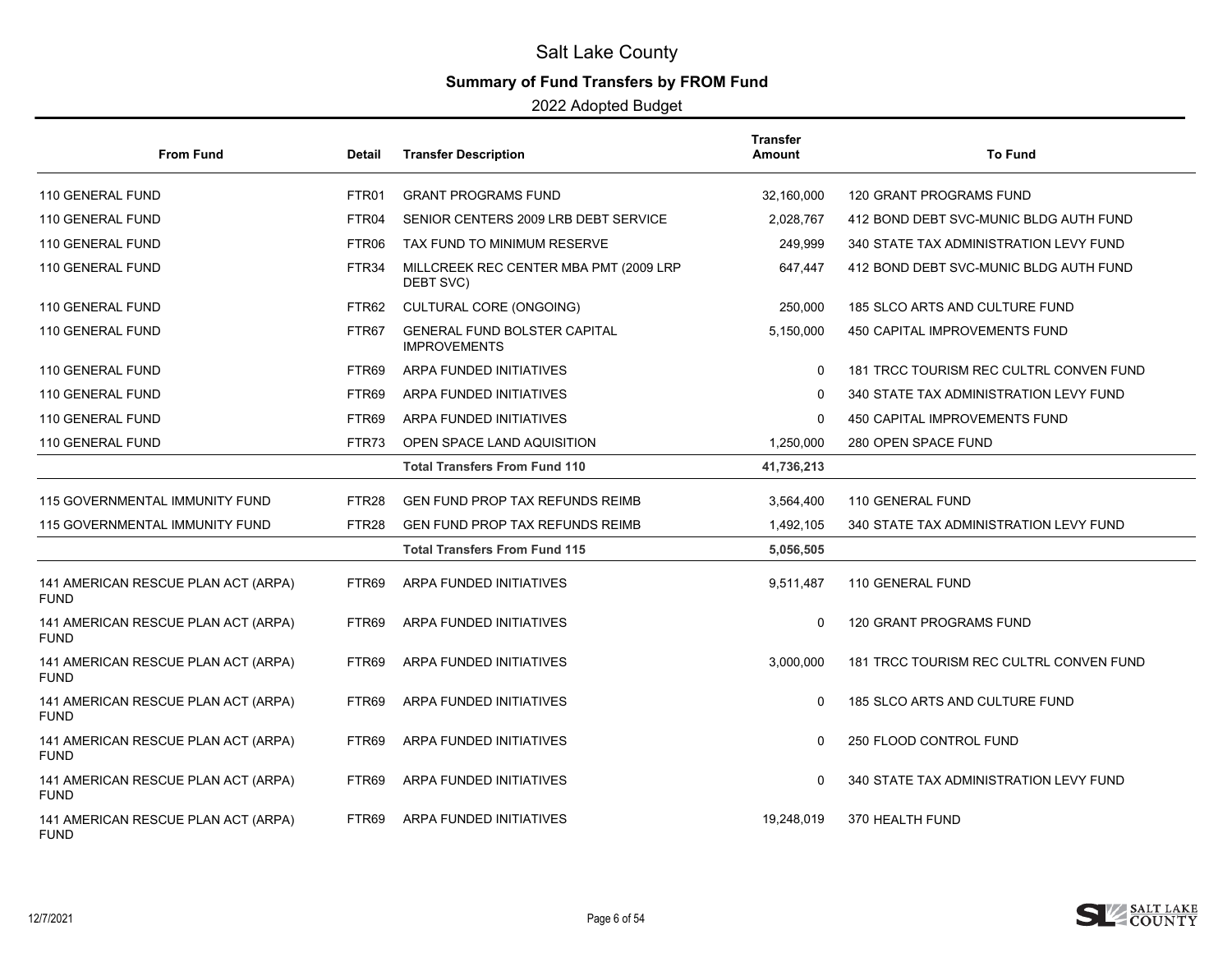# Salt Lake County

## Summary of Fund Transfers by FROM Fund

2022 Adopted Budget

| From Fund | Detail | Transfer Description | Transfer Amount | To Fund |
|---|---|---|---|---|
| 110 GENERAL FUND | FTR01 | GRANT PROGRAMS FUND | 32,160,000 | 120 GRANT PROGRAMS FUND |
| 110 GENERAL FUND | FTR04 | SENIOR CENTERS 2009 LRB DEBT SERVICE | 2,028,767 | 412 BOND DEBT SVC-MUNIC BLDG AUTH FUND |
| 110 GENERAL FUND | FTR06 | TAX FUND TO MINIMUM RESERVE | 249,999 | 340 STATE TAX ADMINISTRATION LEVY FUND |
| 110 GENERAL FUND | FTR34 | MILLCREEK REC CENTER MBA PMT (2009 LRP DEBT SVC) | 647,447 | 412 BOND DEBT SVC-MUNIC BLDG AUTH FUND |
| 110 GENERAL FUND | FTR62 | CULTURAL CORE (ONGOING) | 250,000 | 185 SLCO ARTS AND CULTURE FUND |
| 110 GENERAL FUND | FTR67 | GENERAL FUND BOLSTER CAPITAL IMPROVEMENTS | 5,150,000 | 450 CAPITAL IMPROVEMENTS FUND |
| 110 GENERAL FUND | FTR69 | ARPA FUNDED INITIATIVES | 0 | 181 TRCC TOURISM REC CULTRL CONVEN FUND |
| 110 GENERAL FUND | FTR69 | ARPA FUNDED INITIATIVES | 0 | 340 STATE TAX ADMINISTRATION LEVY FUND |
| 110 GENERAL FUND | FTR69 | ARPA FUNDED INITIATIVES | 0 | 450 CAPITAL IMPROVEMENTS FUND |
| 110 GENERAL FUND | FTR73 | OPEN SPACE LAND AQUISITION | 1,250,000 | 280 OPEN SPACE FUND |
| | | **Total Transfers From Fund 110** | **41,736,213** | |
| 115 GOVERNMENTAL IMMUNITY FUND | FTR28 | GEN FUND PROP TAX REFUNDS REIMB | 3,564,400 | 110 GENERAL FUND |
| 115 GOVERNMENTAL IMMUNITY FUND | FTR28 | GEN FUND PROP TAX REFUNDS REIMB | 1,492,105 | 340 STATE TAX ADMINISTRATION LEVY FUND |
| | | **Total Transfers From Fund 115** | **5,056,505** | |
| 141 AMERICAN RESCUE PLAN ACT (ARPA) FUND | FTR69 | ARPA FUNDED INITIATIVES | 9,511,487 | 110 GENERAL FUND |
| 141 AMERICAN RESCUE PLAN ACT (ARPA) FUND | FTR69 | ARPA FUNDED INITIATIVES | 0 | 120 GRANT PROGRAMS FUND |
| 141 AMERICAN RESCUE PLAN ACT (ARPA) FUND | FTR69 | ARPA FUNDED INITIATIVES | 3,000,000 | 181 TRCC TOURISM REC CULTRL CONVEN FUND |
| 141 AMERICAN RESCUE PLAN ACT (ARPA) FUND | FTR69 | ARPA FUNDED INITIATIVES | 0 | 185 SLCO ARTS AND CULTURE FUND |
| 141 AMERICAN RESCUE PLAN ACT (ARPA) FUND | FTR69 | ARPA FUNDED INITIATIVES | 0 | 250 FLOOD CONTROL FUND |
| 141 AMERICAN RESCUE PLAN ACT (ARPA) FUND | FTR69 | ARPA FUNDED INITIATIVES | 0 | 340 STATE TAX ADMINISTRATION LEVY FUND |
| 141 AMERICAN RESCUE PLAN ACT (ARPA) FUND | FTR69 | ARPA FUNDED INITIATIVES | 19,248,019 | 370 HEALTH FUND |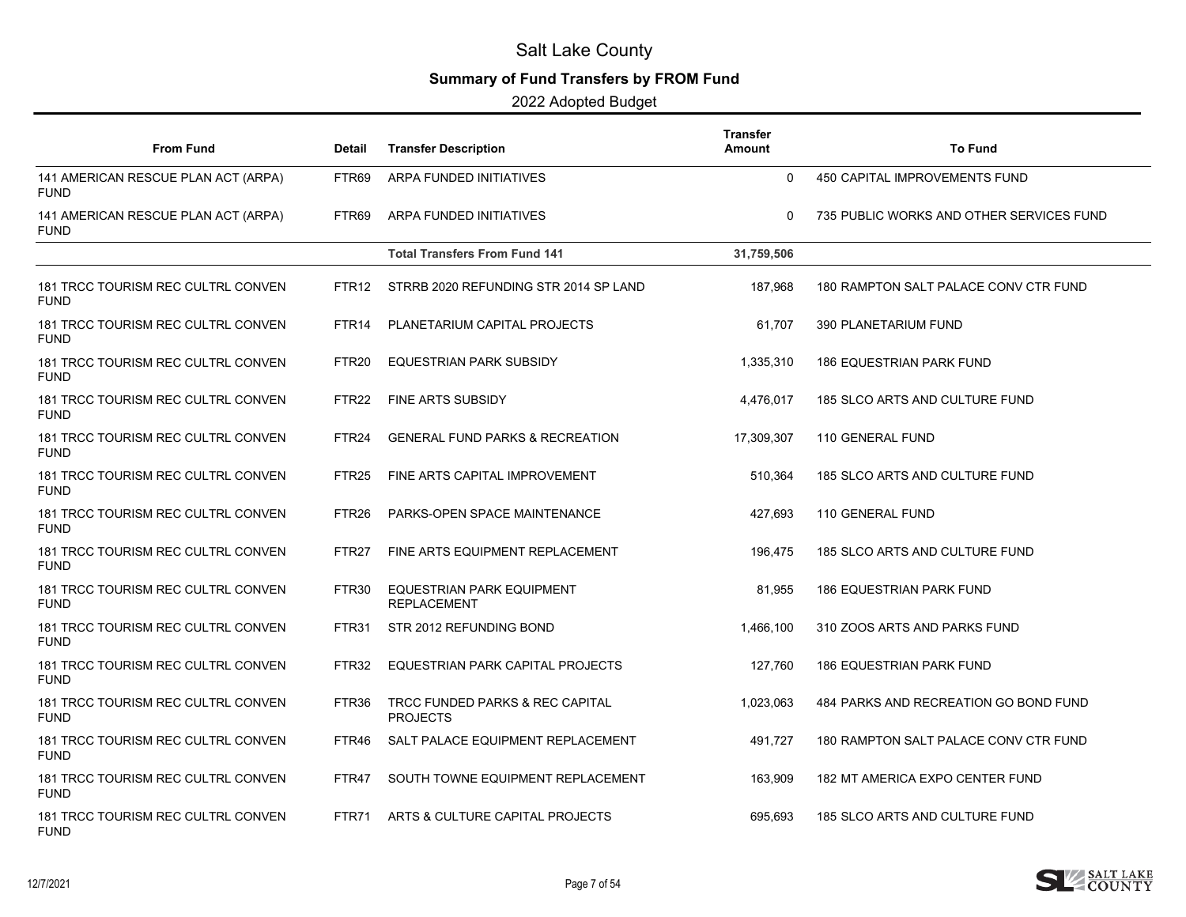# Salt Lake County

## Summary of Fund Transfers by FROM Fund

2022 Adopted Budget

| From Fund | Detail | Transfer Description | Transfer Amount | To Fund |
|---|---|---|---|---|
| 141 AMERICAN RESCUE PLAN ACT (ARPA) FUND | FTR69 | ARPA FUNDED INITIATIVES | 0 | 450 CAPITAL IMPROVEMENTS FUND |
| 141 AMERICAN RESCUE PLAN ACT (ARPA) FUND | FTR69 | ARPA FUNDED INITIATIVES | 0 | 735 PUBLIC WORKS AND OTHER SERVICES FUND |
| | | **Total Transfers From Fund 141** | **31,759,506** | |
| 181 TRCC TOURISM REC CULTRL CONVEN FUND | FTR12 | STRRB 2020 REFUNDING STR 2014 SP LAND | 187,968 | 180 RAMPTON SALT PALACE CONV CTR FUND |
| 181 TRCC TOURISM REC CULTRL CONVEN FUND | FTR14 | PLANETARIUM CAPITAL PROJECTS | 61,707 | 390 PLANETARIUM FUND |
| 181 TRCC TOURISM REC CULTRL CONVEN FUND | FTR20 | EQUESTRIAN PARK SUBSIDY | 1,335,310 | 186 EQUESTRIAN PARK FUND |
| 181 TRCC TOURISM REC CULTRL CONVEN FUND | FTR22 | FINE ARTS SUBSIDY | 4,476,017 | 185 SLCO ARTS AND CULTURE FUND |
| 181 TRCC TOURISM REC CULTRL CONVEN FUND | FTR24 | GENERAL FUND PARKS & RECREATION | 17,309,307 | 110 GENERAL FUND |
| 181 TRCC TOURISM REC CULTRL CONVEN FUND | FTR25 | FINE ARTS CAPITAL IMPROVEMENT | 510,364 | 185 SLCO ARTS AND CULTURE FUND |
| 181 TRCC TOURISM REC CULTRL CONVEN FUND | FTR26 | PARKS-OPEN SPACE MAINTENANCE | 427,693 | 110 GENERAL FUND |
| 181 TRCC TOURISM REC CULTRL CONVEN FUND | FTR27 | FINE ARTS EQUIPMENT REPLACEMENT | 196,475 | 185 SLCO ARTS AND CULTURE FUND |
| 181 TRCC TOURISM REC CULTRL CONVEN FUND | FTR30 | EQUESTRIAN PARK EQUIPMENT REPLACEMENT | 81,955 | 186 EQUESTRIAN PARK FUND |
| 181 TRCC TOURISM REC CULTRL CONVEN FUND | FTR31 | STR 2012 REFUNDING BOND | 1,466,100 | 310 ZOOS ARTS AND PARKS FUND |
| 181 TRCC TOURISM REC CULTRL CONVEN FUND | FTR32 | EQUESTRIAN PARK CAPITAL PROJECTS | 127,760 | 186 EQUESTRIAN PARK FUND |
| 181 TRCC TOURISM REC CULTRL CONVEN FUND | FTR36 | TRCC FUNDED PARKS & REC CAPITAL PROJECTS | 1,023,063 | 484 PARKS AND RECREATION GO BOND FUND |
| 181 TRCC TOURISM REC CULTRL CONVEN FUND | FTR46 | SALT PALACE EQUIPMENT REPLACEMENT | 491,727 | 180 RAMPTON SALT PALACE CONV CTR FUND |
| 181 TRCC TOURISM REC CULTRL CONVEN FUND | FTR47 | SOUTH TOWNE EQUIPMENT REPLACEMENT | 163,909 | 182 MT AMERICA EXPO CENTER FUND |
| 181 TRCC TOURISM REC CULTRL CONVEN FUND | FTR71 | ARTS & CULTURE CAPITAL PROJECTS | 695,693 | 185 SLCO ARTS AND CULTURE FUND |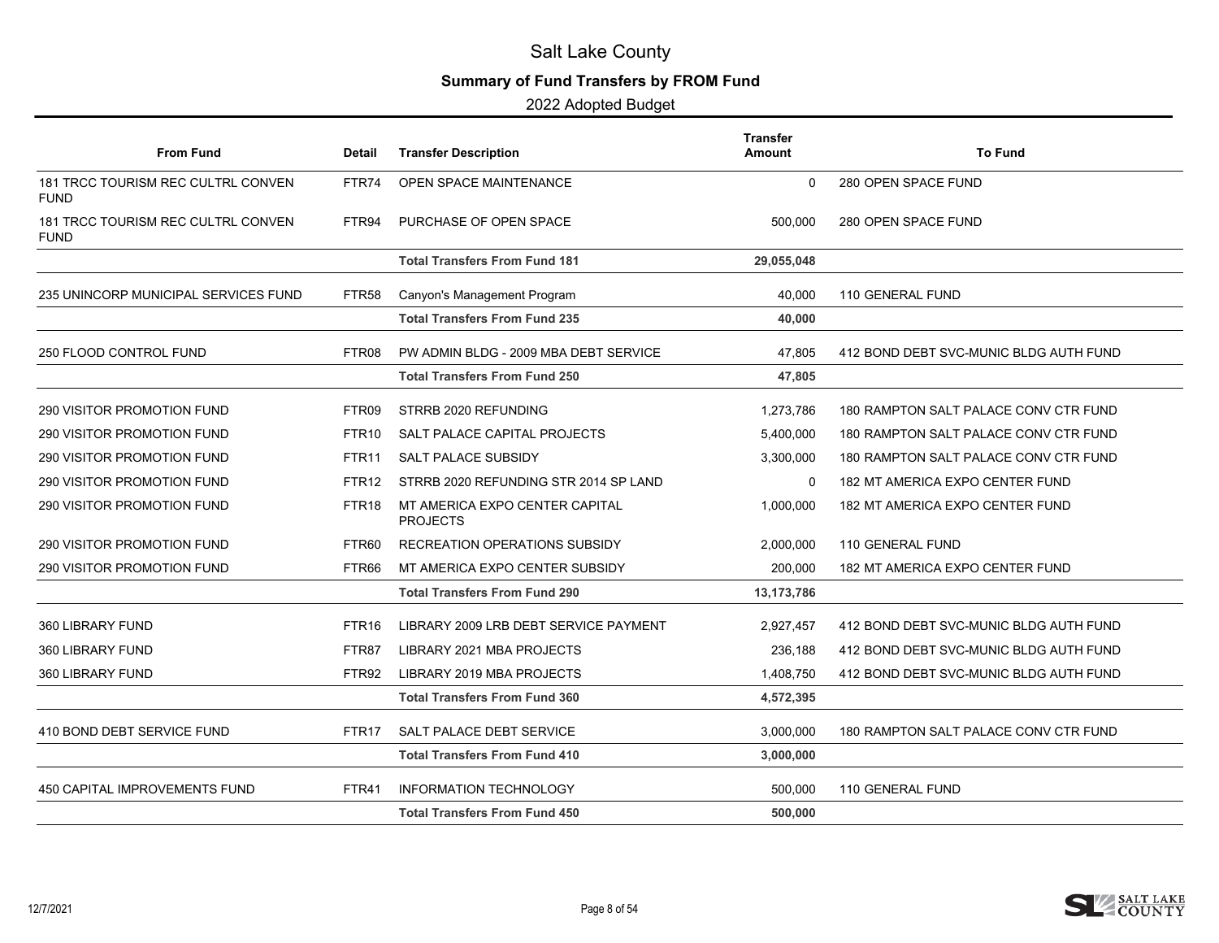# Salt Lake County

## Summary of Fund Transfers by FROM Fund

2022 Adopted Budget

| From Fund | Detail | Transfer Description | Transfer Amount | To Fund |
|---|---|---|---|---|
| 181 TRCC TOURISM REC CULTRL CONVEN FUND | FTR74 | OPEN SPACE MAINTENANCE | 0 | 280 OPEN SPACE FUND |
| 181 TRCC TOURISM REC CULTRL CONVEN FUND | FTR94 | PURCHASE OF OPEN SPACE | 500,000 | 280 OPEN SPACE FUND |
| | | **Total Transfers From Fund 181** | **29,055,048** | |
| 235 UNINCORP MUNICIPAL SERVICES FUND | FTR58 | Canyon's Management Program | 40,000 | 110 GENERAL FUND |
| | | **Total Transfers From Fund 235** | **40,000** | |
| 250 FLOOD CONTROL FUND | FTR08 | PW ADMIN BLDG - 2009 MBA DEBT SERVICE | 47,805 | 412 BOND DEBT SVC-MUNIC BLDG AUTH FUND |
| | | **Total Transfers From Fund 250** | **47,805** | |
| 290 VISITOR PROMOTION FUND | FTR09 | STRRB 2020 REFUNDING | 1,273,786 | 180 RAMPTON SALT PALACE CONV CTR FUND |
| 290 VISITOR PROMOTION FUND | FTR10 | SALT PALACE CAPITAL PROJECTS | 5,400,000 | 180 RAMPTON SALT PALACE CONV CTR FUND |
| 290 VISITOR PROMOTION FUND | FTR11 | SALT PALACE SUBSIDY | 3,300,000 | 180 RAMPTON SALT PALACE CONV CTR FUND |
| 290 VISITOR PROMOTION FUND | FTR12 | STRRB 2020 REFUNDING STR 2014 SP LAND | 0 | 182 MT AMERICA EXPO CENTER FUND |
| 290 VISITOR PROMOTION FUND | FTR18 | MT AMERICA EXPO CENTER CAPITAL PROJECTS | 1,000,000 | 182 MT AMERICA EXPO CENTER FUND |
| 290 VISITOR PROMOTION FUND | FTR60 | RECREATION OPERATIONS SUBSIDY | 2,000,000 | 110 GENERAL FUND |
| 290 VISITOR PROMOTION FUND | FTR66 | MT AMERICA EXPO CENTER SUBSIDY | 200,000 | 182 MT AMERICA EXPO CENTER FUND |
| | | **Total Transfers From Fund 290** | **13,173,786** | |
| 360 LIBRARY FUND | FTR16 | LIBRARY 2009 LRB DEBT SERVICE PAYMENT | 2,927,457 | 412 BOND DEBT SVC-MUNIC BLDG AUTH FUND |
| 360 LIBRARY FUND | FTR87 | LIBRARY 2021 MBA PROJECTS | 236,188 | 412 BOND DEBT SVC-MUNIC BLDG AUTH FUND |
| 360 LIBRARY FUND | FTR92 | LIBRARY 2019 MBA PROJECTS | 1,408,750 | 412 BOND DEBT SVC-MUNIC BLDG AUTH FUND |
| | | **Total Transfers From Fund 360** | **4,572,395** | |
| 410 BOND DEBT SERVICE FUND | FTR17 | SALT PALACE DEBT SERVICE | 3,000,000 | 180 RAMPTON SALT PALACE CONV CTR FUND |
| | | **Total Transfers From Fund 410** | **3,000,000** | |
| 450 CAPITAL IMPROVEMENTS FUND | FTR41 | INFORMATION TECHNOLOGY | 500,000 | 110 GENERAL FUND |
| | | **Total Transfers From Fund 450** | **500,000** | |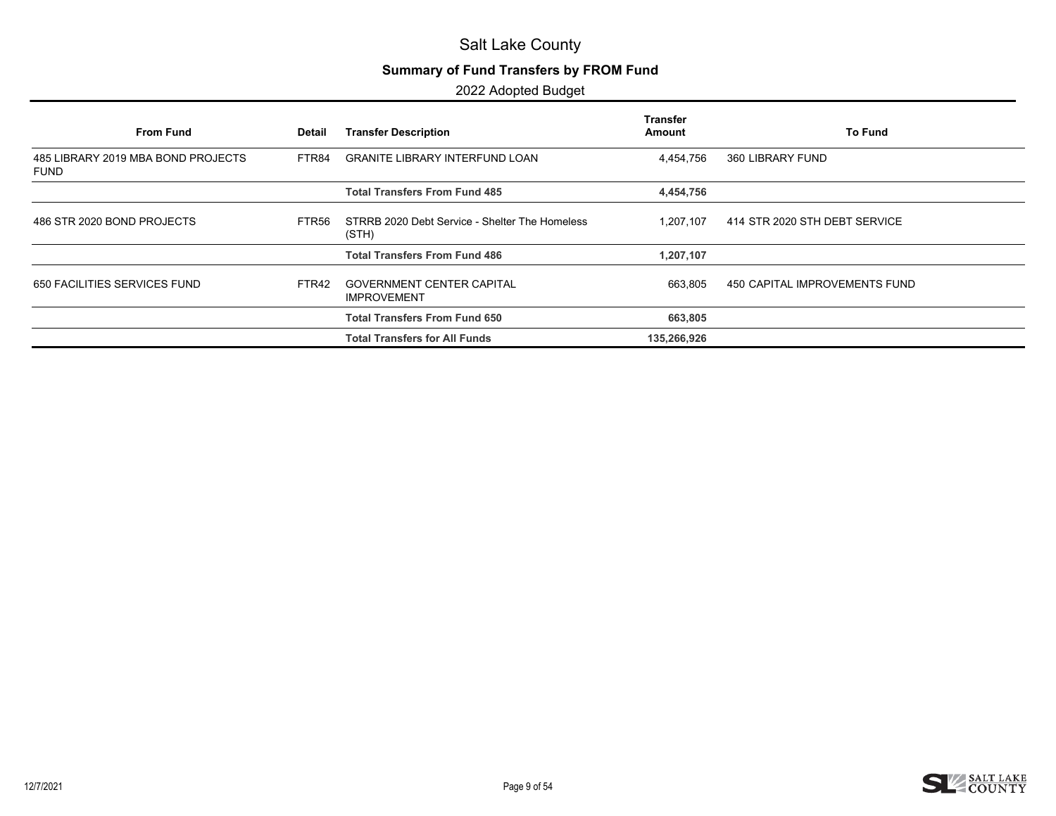# Salt Lake County

## Summary of Fund Transfers by FROM Fund

2022 Adopted Budget

| From Fund | Detail | Transfer Description | Transfer Amount | To Fund |
|---|---|---|---|---|
| 485 LIBRARY 2019 MBA BOND PROJECTS FUND | FTR84 | GRANITE LIBRARY INTERFUND LOAN | 4,454,756 | 360 LIBRARY FUND |
| | | **Total Transfers From Fund 485** | **4,454,756** | |
| 486 STR 2020 BOND PROJECTS | FTR56 | STRRB 2020 Debt Service - Shelter The Homeless (STH) | 1,207,107 | 414 STR 2020 STH DEBT SERVICE |
| | | **Total Transfers From Fund 486** | **1,207,107** | |
| 650 FACILITIES SERVICES FUND | FTR42 | GOVERNMENT CENTER CAPITAL IMPROVEMENT | 663,805 | 450 CAPITAL IMPROVEMENTS FUND |
| | | **Total Transfers From Fund 650** | **663,805** | |
| | | **Total Transfers for All Funds** | **135,266,926** | |

12/7/2021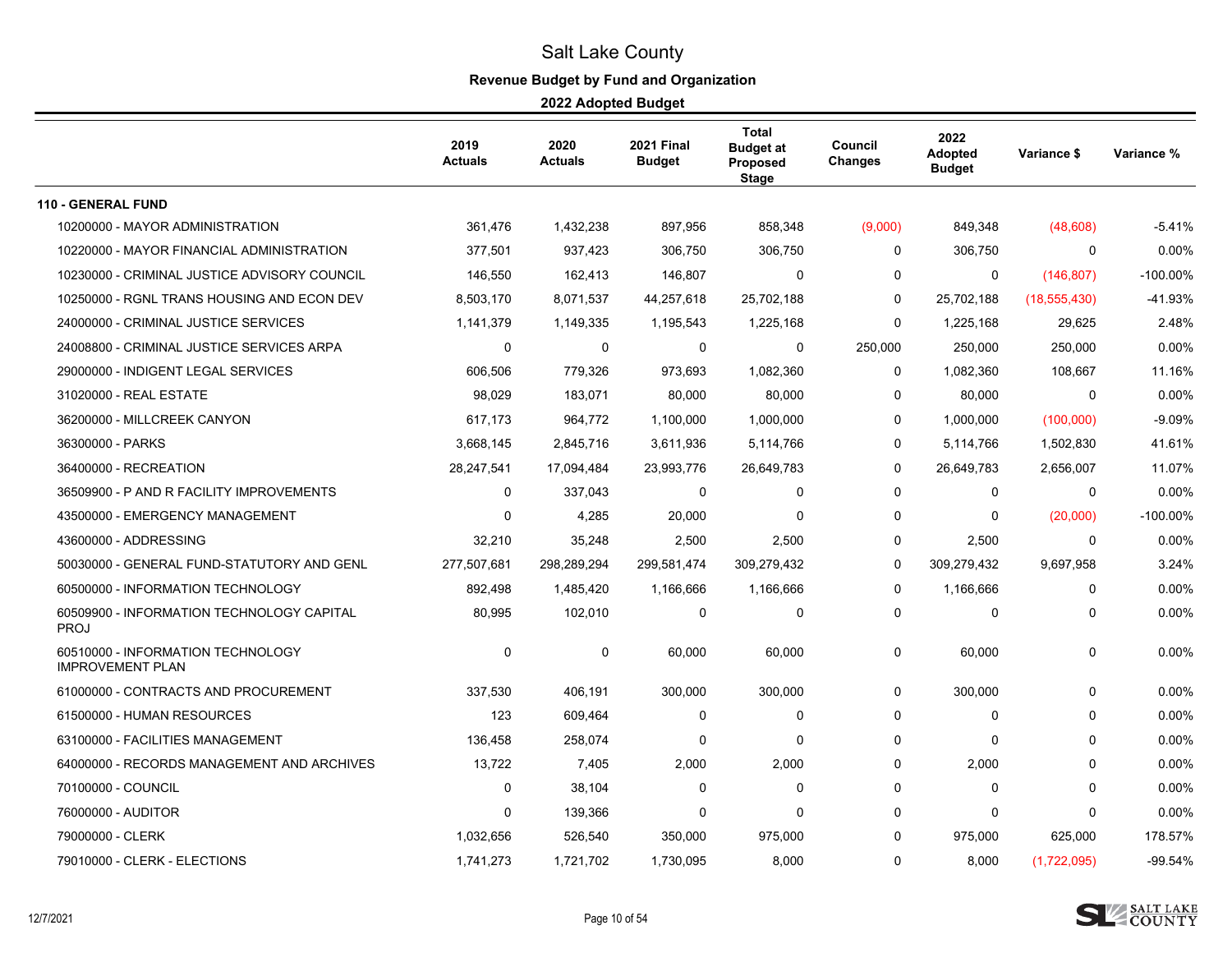# Salt Lake County

## Revenue Budget by Fund and Organization

### 2022 Adopted Budget

| | 2019 Actuals | 2020 Actuals | 2021 Final Budget | Total Budget at Proposed Stage | Council Changes | 2022 Adopted Budget | Variance $ | Variance % |
|---|---|---|---|---|---|---|---|---|
| **110 - GENERAL FUND** | | | | | | | | |
| 10200000 - MAYOR ADMINISTRATION | 361,476 | 1,432,238 | 897,956 | 858,348 | (9,000) | 849,348 | (48,608) | -5.41% |
| 10220000 - MAYOR FINANCIAL ADMINISTRATION | 377,501 | 937,423 | 306,750 | 306,750 | 0 | 306,750 | 0 | 0.00% |
| 10230000 - CRIMINAL JUSTICE ADVISORY COUNCIL | 146,550 | 162,413 | 146,807 | 0 | 0 | 0 | (146,807) | -100.00% |
| 10250000 - RGNL TRANS HOUSING AND ECON DEV | 8,503,170 | 8,071,537 | 44,257,618 | 25,702,188 | 0 | 25,702,188 | (18,555,430) | -41.93% |
| 24000000 - CRIMINAL JUSTICE SERVICES | 1,141,379 | 1,149,335 | 1,195,543 | 1,225,168 | 0 | 1,225,168 | 29,625 | 2.48% |
| 24008800 - CRIMINAL JUSTICE SERVICES ARPA | 0 | 0 | 0 | 0 | 250,000 | 250,000 | 250,000 | 0.00% |
| 29000000 - INDIGENT LEGAL SERVICES | 606,506 | 779,326 | 973,693 | 1,082,360 | 0 | 1,082,360 | 108,667 | 11.16% |
| 31020000 - REAL ESTATE | 98,029 | 183,071 | 80,000 | 80,000 | 0 | 80,000 | 0 | 0.00% |
| 36200000 - MILLCREEK CANYON | 617,173 | 964,772 | 1,100,000 | 1,000,000 | 0 | 1,000,000 | (100,000) | -9.09% |
| 36300000 - PARKS | 3,668,145 | 2,845,716 | 3,611,936 | 5,114,766 | 0 | 5,114,766 | 1,502,830 | 41.61% |
| 36400000 - RECREATION | 28,247,541 | 17,094,484 | 23,993,776 | 26,649,783 | 0 | 26,649,783 | 2,656,007 | 11.07% |
| 36509900 - P AND R FACILITY IMPROVEMENTS | 0 | 337,043 | 0 | 0 | 0 | 0 | 0 | 0.00% |
| 43500000 - EMERGENCY MANAGEMENT | 0 | 4,285 | 20,000 | 0 | 0 | 0 | (20,000) | -100.00% |
| 43600000 - ADDRESSING | 32,210 | 35,248 | 2,500 | 2,500 | 0 | 2,500 | 0 | 0.00% |
| 50030000 - GENERAL FUND-STATUTORY AND GENL | 277,507,681 | 298,289,294 | 299,581,474 | 309,279,432 | 0 | 309,279,432 | 9,697,958 | 3.24% |
| 60500000 - INFORMATION TECHNOLOGY | 892,498 | 1,485,420 | 1,166,666 | 1,166,666 | 0 | 1,166,666 | 0 | 0.00% |
| 60509900 - INFORMATION TECHNOLOGY CAPITAL PROJ | 80,995 | 102,010 | 0 | 0 | 0 | 0 | 0 | 0.00% |
| 60510000 - INFORMATION TECHNOLOGY IMPROVEMENT PLAN | 0 | 0 | 60,000 | 60,000 | 0 | 60,000 | 0 | 0.00% |
| 61000000 - CONTRACTS AND PROCUREMENT | 337,530 | 406,191 | 300,000 | 300,000 | 0 | 300,000 | 0 | 0.00% |
| 61500000 - HUMAN RESOURCES | 123 | 609,464 | 0 | 0 | 0 | 0 | 0 | 0.00% |
| 63100000 - FACILITIES MANAGEMENT | 136,458 | 258,074 | 0 | 0 | 0 | 0 | 0 | 0.00% |
| 64000000 - RECORDS MANAGEMENT AND ARCHIVES | 13,722 | 7,405 | 2,000 | 2,000 | 0 | 2,000 | 0 | 0.00% |
| 70100000 - COUNCIL | 0 | 38,104 | 0 | 0 | 0 | 0 | 0 | 0.00% |
| 76000000 - AUDITOR | 0 | 139,366 | 0 | 0 | 0 | 0 | 0 | 0.00% |
| 79000000 - CLERK | 1,032,656 | 526,540 | 350,000 | 975,000 | 0 | 975,000 | 625,000 | 178.57% |
| 79010000 - CLERK - ELECTIONS | 1,741,273 | 1,721,702 | 1,730,095 | 8,000 | 0 | 8,000 | (1,722,095) | -99.54% |

12/7/2021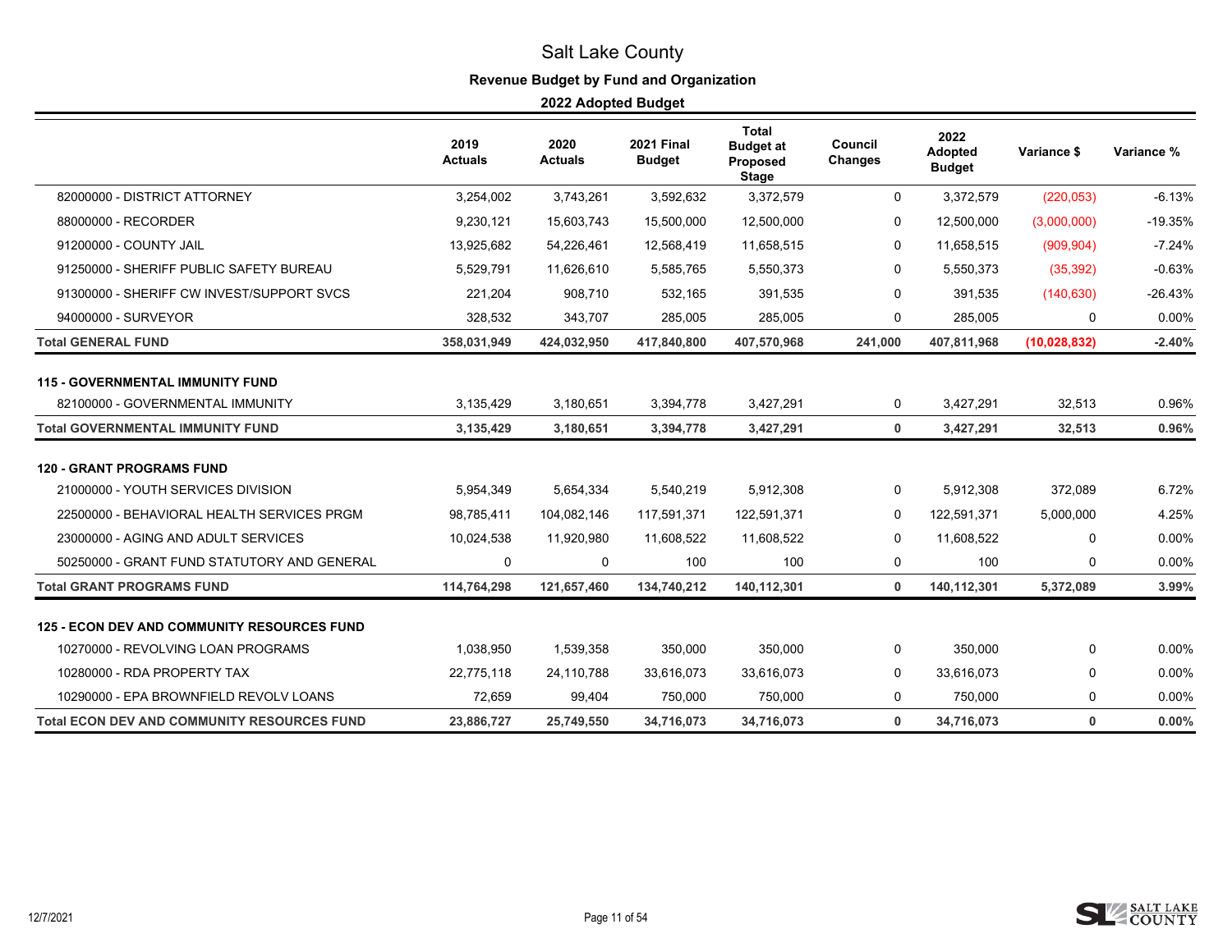# Salt Lake County

## Revenue Budget by Fund and Organization

### 2022 Adopted Budget

| | 2019 Actuals | 2020 Actuals | 2021 Final Budget | Total Budget at Proposed Stage | Council Changes | 2022 Adopted Budget | Variance $ | Variance % |
|---|---|---|---|---|---|---|---|---|
| 82000000 - DISTRICT ATTORNEY | 3,254,002 | 3,743,261 | 3,592,632 | 3,372,579 | 0 | 3,372,579 | (220,053) | -6.13% |
| 88000000 - RECORDER | 9,230,121 | 15,603,743 | 15,500,000 | 12,500,000 | 0 | 12,500,000 | (3,000,000) | -19.35% |
| 91200000 - COUNTY JAIL | 13,925,682 | 54,226,461 | 12,568,419 | 11,658,515 | 0 | 11,658,515 | (909,904) | -7.24% |
| 91250000 - SHERIFF PUBLIC SAFETY BUREAU | 5,529,791 | 11,626,610 | 5,585,765 | 5,550,373 | 0 | 5,550,373 | (35,392) | -0.63% |
| 91300000 - SHERIFF CW INVEST/SUPPORT SVCS | 221,204 | 908,710 | 532,165 | 391,535 | 0 | 391,535 | (140,630) | -26.43% |
| 94000000 - SURVEYOR | 328,532 | 343,707 | 285,005 | 285,005 | 0 | 285,005 | 0 | 0.00% |
| **Total GENERAL FUND** | **358,031,949** | **424,032,950** | **417,840,800** | **407,570,968** | **241,000** | **407,811,968** | **(10,028,832)** | **-2.40%** |
| **115 - GOVERNMENTAL IMMUNITY FUND** | | | | | | | | |
| 82100000 - GOVERNMENTAL IMMUNITY | 3,135,429 | 3,180,651 | 3,394,778 | 3,427,291 | 0 | 3,427,291 | 32,513 | 0.96% |
| **Total GOVERNMENTAL IMMUNITY FUND** | **3,135,429** | **3,180,651** | **3,394,778** | **3,427,291** | **0** | **3,427,291** | **32,513** | **0.96%** |
| **120 - GRANT PROGRAMS FUND** | | | | | | | | |
| 21000000 - YOUTH SERVICES DIVISION | 5,954,349 | 5,654,334 | 5,540,219 | 5,912,308 | 0 | 5,912,308 | 372,089 | 6.72% |
| 22500000 - BEHAVIORAL HEALTH SERVICES PRGM | 98,785,411 | 104,082,146 | 117,591,371 | 122,591,371 | 0 | 122,591,371 | 5,000,000 | 4.25% |
| 23000000 - AGING AND ADULT SERVICES | 10,024,538 | 11,920,980 | 11,608,522 | 11,608,522 | 0 | 11,608,522 | 0 | 0.00% |
| 50250000 - GRANT FUND STATUTORY AND GENERAL | 0 | 0 | 100 | 100 | 0 | 100 | 0 | 0.00% |
| **Total GRANT PROGRAMS FUND** | **114,764,298** | **121,657,460** | **134,740,212** | **140,112,301** | **0** | **140,112,301** | **5,372,089** | **3.99%** |
| **125 - ECON DEV AND COMMUNITY RESOURCES FUND** | | | | | | | | |
| 10270000 - REVOLVING LOAN PROGRAMS | 1,038,950 | 1,539,358 | 350,000 | 350,000 | 0 | 350,000 | 0 | 0.00% |
| 10280000 - RDA PROPERTY TAX | 22,775,118 | 24,110,788 | 33,616,073 | 33,616,073 | 0 | 33,616,073 | 0 | 0.00% |
| 10290000 - EPA BROWNFIELD REVOLV LOANS | 72,659 | 99,404 | 750,000 | 750,000 | 0 | 750,000 | 0 | 0.00% |
| **Total ECON DEV AND COMMUNITY RESOURCES FUND** | **23,886,727** | **25,749,550** | **34,716,073** | **34,716,073** | **0** | **34,716,073** | **0** | **0.00%** |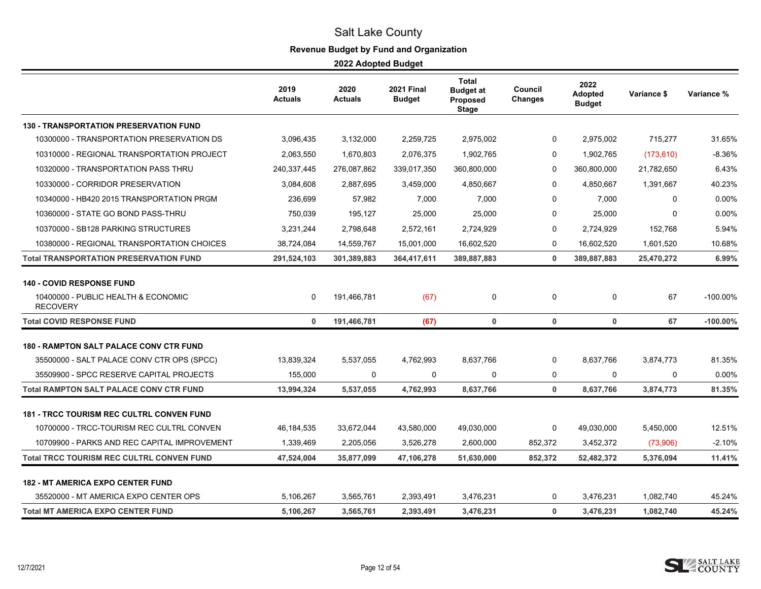# Salt Lake County

## Revenue Budget by Fund and Organization

### 2022 Adopted Budget

| | 2019 Actuals | 2020 Actuals | 2021 Final Budget | Total Budget at Proposed Stage | Council Changes | 2022 Adopted Budget | Variance $ | Variance % |
|---|---|---|---|---|---|---|---|---|
| **130 - TRANSPORTATION PRESERVATION FUND** | | | | | | | | |
| 10300000 - TRANSPORTATION PRESERVATION DS | 3,096,435 | 3,132,000 | 2,259,725 | 2,975,002 | 0 | 2,975,002 | 715,277 | 31.65% |
| 10310000 - REGIONAL TRANSPORTATION PROJECT | 2,063,550 | 1,670,803 | 2,076,375 | 1,902,765 | 0 | 1,902,765 | (173,610) | -8.36% |
| 10320000 - TRANSPORTATION PASS THRU | 240,337,445 | 276,087,862 | 339,017,350 | 360,800,000 | 0 | 360,800,000 | 21,782,650 | 6.43% |
| 10330000 - CORRIDOR PRESERVATION | 3,084,608 | 2,887,695 | 3,459,000 | 4,850,667 | 0 | 4,850,667 | 1,391,667 | 40.23% |
| 10340000 - HB420 2015 TRANSPORTATION PRGM | 236,699 | 57,982 | 7,000 | 7,000 | 0 | 7,000 | 0 | 0.00% |
| 10360000 - STATE GO BOND PASS-THRU | 750,039 | 195,127 | 25,000 | 25,000 | 0 | 25,000 | 0 | 0.00% |
| 10370000 - SB128 PARKING STRUCTURES | 3,231,244 | 2,798,648 | 2,572,161 | 2,724,929 | 0 | 2,724,929 | 152,768 | 5.94% |
| 10380000 - REGIONAL TRANSPORTATION CHOICES | 38,724,084 | 14,559,767 | 15,001,000 | 16,602,520 | 0 | 16,602,520 | 1,601,520 | 10.68% |
| **Total TRANSPORTATION PRESERVATION FUND** | **291,524,103** | **301,389,883** | **364,417,611** | **389,887,883** | **0** | **389,887,883** | **25,470,272** | **6.99%** |
| **140 - COVID RESPONSE FUND** | | | | | | | | |
| 10400000 - PUBLIC HEALTH & ECONOMIC RECOVERY | 0 | 191,466,781 | (67) | 0 | 0 | 0 | 67 | -100.00% |
| **Total COVID RESPONSE FUND** | **0** | **191,466,781** | **(67)** | **0** | **0** | **0** | **67** | **-100.00%** |
| **180 - RAMPTON SALT PALACE CONV CTR FUND** | | | | | | | | |
| 35500000 - SALT PALACE CONV CTR OPS (SPCC) | 13,839,324 | 5,537,055 | 4,762,993 | 8,637,766 | 0 | 8,637,766 | 3,874,773 | 81.35% |
| 35509900 - SPCC RESERVE CAPITAL PROJECTS | 155,000 | 0 | 0 | 0 | 0 | 0 | 0 | 0.00% |
| **Total RAMPTON SALT PALACE CONV CTR FUND** | **13,994,324** | **5,537,055** | **4,762,993** | **8,637,766** | **0** | **8,637,766** | **3,874,773** | **81.35%** |
| **181 - TRCC TOURISM REC CULTRL CONVEN FUND** | | | | | | | | |
| 10700000 - TRCC-TOURISM REC CULTRL CONVEN | 46,184,535 | 33,672,044 | 43,580,000 | 49,030,000 | 0 | 49,030,000 | 5,450,000 | 12.51% |
| 10709900 - PARKS AND REC CAPITAL IMPROVEMENT | 1,339,469 | 2,205,056 | 3,526,278 | 2,600,000 | 852,372 | 3,452,372 | (73,906) | -2.10% |
| **Total TRCC TOURISM REC CULTRL CONVEN FUND** | **47,524,004** | **35,877,099** | **47,106,278** | **51,630,000** | **852,372** | **52,482,372** | **5,376,094** | **11.41%** |
| **182 - MT AMERICA EXPO CENTER FUND** | | | | | | | | |
| 35520000 - MT AMERICA EXPO CENTER OPS | 5,106,267 | 3,565,761 | 2,393,491 | 3,476,231 | 0 | 3,476,231 | 1,082,740 | 45.24% |
| **Total MT AMERICA EXPO CENTER FUND** | **5,106,267** | **3,565,761** | **2,393,491** | **3,476,231** | **0** | **3,476,231** | **1,082,740** | **45.24%** |

12/7/2021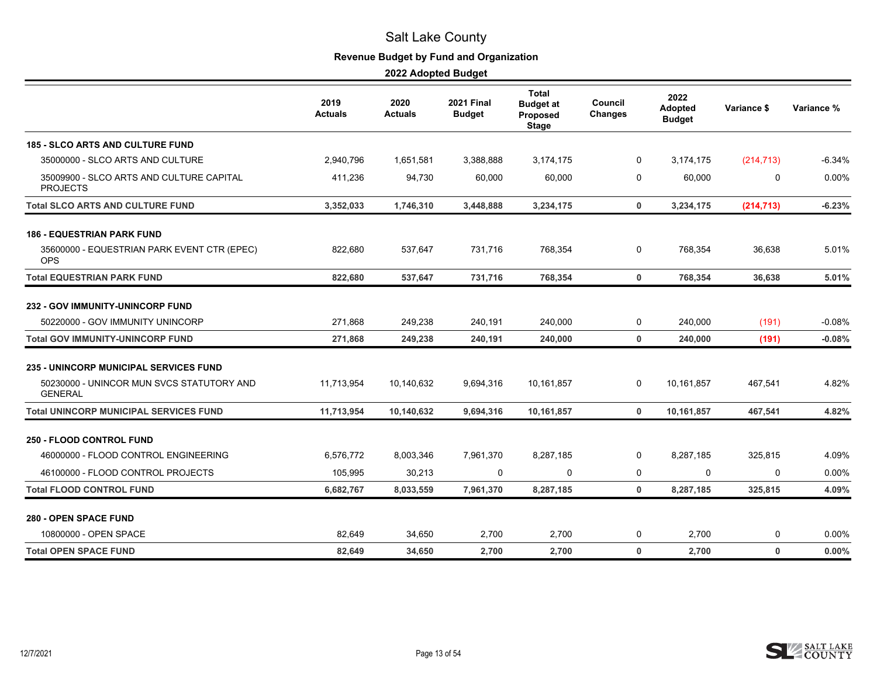# Salt Lake County

## Revenue Budget by Fund and Organization

### 2022 Adopted Budget

| | 2019 Actuals | 2020 Actuals | 2021 Final Budget | Total Budget at Proposed Stage | Council Changes | 2022 Adopted Budget | Variance $ | Variance % |
|---|---|---|---|---|---|---|---|---|
| **185 - SLCO ARTS AND CULTURE FUND** | | | | | | | | |
| 35000000 - SLCO ARTS AND CULTURE | 2,940,796 | 1,651,581 | 3,388,888 | 3,174,175 | 0 | 3,174,175 | (214,713) | -6.34% |
| 35009900 - SLCO ARTS AND CULTURE CAPITAL PROJECTS | 411,236 | 94,730 | 60,000 | 60,000 | 0 | 60,000 | 0 | 0.00% |
| **Total SLCO ARTS AND CULTURE FUND** | **3,352,033** | **1,746,310** | **3,448,888** | **3,234,175** | **0** | **3,234,175** | **(214,713)** | **-6.23%** |
| **186 - EQUESTRIAN PARK FUND** | | | | | | | | |
| 35600000 - EQUESTRIAN PARK EVENT CTR (EPEC) OPS | 822,680 | 537,647 | 731,716 | 768,354 | 0 | 768,354 | 36,638 | 5.01% |
| **Total EQUESTRIAN PARK FUND** | **822,680** | **537,647** | **731,716** | **768,354** | **0** | **768,354** | **36,638** | **5.01%** |
| **232 - GOV IMMUNITY-UNINCORP FUND** | | | | | | | | |
| 50220000 - GOV IMMUNITY UNINCORP | 271,868 | 249,238 | 240,191 | 240,000 | 0 | 240,000 | (191) | -0.08% |
| **Total GOV IMMUNITY-UNINCORP FUND** | **271,868** | **249,238** | **240,191** | **240,000** | **0** | **240,000** | **(191)** | **-0.08%** |
| **235 - UNINCORP MUNICIPAL SERVICES FUND** | | | | | | | | |
| 50230000 - UNINCOR MUN SVCS STATUTORY AND GENERAL | 11,713,954 | 10,140,632 | 9,694,316 | 10,161,857 | 0 | 10,161,857 | 467,541 | 4.82% |
| **Total UNINCORP MUNICIPAL SERVICES FUND** | **11,713,954** | **10,140,632** | **9,694,316** | **10,161,857** | **0** | **10,161,857** | **467,541** | **4.82%** |
| **250 - FLOOD CONTROL FUND** | | | | | | | | |
| 46000000 - FLOOD CONTROL ENGINEERING | 6,576,772 | 8,003,346 | 7,961,370 | 8,287,185 | 0 | 8,287,185 | 325,815 | 4.09% |
| 46100000 - FLOOD CONTROL PROJECTS | 105,995 | 30,213 | 0 | 0 | 0 | 0 | 0 | 0.00% |
| **Total FLOOD CONTROL FUND** | **6,682,767** | **8,033,559** | **7,961,370** | **8,287,185** | **0** | **8,287,185** | **325,815** | **4.09%** |
| **280 - OPEN SPACE FUND** | | | | | | | | |
| 10800000 - OPEN SPACE | 82,649 | 34,650 | 2,700 | 2,700 | 0 | 2,700 | 0 | 0.00% |
| **Total OPEN SPACE FUND** | **82,649** | **34,650** | **2,700** | **2,700** | **0** | **2,700** | **0** | **0.00%** |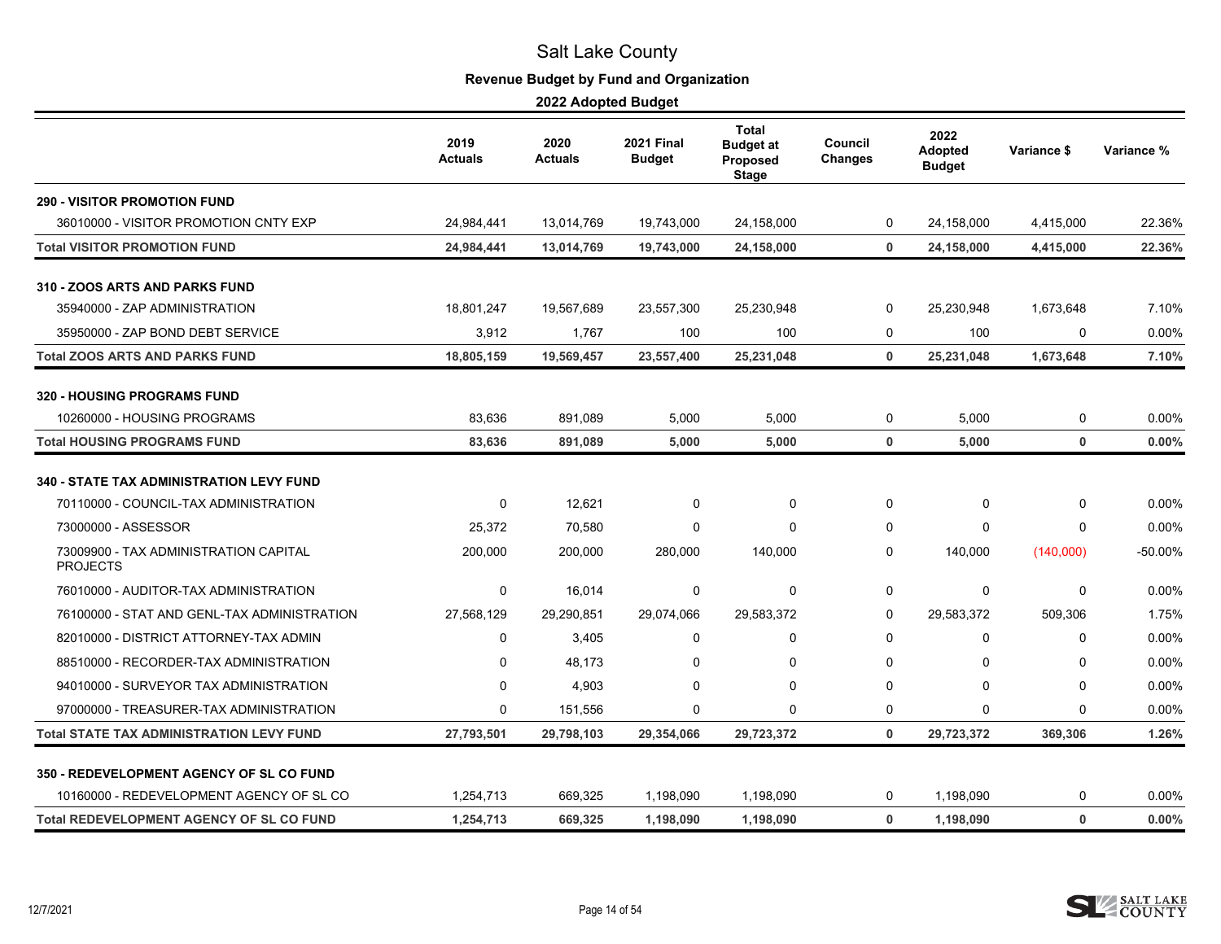# Salt Lake County

## Revenue Budget by Fund and Organization

### 2022 Adopted Budget

| | 2019 Actuals | 2020 Actuals | 2021 Final Budget | Total Budget at Proposed Stage | Council Changes | 2022 Adopted Budget | Variance $ | Variance % |
|---|---|---|---|---|---|---|---|---|
| **290 - VISITOR PROMOTION FUND** | | | | | | | | |
| 36010000 - VISITOR PROMOTION CNTY EXP | 24,984,441 | 13,014,769 | 19,743,000 | 24,158,000 | 0 | 24,158,000 | 4,415,000 | 22.36% |
| **Total VISITOR PROMOTION FUND** | **24,984,441** | **13,014,769** | **19,743,000** | **24,158,000** | **0** | **24,158,000** | **4,415,000** | **22.36%** |
| **310 - ZOOS ARTS AND PARKS FUND** | | | | | | | | |
| 35940000 - ZAP ADMINISTRATION | 18,801,247 | 19,567,689 | 23,557,300 | 25,230,948 | 0 | 25,230,948 | 1,673,648 | 7.10% |
| 35950000 - ZAP BOND DEBT SERVICE | 3,912 | 1,767 | 100 | 100 | 0 | 100 | 0 | 0.00% |
| **Total ZOOS ARTS AND PARKS FUND** | **18,805,159** | **19,569,457** | **23,557,400** | **25,231,048** | **0** | **25,231,048** | **1,673,648** | **7.10%** |
| **320 - HOUSING PROGRAMS FUND** | | | | | | | | |
| 10260000 - HOUSING PROGRAMS | 83,636 | 891,089 | 5,000 | 5,000 | 0 | 5,000 | 0 | 0.00% |
| **Total HOUSING PROGRAMS FUND** | **83,636** | **891,089** | **5,000** | **5,000** | **0** | **5,000** | **0** | **0.00%** |
| **340 - STATE TAX ADMINISTRATION LEVY FUND** | | | | | | | | |
| 70110000 - COUNCIL-TAX ADMINISTRATION | 0 | 12,621 | 0 | 0 | 0 | 0 | 0 | 0.00% |
| 73000000 - ASSESSOR | 25,372 | 70,580 | 0 | 0 | 0 | 0 | 0 | 0.00% |
| 73009900 - TAX ADMINISTRATION CAPITAL PROJECTS | 200,000 | 200,000 | 280,000 | 140,000 | 0 | 140,000 | (140,000) | -50.00% |
| 76010000 - AUDITOR-TAX ADMINISTRATION | 0 | 16,014 | 0 | 0 | 0 | 0 | 0 | 0.00% |
| 76100000 - STAT AND GENL-TAX ADMINISTRATION | 27,568,129 | 29,290,851 | 29,074,066 | 29,583,372 | 0 | 29,583,372 | 509,306 | 1.75% |
| 82010000 - DISTRICT ATTORNEY-TAX ADMIN | 0 | 3,405 | 0 | 0 | 0 | 0 | 0 | 0.00% |
| 88510000 - RECORDER-TAX ADMINISTRATION | 0 | 48,173 | 0 | 0 | 0 | 0 | 0 | 0.00% |
| 94010000 - SURVEYOR TAX ADMINISTRATION | 0 | 4,903 | 0 | 0 | 0 | 0 | 0 | 0.00% |
| 97000000 - TREASURER-TAX ADMINISTRATION | 0 | 151,556 | 0 | 0 | 0 | 0 | 0 | 0.00% |
| **Total STATE TAX ADMINISTRATION LEVY FUND** | **27,793,501** | **29,798,103** | **29,354,066** | **29,723,372** | **0** | **29,723,372** | **369,306** | **1.26%** |
| **350 - REDEVELOPMENT AGENCY OF SL CO FUND** | | | | | | | | |
| 10160000 - REDEVELOPMENT AGENCY OF SL CO | 1,254,713 | 669,325 | 1,198,090 | 1,198,090 | 0 | 1,198,090 | 0 | 0.00% |
| **Total REDEVELOPMENT AGENCY OF SL CO FUND** | **1,254,713** | **669,325** | **1,198,090** | **1,198,090** | **0** | **1,198,090** | **0** | **0.00%** |

12/7/2021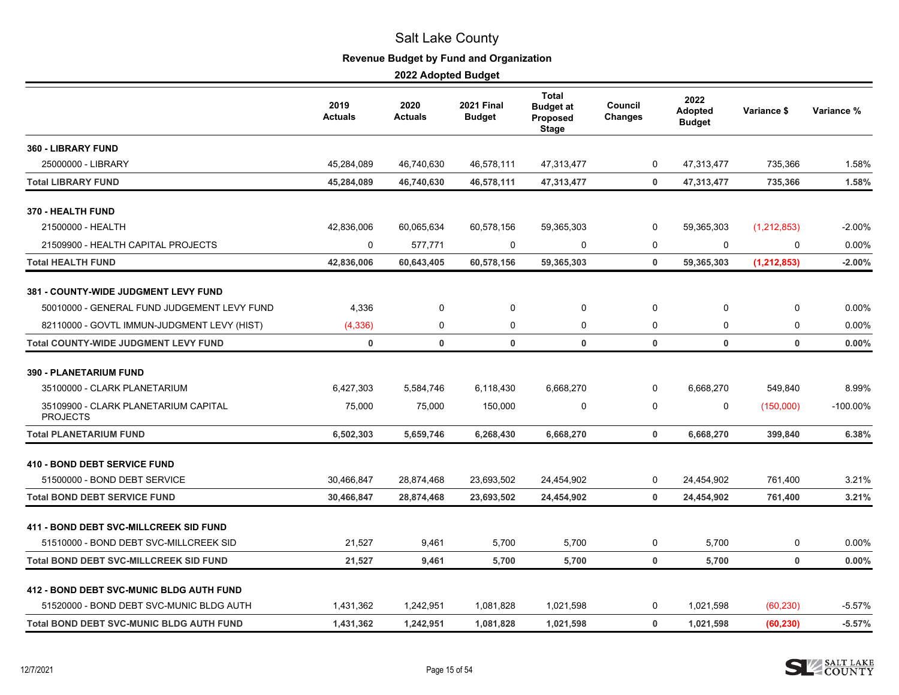# Salt Lake County

## Revenue Budget by Fund and Organization

### 2022 Adopted Budget

| | 2019 Actuals | 2020 Actuals | 2021 Final Budget | Total Budget at Proposed Stage | Council Changes | 2022 Adopted Budget | Variance $ | Variance % |
|---|---|---|---|---|---|---|---|---|
| **360 - LIBRARY FUND** | | | | | | | | |
| 25000000 - LIBRARY | 45,284,089 | 46,740,630 | 46,578,111 | 47,313,477 | 0 | 47,313,477 | 735,366 | 1.58% |
| **Total LIBRARY FUND** | **45,284,089** | **46,740,630** | **46,578,111** | **47,313,477** | **0** | **47,313,477** | **735,366** | **1.58%** |
| **370 - HEALTH FUND** | | | | | | | | |
| 21500000 - HEALTH | 42,836,006 | 60,065,634 | 60,578,156 | 59,365,303 | 0 | 59,365,303 | (1,212,853) | -2.00% |
| 21509900 - HEALTH CAPITAL PROJECTS | 0 | 577,771 | 0 | 0 | 0 | 0 | 0 | 0.00% |
| **Total HEALTH FUND** | **42,836,006** | **60,643,405** | **60,578,156** | **59,365,303** | **0** | **59,365,303** | **(1,212,853)** | **-2.00%** |
| **381 - COUNTY-WIDE JUDGMENT LEVY FUND** | | | | | | | | |
| 50010000 - GENERAL FUND JUDGEMENT LEVY FUND | 4,336 | 0 | 0 | 0 | 0 | 0 | 0 | 0.00% |
| 82110000 - GOVTL IMMUN-JUDGMENT LEVY (HIST) | (4,336) | 0 | 0 | 0 | 0 | 0 | 0 | 0.00% |
| **Total COUNTY-WIDE JUDGMENT LEVY FUND** | **0** | **0** | **0** | **0** | **0** | **0** | **0** | **0.00%** |
| **390 - PLANETARIUM FUND** | | | | | | | | |
| 35100000 - CLARK PLANETARIUM | 6,427,303 | 5,584,746 | 6,118,430 | 6,668,270 | 0 | 6,668,270 | 549,840 | 8.99% |
| 35109900 - CLARK PLANETARIUM CAPITAL PROJECTS | 75,000 | 75,000 | 150,000 | 0 | 0 | 0 | (150,000) | -100.00% |
| **Total PLANETARIUM FUND** | **6,502,303** | **5,659,746** | **6,268,430** | **6,668,270** | **0** | **6,668,270** | **399,840** | **6.38%** |
| **410 - BOND DEBT SERVICE FUND** | | | | | | | | |
| 51500000 - BOND DEBT SERVICE | 30,466,847 | 28,874,468 | 23,693,502 | 24,454,902 | 0 | 24,454,902 | 761,400 | 3.21% |
| **Total BOND DEBT SERVICE FUND** | **30,466,847** | **28,874,468** | **23,693,502** | **24,454,902** | **0** | **24,454,902** | **761,400** | **3.21%** |
| **411 - BOND DEBT SVC-MILLCREEK SID FUND** | | | | | | | | |
| 51510000 - BOND DEBT SVC-MILLCREEK SID | 21,527 | 9,461 | 5,700 | 5,700 | 0 | 5,700 | 0 | 0.00% |
| **Total BOND DEBT SVC-MILLCREEK SID FUND** | **21,527** | **9,461** | **5,700** | **5,700** | **0** | **5,700** | **0** | **0.00%** |
| **412 - BOND DEBT SVC-MUNIC BLDG AUTH FUND** | | | | | | | | |
| 51520000 - BOND DEBT SVC-MUNIC BLDG AUTH | 1,431,362 | 1,242,951 | 1,081,828 | 1,021,598 | 0 | 1,021,598 | (60,230) | -5.57% |
| **Total BOND DEBT SVC-MUNIC BLDG AUTH FUND** | **1,431,362** | **1,242,951** | **1,081,828** | **1,021,598** | **0** | **1,021,598** | **(60,230)** | **-5.57%** |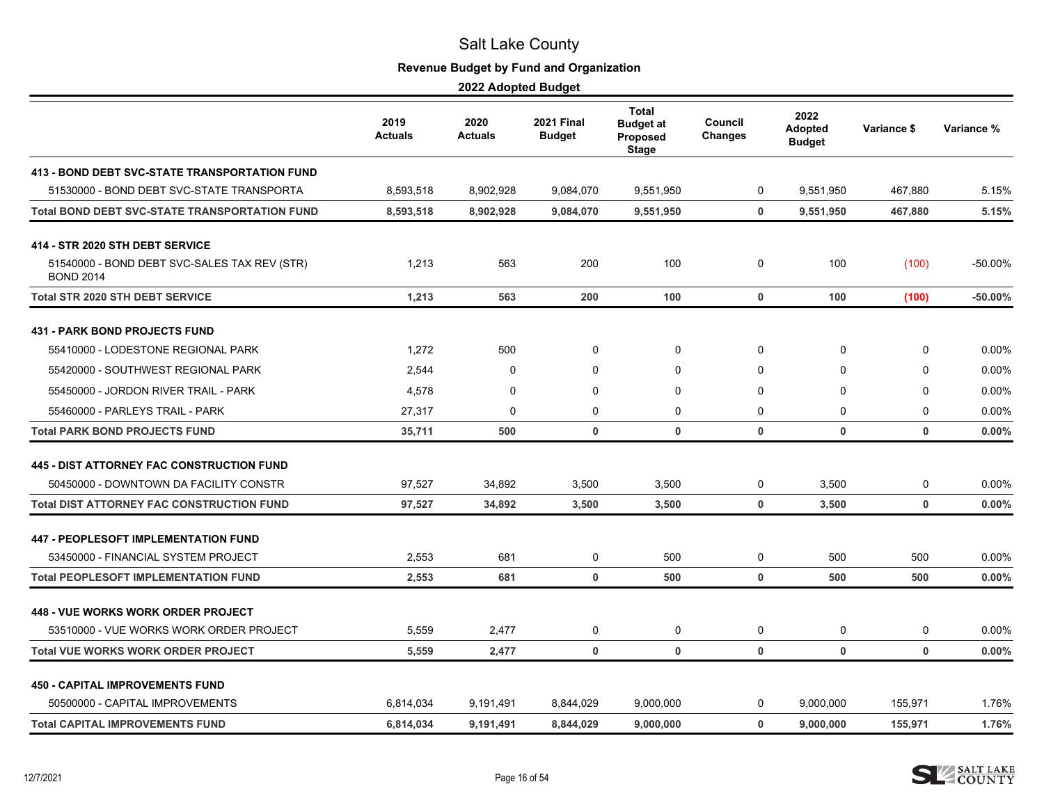# Salt Lake County

## Revenue Budget by Fund and Organization

### 2022 Adopted Budget

| | 2019 Actuals | 2020 Actuals | 2021 Final Budget | Total Budget at Proposed Stage | Council Changes | 2022 Adopted Budget | Variance $ | Variance % |
|---|---|---|---|---|---|---|---|---|
| **413 - BOND DEBT SVC-STATE TRANSPORTATION FUND** | | | | | | | | |
| 51530000 - BOND DEBT SVC-STATE TRANSPORTA | 8,593,518 | 8,902,928 | 9,084,070 | 9,551,950 | 0 | 9,551,950 | 467,880 | 5.15% |
| **Total BOND DEBT SVC-STATE TRANSPORTATION FUND** | **8,593,518** | **8,902,928** | **9,084,070** | **9,551,950** | **0** | **9,551,950** | **467,880** | **5.15%** |
| **414 - STR 2020 STH DEBT SERVICE** | | | | | | | | |
| 51540000 - BOND DEBT SVC-SALES TAX REV (STR) BOND 2014 | 1,213 | 563 | 200 | 100 | 0 | 100 | (100) | -50.00% |
| **Total STR 2020 STH DEBT SERVICE** | **1,213** | **563** | **200** | **100** | **0** | **100** | **(100)** | **-50.00%** |
| **431 - PARK BOND PROJECTS FUND** | | | | | | | | |
| 55410000 - LODESTONE REGIONAL PARK | 1,272 | 500 | 0 | 0 | 0 | 0 | 0 | 0.00% |
| 55420000 - SOUTHWEST REGIONAL PARK | 2,544 | 0 | 0 | 0 | 0 | 0 | 0 | 0.00% |
| 55450000 - JORDON RIVER TRAIL - PARK | 4,578 | 0 | 0 | 0 | 0 | 0 | 0 | 0.00% |
| 55460000 - PARLEYS TRAIL - PARK | 27,317 | 0 | 0 | 0 | 0 | 0 | 0 | 0.00% |
| **Total PARK BOND PROJECTS FUND** | **35,711** | **500** | **0** | **0** | **0** | **0** | **0** | **0.00%** |
| **445 - DIST ATTORNEY FAC CONSTRUCTION FUND** | | | | | | | | |
| 50450000 - DOWNTOWN DA FACILITY CONSTR | 97,527 | 34,892 | 3,500 | 3,500 | 0 | 3,500 | 0 | 0.00% |
| **Total DIST ATTORNEY FAC CONSTRUCTION FUND** | **97,527** | **34,892** | **3,500** | **3,500** | **0** | **3,500** | **0** | **0.00%** |
| **447 - PEOPLESOFT IMPLEMENTATION FUND** | | | | | | | | |
| 53450000 - FINANCIAL SYSTEM PROJECT | 2,553 | 681 | 0 | 500 | 0 | 500 | 500 | 0.00% |
| **Total PEOPLESOFT IMPLEMENTATION FUND** | **2,553** | **681** | **0** | **500** | **0** | **500** | **500** | **0.00%** |
| **448 - VUE WORKS WORK ORDER PROJECT** | | | | | | | | |
| 53510000 - VUE WORKS WORK ORDER PROJECT | 5,559 | 2,477 | 0 | 0 | 0 | 0 | 0 | 0.00% |
| **Total VUE WORKS WORK ORDER PROJECT** | **5,559** | **2,477** | **0** | **0** | **0** | **0** | **0** | **0.00%** |
| **450 - CAPITAL IMPROVEMENTS FUND** | | | | | | | | |
| 50500000 - CAPITAL IMPROVEMENTS | 6,814,034 | 9,191,491 | 8,844,029 | 9,000,000 | 0 | 9,000,000 | 155,971 | 1.76% |
| **Total CAPITAL IMPROVEMENTS FUND** | **6,814,034** | **9,191,491** | **8,844,029** | **9,000,000** | **0** | **9,000,000** | **155,971** | **1.76%** |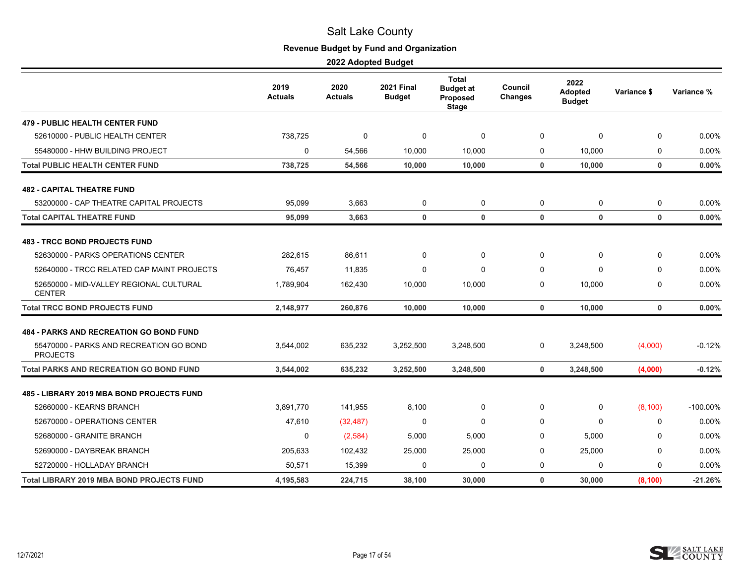# Salt Lake County

## Revenue Budget by Fund and Organization

### 2022 Adopted Budget

| | 2019 Actuals | 2020 Actuals | 2021 Final Budget | Total Budget at Proposed Stage | Council Changes | 2022 Adopted Budget | Variance $ | Variance % |
|---|---|---|---|---|---|---|---|---|
| **479 - PUBLIC HEALTH CENTER FUND** | | | | | | | | |
| 52610000 - PUBLIC HEALTH CENTER | 738,725 | 0 | 0 | 0 | 0 | 0 | 0 | 0.00% |
| 55480000 - HHW BUILDING PROJECT | 0 | 54,566 | 10,000 | 10,000 | 0 | 10,000 | 0 | 0.00% |
| **Total PUBLIC HEALTH CENTER FUND** | **738,725** | **54,566** | **10,000** | **10,000** | **0** | **10,000** | **0** | **0.00%** |
| **482 - CAPITAL THEATRE FUND** | | | | | | | | |
| 53200000 - CAP THEATRE CAPITAL PROJECTS | 95,099 | 3,663 | 0 | 0 | 0 | 0 | 0 | 0.00% |
| **Total CAPITAL THEATRE FUND** | **95,099** | **3,663** | **0** | **0** | **0** | **0** | **0** | **0.00%** |
| **483 - TRCC BOND PROJECTS FUND** | | | | | | | | |
| 52630000 - PARKS OPERATIONS CENTER | 282,615 | 86,611 | 0 | 0 | 0 | 0 | 0 | 0.00% |
| 52640000 - TRCC RELATED CAP MAINT PROJECTS | 76,457 | 11,835 | 0 | 0 | 0 | 0 | 0 | 0.00% |
| 52650000 - MID-VALLEY REGIONAL CULTURAL CENTER | 1,789,904 | 162,430 | 10,000 | 10,000 | 0 | 10,000 | 0 | 0.00% |
| **Total TRCC BOND PROJECTS FUND** | **2,148,977** | **260,876** | **10,000** | **10,000** | **0** | **10,000** | **0** | **0.00%** |
| **484 - PARKS AND RECREATION GO BOND FUND** | | | | | | | | |
| 55470000 - PARKS AND RECREATION GO BOND PROJECTS | 3,544,002 | 635,232 | 3,252,500 | 3,248,500 | 0 | 3,248,500 | (4,000) | -0.12% |
| **Total PARKS AND RECREATION GO BOND FUND** | **3,544,002** | **635,232** | **3,252,500** | **3,248,500** | **0** | **3,248,500** | **(4,000)** | **-0.12%** |
| **485 - LIBRARY 2019 MBA BOND PROJECTS FUND** | | | | | | | | |
| 52660000 - KEARNS BRANCH | 3,891,770 | 141,955 | 8,100 | 0 | 0 | 0 | (8,100) | -100.00% |
| 52670000 - OPERATIONS CENTER | 47,610 | (32,487) | 0 | 0 | 0 | 0 | 0 | 0.00% |
| 52680000 - GRANITE BRANCH | 0 | (2,584) | 5,000 | 5,000 | 0 | 5,000 | 0 | 0.00% |
| 52690000 - DAYBREAK BRANCH | 205,633 | 102,432 | 25,000 | 25,000 | 0 | 25,000 | 0 | 0.00% |
| 52720000 - HOLLADAY BRANCH | 50,571 | 15,399 | 0 | 0 | 0 | 0 | 0 | 0.00% |
| **Total LIBRARY 2019 MBA BOND PROJECTS FUND** | **4,195,583** | **224,715** | **38,100** | **30,000** | **0** | **30,000** | **(8,100)** | **-21.26%** |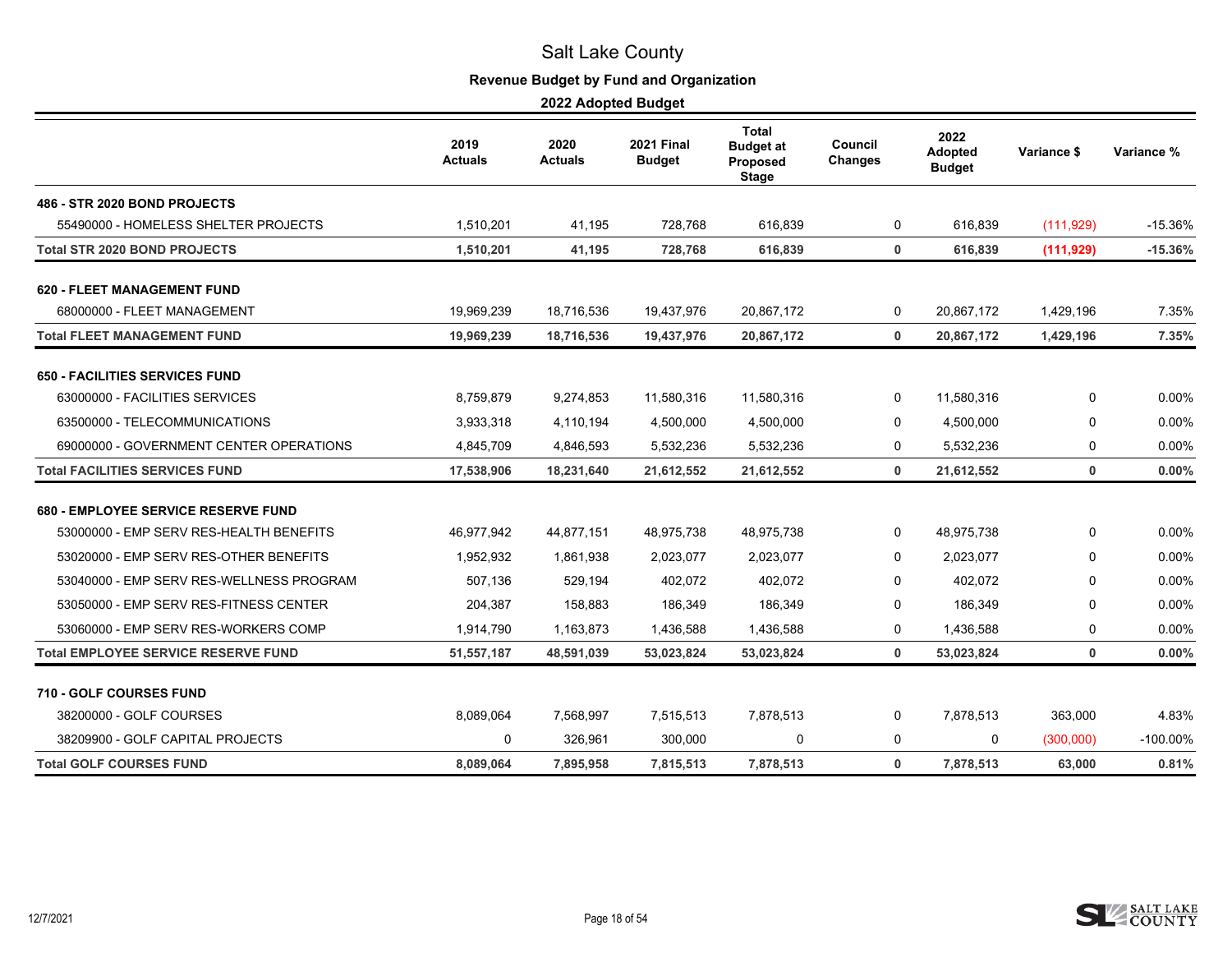# Salt Lake County

## Revenue Budget by Fund and Organization

### 2022 Adopted Budget

| | 2019 Actuals | 2020 Actuals | 2021 Final Budget | Total Budget at Proposed Stage | Council Changes | 2022 Adopted Budget | Variance $ | Variance % |
|---|---|---|---|---|---|---|---|---|
| **486 - STR 2020 BOND PROJECTS** | | | | | | | | |
| 55490000 - HOMELESS SHELTER PROJECTS | 1,510,201 | 41,195 | 728,768 | 616,839 | 0 | 616,839 | (111,929) | -15.36% |
| **Total STR 2020 BOND PROJECTS** | **1,510,201** | **41,195** | **728,768** | **616,839** | **0** | **616,839** | **(111,929)** | **-15.36%** |
| **620 - FLEET MANAGEMENT FUND** | | | | | | | | |
| 68000000 - FLEET MANAGEMENT | 19,969,239 | 18,716,536 | 19,437,976 | 20,867,172 | 0 | 20,867,172 | 1,429,196 | 7.35% |
| **Total FLEET MANAGEMENT FUND** | **19,969,239** | **18,716,536** | **19,437,976** | **20,867,172** | **0** | **20,867,172** | **1,429,196** | **7.35%** |
| **650 - FACILITIES SERVICES FUND** | | | | | | | | |
| 63000000 - FACILITIES SERVICES | 8,759,879 | 9,274,853 | 11,580,316 | 11,580,316 | 0 | 11,580,316 | 0 | 0.00% |
| 63500000 - TELECOMMUNICATIONS | 3,933,318 | 4,110,194 | 4,500,000 | 4,500,000 | 0 | 4,500,000 | 0 | 0.00% |
| 69000000 - GOVERNMENT CENTER OPERATIONS | 4,845,709 | 4,846,593 | 5,532,236 | 5,532,236 | 0 | 5,532,236 | 0 | 0.00% |
| **Total FACILITIES SERVICES FUND** | **17,538,906** | **18,231,640** | **21,612,552** | **21,612,552** | **0** | **21,612,552** | **0** | **0.00%** |
| **680 - EMPLOYEE SERVICE RESERVE FUND** | | | | | | | | |
| 53000000 - EMP SERV RES-HEALTH BENEFITS | 46,977,942 | 44,877,151 | 48,975,738 | 48,975,738 | 0 | 48,975,738 | 0 | 0.00% |
| 53020000 - EMP SERV RES-OTHER BENEFITS | 1,952,932 | 1,861,938 | 2,023,077 | 2,023,077 | 0 | 2,023,077 | 0 | 0.00% |
| 53040000 - EMP SERV RES-WELLNESS PROGRAM | 507,136 | 529,194 | 402,072 | 402,072 | 0 | 402,072 | 0 | 0.00% |
| 53050000 - EMP SERV RES-FITNESS CENTER | 204,387 | 158,883 | 186,349 | 186,349 | 0 | 186,349 | 0 | 0.00% |
| 53060000 - EMP SERV RES-WORKERS COMP | 1,914,790 | 1,163,873 | 1,436,588 | 1,436,588 | 0 | 1,436,588 | 0 | 0.00% |
| **Total EMPLOYEE SERVICE RESERVE FUND** | **51,557,187** | **48,591,039** | **53,023,824** | **53,023,824** | **0** | **53,023,824** | **0** | **0.00%** |
| **710 - GOLF COURSES FUND** | | | | | | | | |
| 38200000 - GOLF COURSES | 8,089,064 | 7,568,997 | 7,515,513 | 7,878,513 | 0 | 7,878,513 | 363,000 | 4.83% |
| 38209900 - GOLF CAPITAL PROJECTS | 0 | 326,961 | 300,000 | 0 | 0 | 0 | (300,000) | -100.00% |
| **Total GOLF COURSES FUND** | **8,089,064** | **7,895,958** | **7,815,513** | **7,878,513** | **0** | **7,878,513** | **63,000** | **0.81%** |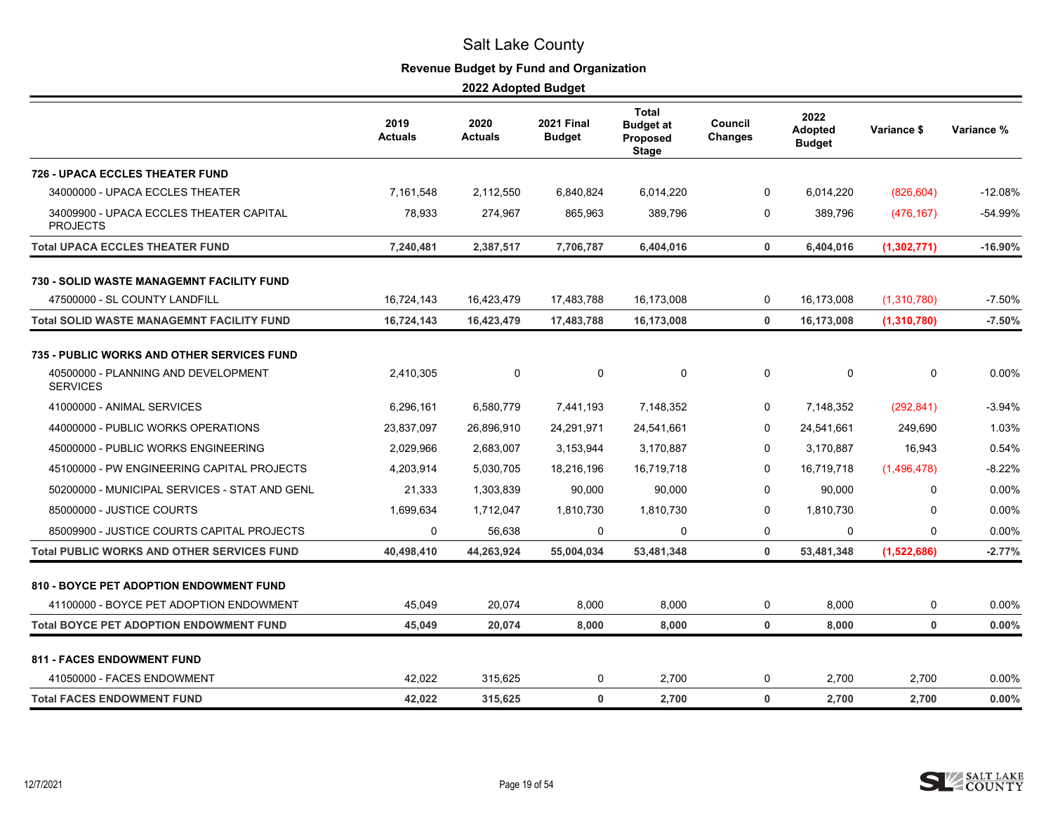# Salt Lake County

## Revenue Budget by Fund and Organization

### 2022 Adopted Budget

| | 2019 Actuals | 2020 Actuals | 2021 Final Budget | Total Budget at Proposed Stage | Council Changes | 2022 Adopted Budget | Variance $ | Variance % |
|---|---|---|---|---|---|---|---|---|
| **726 - UPACA ECCLES THEATER FUND** | | | | | | | | |
| 34000000 - UPACA ECCLES THEATER | 7,161,548 | 2,112,550 | 6,840,824 | 6,014,220 | 0 | 6,014,220 | (826,604) | -12.08% |
| 34009900 - UPACA ECCLES THEATER CAPITAL PROJECTS | 78,933 | 274,967 | 865,963 | 389,796 | 0 | 389,796 | (476,167) | -54.99% |
| **Total UPACA ECCLES THEATER FUND** | **7,240,481** | **2,387,517** | **7,706,787** | **6,404,016** | **0** | **6,404,016** | **(1,302,771)** | **-16.90%** |
| **730 - SOLID WASTE MANAGEMNT FACILITY FUND** | | | | | | | | |
| 47500000 - SL COUNTY LANDFILL | 16,724,143 | 16,423,479 | 17,483,788 | 16,173,008 | 0 | 16,173,008 | (1,310,780) | -7.50% |
| **Total SOLID WASTE MANAGEMNT FACILITY FUND** | **16,724,143** | **16,423,479** | **17,483,788** | **16,173,008** | **0** | **16,173,008** | **(1,310,780)** | **-7.50%** |
| **735 - PUBLIC WORKS AND OTHER SERVICES FUND** | | | | | | | | |
| 40500000 - PLANNING AND DEVELOPMENT SERVICES | 2,410,305 | 0 | 0 | 0 | 0 | 0 | 0 | 0.00% |
| 41000000 - ANIMAL SERVICES | 6,296,161 | 6,580,779 | 7,441,193 | 7,148,352 | 0 | 7,148,352 | (292,841) | -3.94% |
| 44000000 - PUBLIC WORKS OPERATIONS | 23,837,097 | 26,896,910 | 24,291,971 | 24,541,661 | 0 | 24,541,661 | 249,690 | 1.03% |
| 45000000 - PUBLIC WORKS ENGINEERING | 2,029,966 | 2,683,007 | 3,153,944 | 3,170,887 | 0 | 3,170,887 | 16,943 | 0.54% |
| 45100000 - PW ENGINEERING CAPITAL PROJECTS | 4,203,914 | 5,030,705 | 18,216,196 | 16,719,718 | 0 | 16,719,718 | (1,496,478) | -8.22% |
| 50200000 - MUNICIPAL SERVICES - STAT AND GENL | 21,333 | 1,303,839 | 90,000 | 90,000 | 0 | 90,000 | 0 | 0.00% |
| 85000000 - JUSTICE COURTS | 1,699,634 | 1,712,047 | 1,810,730 | 1,810,730 | 0 | 1,810,730 | 0 | 0.00% |
| 85009900 - JUSTICE COURTS CAPITAL PROJECTS | 0 | 56,638 | 0 | 0 | 0 | 0 | 0 | 0.00% |
| **Total PUBLIC WORKS AND OTHER SERVICES FUND** | **40,498,410** | **44,263,924** | **55,004,034** | **53,481,348** | **0** | **53,481,348** | **(1,522,686)** | **-2.77%** |
| **810 - BOYCE PET ADOPTION ENDOWMENT FUND** | | | | | | | | |
| 41100000 - BOYCE PET ADOPTION ENDOWMENT | 45,049 | 20,074 | 8,000 | 8,000 | 0 | 8,000 | 0 | 0.00% |
| **Total BOYCE PET ADOPTION ENDOWMENT FUND** | **45,049** | **20,074** | **8,000** | **8,000** | **0** | **8,000** | **0** | **0.00%** |
| **811 - FACES ENDOWMENT FUND** | | | | | | | | |
| 41050000 - FACES ENDOWMENT | 42,022 | 315,625 | 0 | 2,700 | 0 | 2,700 | 2,700 | 0.00% |
| **Total FACES ENDOWMENT FUND** | **42,022** | **315,625** | **0** | **2,700** | **0** | **2,700** | **2,700** | **0.00%** |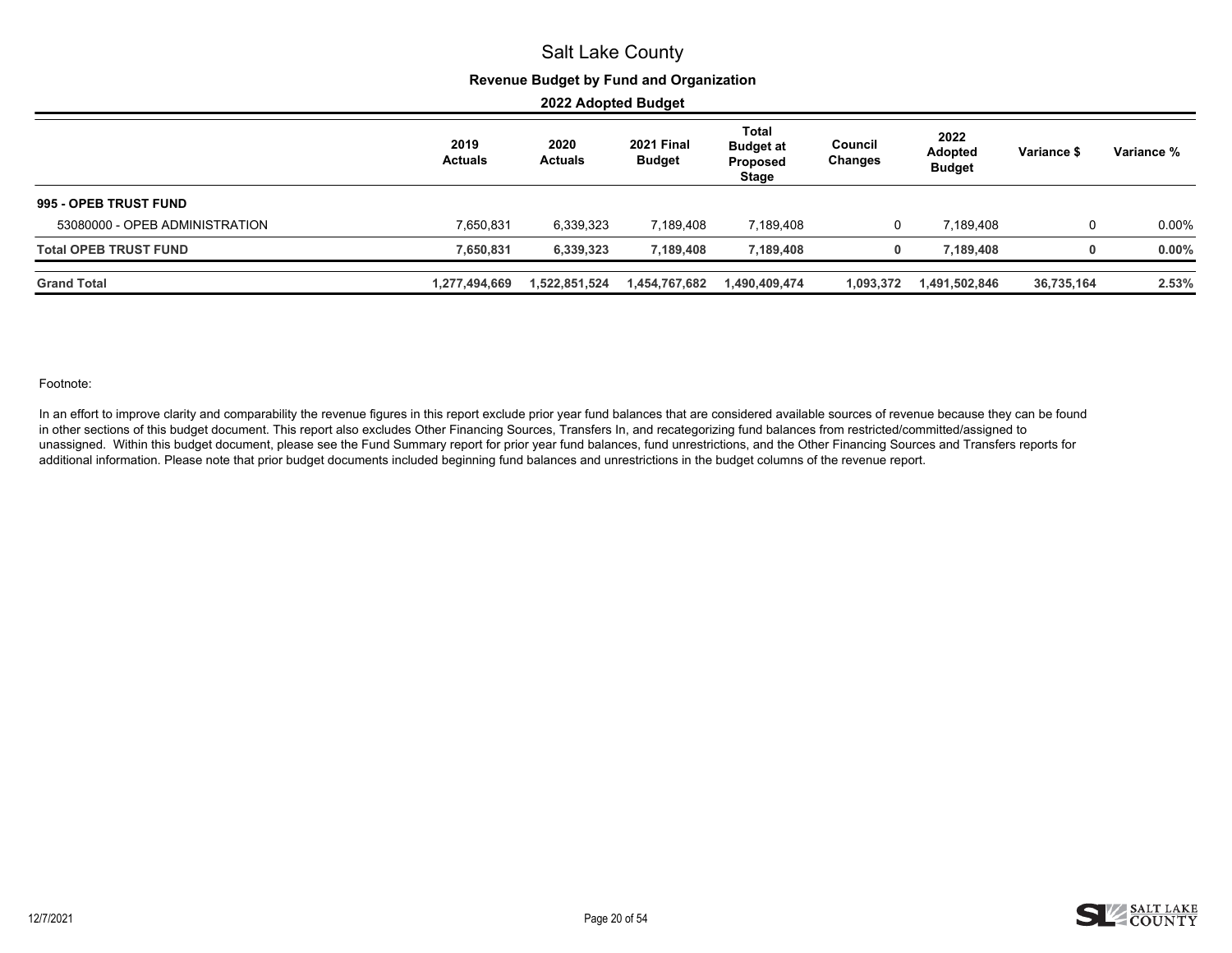# Salt Lake County

## Revenue Budget by Fund and Organization

### 2022 Adopted Budget

| | 2019 Actuals | 2020 Actuals | 2021 Final Budget | Total Budget at Proposed Stage | Council Changes | 2022 Adopted Budget | Variance $ | Variance % |
|---|---|---|---|---|---|---|---|---|
| **995 - OPEB TRUST FUND** | | | | | | | | |
| 53080000 - OPEB ADMINISTRATION | 7,650,831 | 6,339,323 | 7,189,408 | 7,189,408 | 0 | 7,189,408 | 0 | 0.00% |
| **Total OPEB TRUST FUND** | **7,650,831** | **6,339,323** | **7,189,408** | **7,189,408** | **0** | **7,189,408** | **0** | **0.00%** |
| **Grand Total** | **1,277,494,669** | **1,522,851,524** | **1,454,767,682** | **1,490,409,474** | **1,093,372** | **1,491,502,846** | **36,735,164** | **2.53%** |

Footnote:

In an effort to improve clarity and comparability the revenue figures in this report exclude prior year fund balances that are considered available sources of revenue because they can be found in other sections of this budget document. This report also excludes Other Financing Sources, Transfers In, and recategorizing fund balances from restricted/committed/assigned to unassigned. Within this budget document, please see the Fund Summary report for prior year fund balances, fund unrestrictions, and the Other Financing Sources and Transfers reports for additional information. Please note that prior budget documents included beginning fund balances and unrestrictions in the budget columns of the revenue report.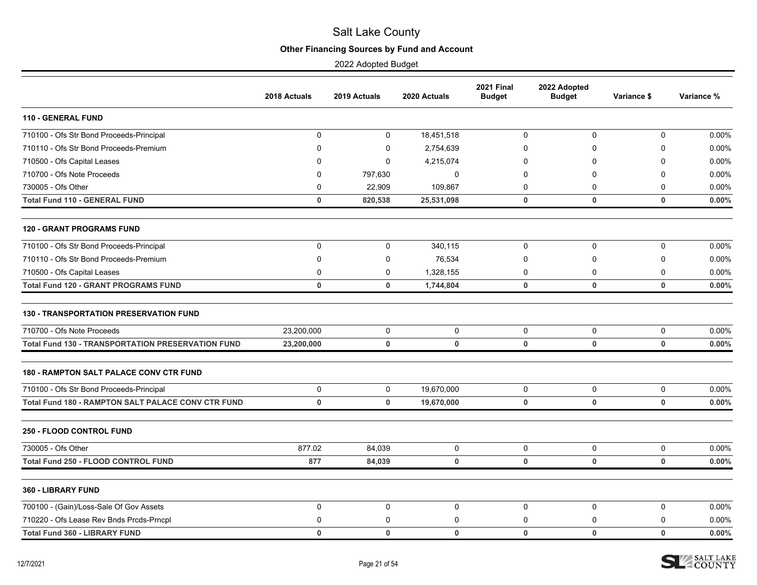# Salt Lake County

**Other Financing Sources by Fund and Account**

2022 Adopted Budget

| | 2018 Actuals | 2019 Actuals | 2020 Actuals | 2021 Final Budget | 2022 Adopted Budget | Variance $ | Variance % |
|---|---|---|---|---|---|---|---|
| **110 - GENERAL FUND** | | | | | | | |
| 710100 - Ofs Str Bond Proceeds-Principal | 0 | 0 | 18,451,518 | 0 | 0 | 0 | 0.00% |
| 710110 - Ofs Str Bond Proceeds-Premium | 0 | 0 | 2,754,639 | 0 | 0 | 0 | 0.00% |
| 710500 - Ofs Capital Leases | 0 | 0 | 4,215,074 | 0 | 0 | 0 | 0.00% |
| 710700 - Ofs Note Proceeds | 0 | 797,630 | 0 | 0 | 0 | 0 | 0.00% |
| 730005 - Ofs Other | 0 | 22,909 | 109,867 | 0 | 0 | 0 | 0.00% |
| **Total Fund 110 - GENERAL FUND** | **0** | **820,538** | **25,531,098** | **0** | **0** | **0** | **0.00%** |
| **120 - GRANT PROGRAMS FUND** | | | | | | | |
| 710100 - Ofs Str Bond Proceeds-Principal | 0 | 0 | 340,115 | 0 | 0 | 0 | 0.00% |
| 710110 - Ofs Str Bond Proceeds-Premium | 0 | 0 | 76,534 | 0 | 0 | 0 | 0.00% |
| 710500 - Ofs Capital Leases | 0 | 0 | 1,328,155 | 0 | 0 | 0 | 0.00% |
| **Total Fund 120 - GRANT PROGRAMS FUND** | **0** | **0** | **1,744,804** | **0** | **0** | **0** | **0.00%** |
| **130 - TRANSPORTATION PRESERVATION FUND** | | | | | | | |
| 710700 - Ofs Note Proceeds | 23,200,000 | 0 | 0 | 0 | 0 | 0 | 0.00% |
| **Total Fund 130 - TRANSPORTATION PRESERVATION FUND** | **23,200,000** | **0** | **0** | **0** | **0** | **0** | **0.00%** |
| **180 - RAMPTON SALT PALACE CONV CTR FUND** | | | | | | | |
| 710100 - Ofs Str Bond Proceeds-Principal | 0 | 0 | 19,670,000 | 0 | 0 | 0 | 0.00% |
| **Total Fund 180 - RAMPTON SALT PALACE CONV CTR FUND** | **0** | **0** | **19,670,000** | **0** | **0** | **0** | **0.00%** |
| **250 - FLOOD CONTROL FUND** | | | | | | | |
| 730005 - Ofs Other | 877.02 | 84,039 | 0 | 0 | 0 | 0 | 0.00% |
| **Total Fund 250 - FLOOD CONTROL FUND** | **877** | **84,039** | **0** | **0** | **0** | **0** | **0.00%** |
| **360 - LIBRARY FUND** | | | | | | | |
| 700100 - (Gain)/Loss-Sale Of Gov Assets | 0 | 0 | 0 | 0 | 0 | 0 | 0.00% |
| 710220 - Ofs Lease Rev Bnds Prcds-Prncpl | 0 | 0 | 0 | 0 | 0 | 0 | 0.00% |
| **Total Fund 360 - LIBRARY FUND** | **0** | **0** | **0** | **0** | **0** | **0** | **0.00%** |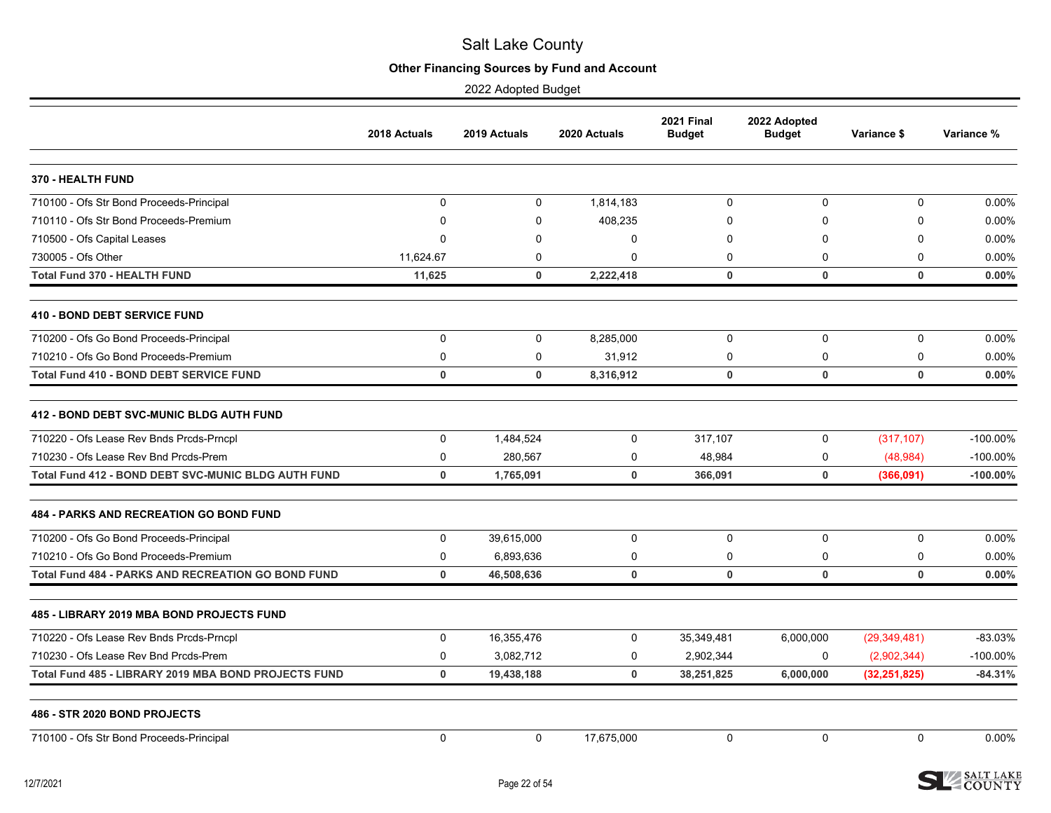# Salt Lake County

## Other Financing Sources by Fund and Account

2022 Adopted Budget

| | 2018 Actuals | 2019 Actuals | 2020 Actuals | 2021 Final Budget | 2022 Adopted Budget | Variance $ | Variance % |
|---|---|---|---|---|---|---|---|
| **370 - HEALTH FUND** | | | | | | | |
| 710100 - Ofs Str Bond Proceeds-Principal | 0 | 0 | 1,814,183 | 0 | 0 | 0 | 0.00% |
| 710110 - Ofs Str Bond Proceeds-Premium | 0 | 0 | 408,235 | 0 | 0 | 0 | 0.00% |
| 710500 - Ofs Capital Leases | 0 | 0 | 0 | 0 | 0 | 0 | 0.00% |
| 730005 - Ofs Other | 11,624.67 | 0 | 0 | 0 | 0 | 0 | 0.00% |
| **Total Fund 370 - HEALTH FUND** | **11,625** | **0** | **2,222,418** | **0** | **0** | **0** | **0.00%** |
| **410 - BOND DEBT SERVICE FUND** | | | | | | | |
| 710200 - Ofs Go Bond Proceeds-Principal | 0 | 0 | 8,285,000 | 0 | 0 | 0 | 0.00% |
| 710210 - Ofs Go Bond Proceeds-Premium | 0 | 0 | 31,912 | 0 | 0 | 0 | 0.00% |
| **Total Fund 410 - BOND DEBT SERVICE FUND** | **0** | **0** | **8,316,912** | **0** | **0** | **0** | **0.00%** |
| **412 - BOND DEBT SVC-MUNIC BLDG AUTH FUND** | | | | | | | |
| 710220 - Ofs Lease Rev Bnds Prcds-Prncpl | 0 | 1,484,524 | 0 | 317,107 | 0 | (317,107) | -100.00% |
| 710230 - Ofs Lease Rev Bnd Prcds-Prem | 0 | 280,567 | 0 | 48,984 | 0 | (48,984) | -100.00% |
| **Total Fund 412 - BOND DEBT SVC-MUNIC BLDG AUTH FUND** | **0** | **1,765,091** | **0** | **366,091** | **0** | **(366,091)** | **-100.00%** |
| **484 - PARKS AND RECREATION GO BOND FUND** | | | | | | | |
| 710200 - Ofs Go Bond Proceeds-Principal | 0 | 39,615,000 | 0 | 0 | 0 | 0 | 0.00% |
| 710210 - Ofs Go Bond Proceeds-Premium | 0 | 6,893,636 | 0 | 0 | 0 | 0 | 0.00% |
| **Total Fund 484 - PARKS AND RECREATION GO BOND FUND** | **0** | **46,508,636** | **0** | **0** | **0** | **0** | **0.00%** |
| **485 - LIBRARY 2019 MBA BOND PROJECTS FUND** | | | | | | | |
| 710220 - Ofs Lease Rev Bnds Prcds-Prncpl | 0 | 16,355,476 | 0 | 35,349,481 | 6,000,000 | (29,349,481) | -83.03% |
| 710230 - Ofs Lease Rev Bnd Prcds-Prem | 0 | 3,082,712 | 0 | 2,902,344 | 0 | (2,902,344) | -100.00% |
| **Total Fund 485 - LIBRARY 2019 MBA BOND PROJECTS FUND** | **0** | **19,438,188** | **0** | **38,251,825** | **6,000,000** | **(32,251,825)** | **-84.31%** |
| **486 - STR 2020 BOND PROJECTS** | | | | | | | |
| 710100 - Ofs Str Bond Proceeds-Principal | 0 | 0 | 17,675,000 | 0 | 0 | 0 | 0.00% |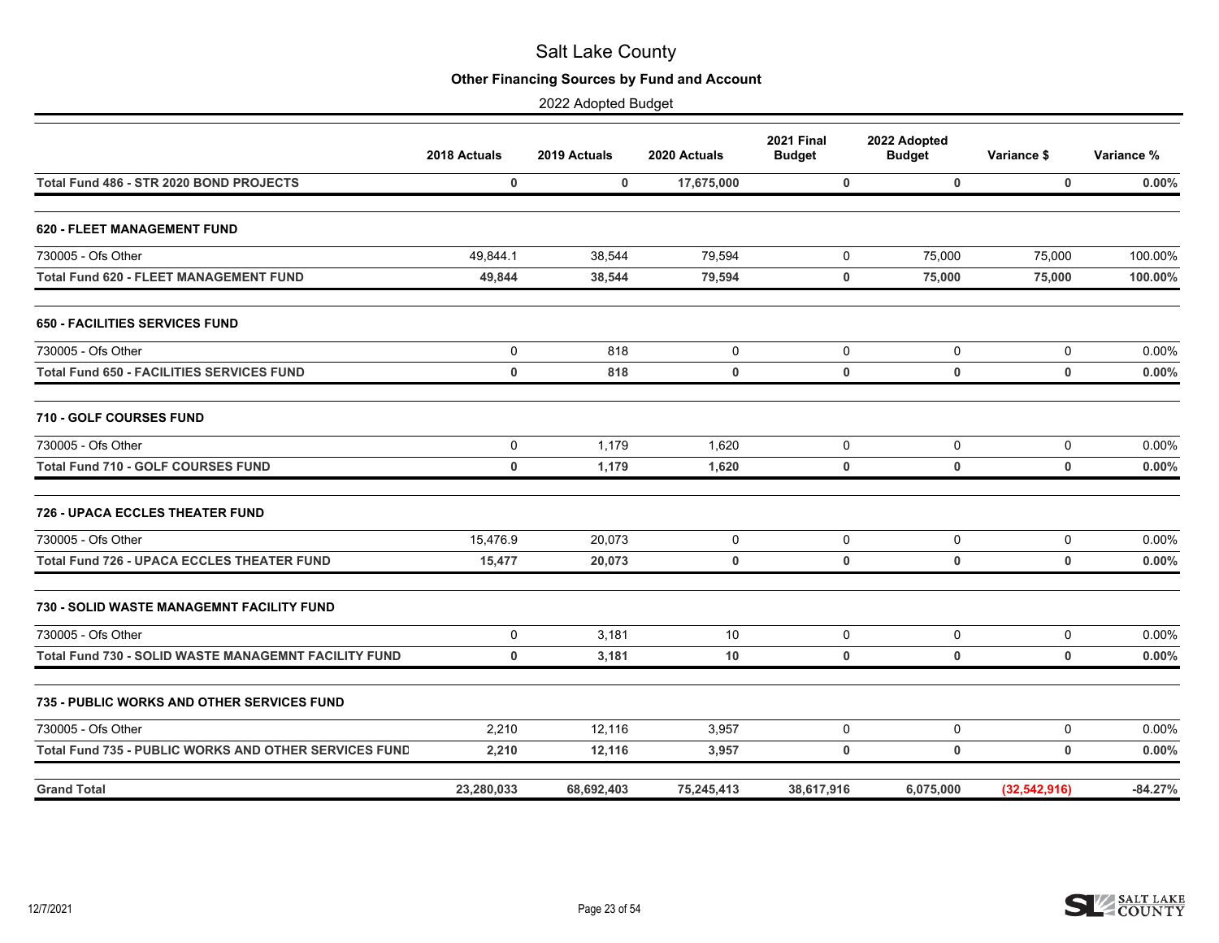# Salt Lake County

## Other Financing Sources by Fund and Account

2022 Adopted Budget

| | 2018 Actuals | 2019 Actuals | 2020 Actuals | 2021 Final Budget | 2022 Adopted Budget | Variance $ | Variance % |
|---|---|---|---|---|---|---|---|
| **Total Fund 486 - STR 2020 BOND PROJECTS** | **0** | **0** | **17,675,000** | **0** | **0** | **0** | **0.00%** |
| **620 - FLEET MANAGEMENT FUND** | | | | | | | |
| 730005 - Ofs Other | 49,844.1 | 38,544 | 79,594 | 0 | 75,000 | 75,000 | 100.00% |
| **Total Fund 620 - FLEET MANAGEMENT FUND** | **49,844** | **38,544** | **79,594** | **0** | **75,000** | **75,000** | **100.00%** |
| **650 - FACILITIES SERVICES FUND** | | | | | | | |
| 730005 - Ofs Other | 0 | 818 | 0 | 0 | 0 | 0 | 0.00% |
| **Total Fund 650 - FACILITIES SERVICES FUND** | **0** | **818** | **0** | **0** | **0** | **0** | **0.00%** |
| **710 - GOLF COURSES FUND** | | | | | | | |
| 730005 - Ofs Other | 0 | 1,179 | 1,620 | 0 | 0 | 0 | 0.00% |
| **Total Fund 710 - GOLF COURSES FUND** | **0** | **1,179** | **1,620** | **0** | **0** | **0** | **0.00%** |
| **726 - UPACA ECCLES THEATER FUND** | | | | | | | |
| 730005 - Ofs Other | 15,476.9 | 20,073 | 0 | 0 | 0 | 0 | 0.00% |
| **Total Fund 726 - UPACA ECCLES THEATER FUND** | **15,477** | **20,073** | **0** | **0** | **0** | **0** | **0.00%** |
| **730 - SOLID WASTE MANAGEMNT FACILITY FUND** | | | | | | | |
| 730005 - Ofs Other | 0 | 3,181 | 10 | 0 | 0 | 0 | 0.00% |
| **Total Fund 730 - SOLID WASTE MANAGEMNT FACILITY FUND** | **0** | **3,181** | **10** | **0** | **0** | **0** | **0.00%** |
| **735 - PUBLIC WORKS AND OTHER SERVICES FUND** | | | | | | | |
| 730005 - Ofs Other | 2,210 | 12,116 | 3,957 | 0 | 0 | 0 | 0.00% |
| **Total Fund 735 - PUBLIC WORKS AND OTHER SERVICES FUND** | **2,210** | **12,116** | **3,957** | **0** | **0** | **0** | **0.00%** |
| **Grand Total** | **23,280,033** | **68,692,403** | **75,245,413** | **38,617,916** | **6,075,000** | **(32,542,916)** | **-84.27%** |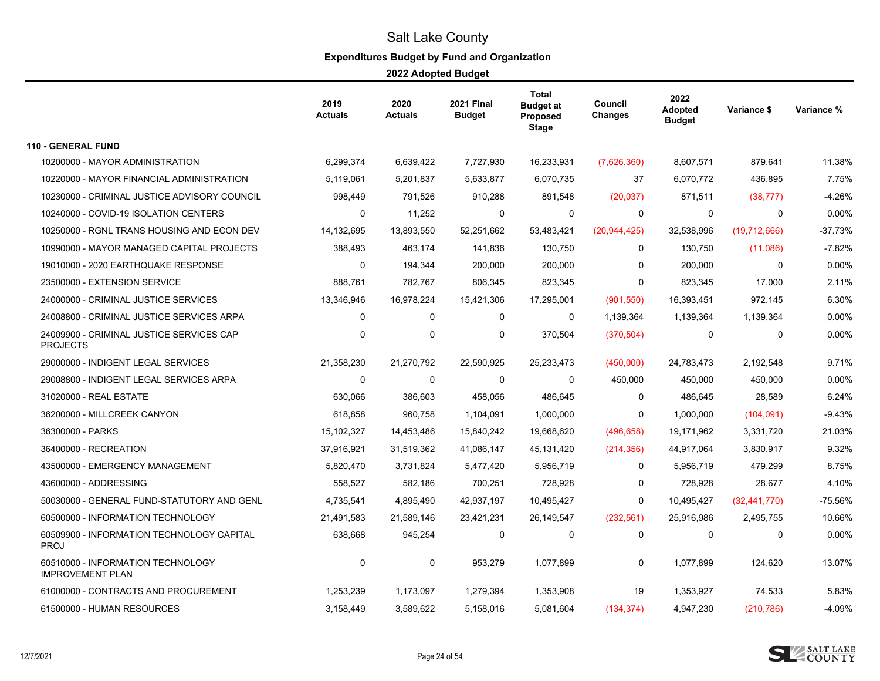# Salt Lake County

## Expenditures Budget by Fund and Organization

### 2022 Adopted Budget

| | 2019 Actuals | 2020 Actuals | 2021 Final Budget | Total Budget at Proposed Stage | Council Changes | 2022 Adopted Budget | Variance $ | Variance % |
|---|---|---|---|---|---|---|---|---|
| **110 - GENERAL FUND** | | | | | | | | |
| 10200000 - MAYOR ADMINISTRATION | 6,299,374 | 6,639,422 | 7,727,930 | 16,233,931 | (7,626,360) | 8,607,571 | 879,641 | 11.38% |
| 10220000 - MAYOR FINANCIAL ADMINISTRATION | 5,119,061 | 5,201,837 | 5,633,877 | 6,070,735 | 37 | 6,070,772 | 436,895 | 7.75% |
| 10230000 - CRIMINAL JUSTICE ADVISORY COUNCIL | 998,449 | 791,526 | 910,288 | 891,548 | (20,037) | 871,511 | (38,777) | -4.26% |
| 10240000 - COVID-19 ISOLATION CENTERS | 0 | 11,252 | 0 | 0 | 0 | 0 | 0 | 0.00% |
| 10250000 - RGNL TRANS HOUSING AND ECON DEV | 14,132,695 | 13,893,550 | 52,251,662 | 53,483,421 | (20,944,425) | 32,538,996 | (19,712,666) | -37.73% |
| 10990000 - MAYOR MANAGED CAPITAL PROJECTS | 388,493 | 463,174 | 141,836 | 130,750 | 0 | 130,750 | (11,086) | -7.82% |
| 19010000 - 2020 EARTHQUAKE RESPONSE | 0 | 194,344 | 200,000 | 200,000 | 0 | 200,000 | 0 | 0.00% |
| 23500000 - EXTENSION SERVICE | 888,761 | 782,767 | 806,345 | 823,345 | 0 | 823,345 | 17,000 | 2.11% |
| 24000000 - CRIMINAL JUSTICE SERVICES | 13,346,946 | 16,978,224 | 15,421,306 | 17,295,001 | (901,550) | 16,393,451 | 972,145 | 6.30% |
| 24008800 - CRIMINAL JUSTICE SERVICES ARPA | 0 | 0 | 0 | 0 | 1,139,364 | 1,139,364 | 1,139,364 | 0.00% |
| 24009900 - CRIMINAL JUSTICE SERVICES CAP PROJECTS | 0 | 0 | 0 | 370,504 | (370,504) | 0 | 0 | 0.00% |
| 29000000 - INDIGENT LEGAL SERVICES | 21,358,230 | 21,270,792 | 22,590,925 | 25,233,473 | (450,000) | 24,783,473 | 2,192,548 | 9.71% |
| 29008800 - INDIGENT LEGAL SERVICES ARPA | 0 | 0 | 0 | 0 | 450,000 | 450,000 | 450,000 | 0.00% |
| 31020000 - REAL ESTATE | 630,066 | 386,603 | 458,056 | 486,645 | 0 | 486,645 | 28,589 | 6.24% |
| 36200000 - MILLCREEK CANYON | 618,858 | 960,758 | 1,104,091 | 1,000,000 | 0 | 1,000,000 | (104,091) | -9.43% |
| 36300000 - PARKS | 15,102,327 | 14,453,486 | 15,840,242 | 19,668,620 | (496,658) | 19,171,962 | 3,331,720 | 21.03% |
| 36400000 - RECREATION | 37,916,921 | 31,519,362 | 41,086,147 | 45,131,420 | (214,356) | 44,917,064 | 3,830,917 | 9.32% |
| 43500000 - EMERGENCY MANAGEMENT | 5,820,470 | 3,731,824 | 5,477,420 | 5,956,719 | 0 | 5,956,719 | 479,299 | 8.75% |
| 43600000 - ADDRESSING | 558,527 | 582,186 | 700,251 | 728,928 | 0 | 728,928 | 28,677 | 4.10% |
| 50030000 - GENERAL FUND-STATUTORY AND GENL | 4,735,541 | 4,895,490 | 42,937,197 | 10,495,427 | 0 | 10,495,427 | (32,441,770) | -75.56% |
| 60500000 - INFORMATION TECHNOLOGY | 21,491,583 | 21,589,146 | 23,421,231 | 26,149,547 | (232,561) | 25,916,986 | 2,495,755 | 10.66% |
| 60509900 - INFORMATION TECHNOLOGY CAPITAL PROJ | 638,668 | 945,254 | 0 | 0 | 0 | 0 | 0 | 0.00% |
| 60510000 - INFORMATION TECHNOLOGY IMPROVEMENT PLAN | 0 | 0 | 953,279 | 1,077,899 | 0 | 1,077,899 | 124,620 | 13.07% |
| 61000000 - CONTRACTS AND PROCUREMENT | 1,253,239 | 1,173,097 | 1,279,394 | 1,353,908 | 19 | 1,353,927 | 74,533 | 5.83% |
| 61500000 - HUMAN RESOURCES | 3,158,449 | 3,589,622 | 5,158,016 | 5,081,604 | (134,374) | 4,947,230 | (210,786) | -4.09% |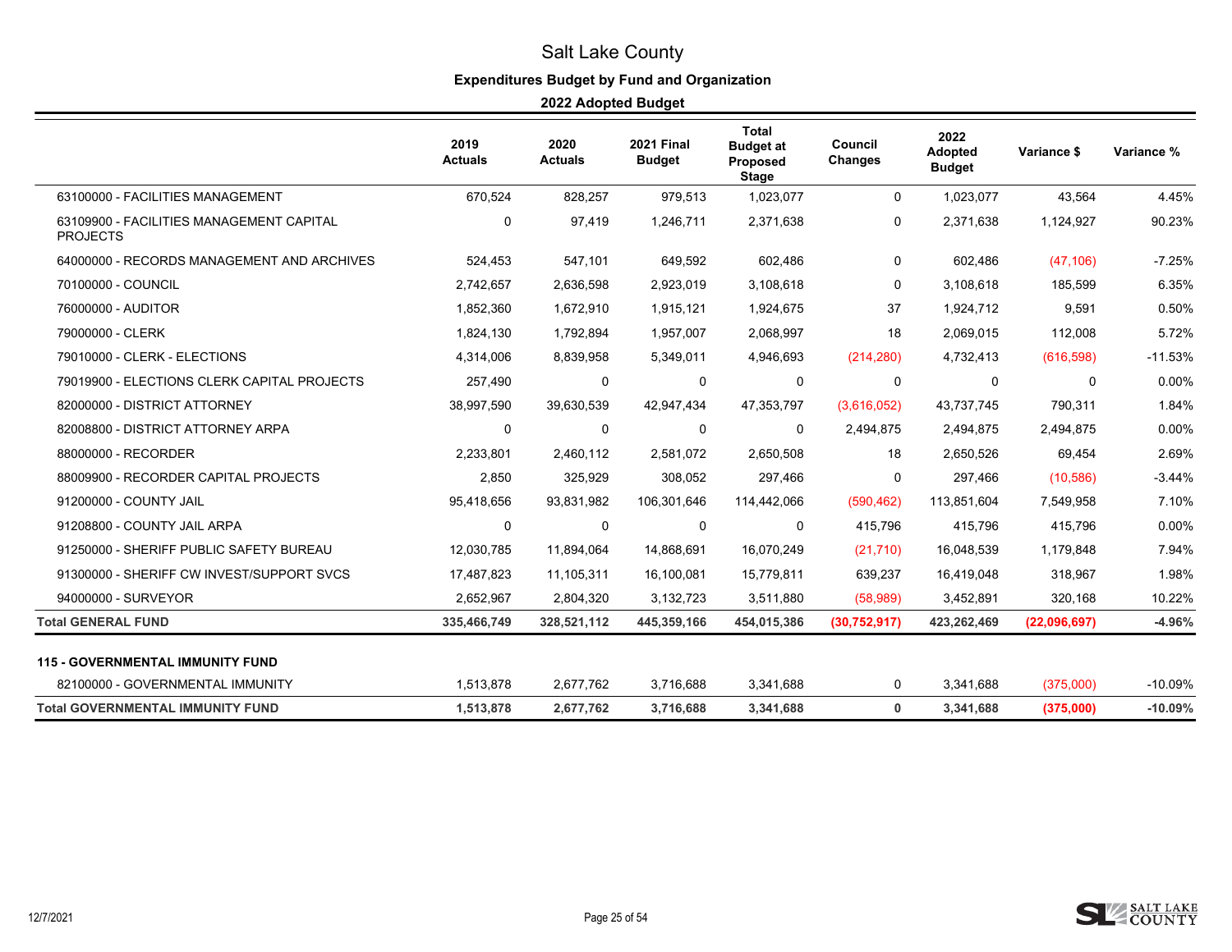# Salt Lake County

## Expenditures Budget by Fund and Organization

### 2022 Adopted Budget

| | 2019 Actuals | 2020 Actuals | 2021 Final Budget | Total Budget at Proposed Stage | Council Changes | 2022 Adopted Budget | Variance $ | Variance % |
|---|---|---|---|---|---|---|---|---|
| 63100000 - FACILITIES MANAGEMENT | 670,524 | 828,257 | 979,513 | 1,023,077 | 0 | 1,023,077 | 43,564 | 4.45% |
| 63109900 - FACILITIES MANAGEMENT CAPITAL PROJECTS | 0 | 97,419 | 1,246,711 | 2,371,638 | 0 | 2,371,638 | 1,124,927 | 90.23% |
| 64000000 - RECORDS MANAGEMENT AND ARCHIVES | 524,453 | 547,101 | 649,592 | 602,486 | 0 | 602,486 | (47,106) | -7.25% |
| 70100000 - COUNCIL | 2,742,657 | 2,636,598 | 2,923,019 | 3,108,618 | 0 | 3,108,618 | 185,599 | 6.35% |
| 76000000 - AUDITOR | 1,852,360 | 1,672,910 | 1,915,121 | 1,924,675 | 37 | 1,924,712 | 9,591 | 0.50% |
| 79000000 - CLERK | 1,824,130 | 1,792,894 | 1,957,007 | 2,068,997 | 18 | 2,069,015 | 112,008 | 5.72% |
| 79010000 - CLERK - ELECTIONS | 4,314,006 | 8,839,958 | 5,349,011 | 4,946,693 | (214,280) | 4,732,413 | (616,598) | -11.53% |
| 79019900 - ELECTIONS CLERK CAPITAL PROJECTS | 257,490 | 0 | 0 | 0 | 0 | 0 | 0 | 0.00% |
| 82000000 - DISTRICT ATTORNEY | 38,997,590 | 39,630,539 | 42,947,434 | 47,353,797 | (3,616,052) | 43,737,745 | 790,311 | 1.84% |
| 82008800 - DISTRICT ATTORNEY ARPA | 0 | 0 | 0 | 0 | 2,494,875 | 2,494,875 | 2,494,875 | 0.00% |
| 88000000 - RECORDER | 2,233,801 | 2,460,112 | 2,581,072 | 2,650,508 | 18 | 2,650,526 | 69,454 | 2.69% |
| 88009900 - RECORDER CAPITAL PROJECTS | 2,850 | 325,929 | 308,052 | 297,466 | 0 | 297,466 | (10,586) | -3.44% |
| 91200000 - COUNTY JAIL | 95,418,656 | 93,831,982 | 106,301,646 | 114,442,066 | (590,462) | 113,851,604 | 7,549,958 | 7.10% |
| 91208800 - COUNTY JAIL ARPA | 0 | 0 | 0 | 0 | 415,796 | 415,796 | 415,796 | 0.00% |
| 91250000 - SHERIFF PUBLIC SAFETY BUREAU | 12,030,785 | 11,894,064 | 14,868,691 | 16,070,249 | (21,710) | 16,048,539 | 1,179,848 | 7.94% |
| 91300000 - SHERIFF CW INVEST/SUPPORT SVCS | 17,487,823 | 11,105,311 | 16,100,081 | 15,779,811 | 639,237 | 16,419,048 | 318,967 | 1.98% |
| 94000000 - SURVEYOR | 2,652,967 | 2,804,320 | 3,132,723 | 3,511,880 | (58,989) | 3,452,891 | 320,168 | 10.22% |
| **Total GENERAL FUND** | **335,466,749** | **328,521,112** | **445,359,166** | **454,015,386** | **(30,752,917)** | **423,262,469** | **(22,096,697)** | **-4.96%** |
| **115 - GOVERNMENTAL IMMUNITY FUND** | | | | | | | | |
| 82100000 - GOVERNMENTAL IMMUNITY | 1,513,878 | 2,677,762 | 3,716,688 | 3,341,688 | 0 | 3,341,688 | (375,000) | -10.09% |
| **Total GOVERNMENTAL IMMUNITY FUND** | **1,513,878** | **2,677,762** | **3,716,688** | **3,341,688** | **0** | **3,341,688** | **(375,000)** | **-10.09%** |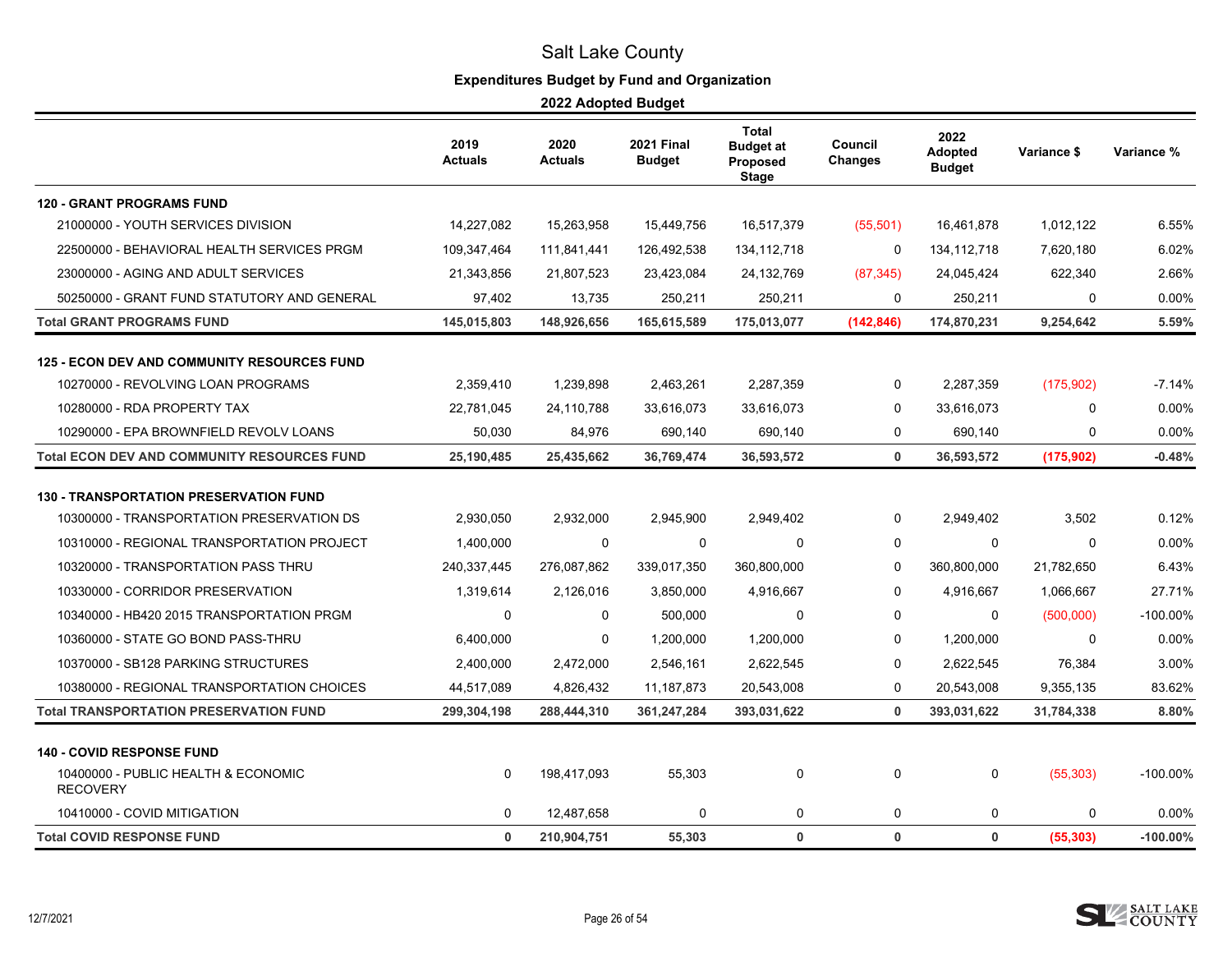# Salt Lake County

## Expenditures Budget by Fund and Organization

### 2022 Adopted Budget

| | 2019 Actuals | 2020 Actuals | 2021 Final Budget | Total Budget at Proposed Stage | Council Changes | 2022 Adopted Budget | Variance $ | Variance % |
|---|---|---|---|---|---|---|---|---|
| **120 - GRANT PROGRAMS FUND** | | | | | | | | |
| 21000000 - YOUTH SERVICES DIVISION | 14,227,082 | 15,263,958 | 15,449,756 | 16,517,379 | (55,501) | 16,461,878 | 1,012,122 | 6.55% |
| 22500000 - BEHAVIORAL HEALTH SERVICES PRGM | 109,347,464 | 111,841,441 | 126,492,538 | 134,112,718 | 0 | 134,112,718 | 7,620,180 | 6.02% |
| 23000000 - AGING AND ADULT SERVICES | 21,343,856 | 21,807,523 | 23,423,084 | 24,132,769 | (87,345) | 24,045,424 | 622,340 | 2.66% |
| 50250000 - GRANT FUND STATUTORY AND GENERAL | 97,402 | 13,735 | 250,211 | 250,211 | 0 | 250,211 | 0 | 0.00% |
| **Total GRANT PROGRAMS FUND** | **145,015,803** | **148,926,656** | **165,615,589** | **175,013,077** | **(142,846)** | **174,870,231** | **9,254,642** | **5.59%** |
| **125 - ECON DEV AND COMMUNITY RESOURCES FUND** | | | | | | | | |
| 10270000 - REVOLVING LOAN PROGRAMS | 2,359,410 | 1,239,898 | 2,463,261 | 2,287,359 | 0 | 2,287,359 | (175,902) | -7.14% |
| 10280000 - RDA PROPERTY TAX | 22,781,045 | 24,110,788 | 33,616,073 | 33,616,073 | 0 | 33,616,073 | 0 | 0.00% |
| 10290000 - EPA BROWNFIELD REVOLV LOANS | 50,030 | 84,976 | 690,140 | 690,140 | 0 | 690,140 | 0 | 0.00% |
| **Total ECON DEV AND COMMUNITY RESOURCES FUND** | **25,190,485** | **25,435,662** | **36,769,474** | **36,593,572** | **0** | **36,593,572** | **(175,902)** | **-0.48%** |
| **130 - TRANSPORTATION PRESERVATION FUND** | | | | | | | | |
| 10300000 - TRANSPORTATION PRESERVATION DS | 2,930,050 | 2,932,000 | 2,945,900 | 2,949,402 | 0 | 2,949,402 | 3,502 | 0.12% |
| 10310000 - REGIONAL TRANSPORTATION PROJECT | 1,400,000 | 0 | 0 | 0 | 0 | 0 | 0 | 0.00% |
| 10320000 - TRANSPORTATION PASS THRU | 240,337,445 | 276,087,862 | 339,017,350 | 360,800,000 | 0 | 360,800,000 | 21,782,650 | 6.43% |
| 10330000 - CORRIDOR PRESERVATION | 1,319,614 | 2,126,016 | 3,850,000 | 4,916,667 | 0 | 4,916,667 | 1,066,667 | 27.71% |
| 10340000 - HB420 2015 TRANSPORTATION PRGM | 0 | 0 | 500,000 | 0 | 0 | 0 | (500,000) | -100.00% |
| 10360000 - STATE GO BOND PASS-THRU | 6,400,000 | 0 | 1,200,000 | 1,200,000 | 0 | 1,200,000 | 0 | 0.00% |
| 10370000 - SB128 PARKING STRUCTURES | 2,400,000 | 2,472,000 | 2,546,161 | 2,622,545 | 0 | 2,622,545 | 76,384 | 3.00% |
| 10380000 - REGIONAL TRANSPORTATION CHOICES | 44,517,089 | 4,826,432 | 11,187,873 | 20,543,008 | 0 | 20,543,008 | 9,355,135 | 83.62% |
| **Total TRANSPORTATION PRESERVATION FUND** | **299,304,198** | **288,444,310** | **361,247,284** | **393,031,622** | **0** | **393,031,622** | **31,784,338** | **8.80%** |
| **140 - COVID RESPONSE FUND** | | | | | | | | |
| 10400000 - PUBLIC HEALTH & ECONOMIC RECOVERY | 0 | 198,417,093 | 55,303 | 0 | 0 | 0 | (55,303) | -100.00% |
| 10410000 - COVID MITIGATION | 0 | 12,487,658 | 0 | 0 | 0 | 0 | 0 | 0.00% |
| **Total COVID RESPONSE FUND** | **0** | **210,904,751** | **55,303** | **0** | **0** | **0** | **(55,303)** | **-100.00%** |

12/7/2021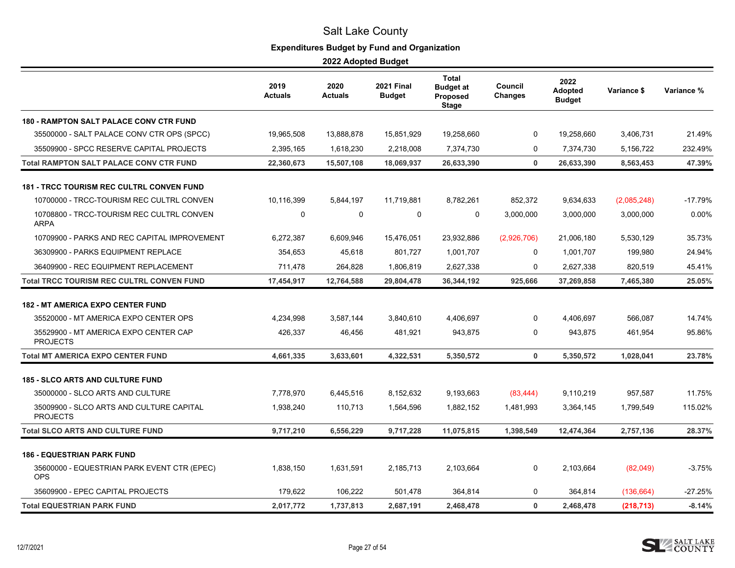# Salt Lake County

## Expenditures Budget by Fund and Organization

### 2022 Adopted Budget

| | 2019 Actuals | 2020 Actuals | 2021 Final Budget | Total Budget at Proposed Stage | Council Changes | 2022 Adopted Budget | Variance $ | Variance % |
|---|---|---|---|---|---|---|---|---|
| **180 - RAMPTON SALT PALACE CONV CTR FUND** | | | | | | | | |
| 35500000 - SALT PALACE CONV CTR OPS (SPCC) | 19,965,508 | 13,888,878 | 15,851,929 | 19,258,660 | 0 | 19,258,660 | 3,406,731 | 21.49% |
| 35509900 - SPCC RESERVE CAPITAL PROJECTS | 2,395,165 | 1,618,230 | 2,218,008 | 7,374,730 | 0 | 7,374,730 | 5,156,722 | 232.49% |
| **Total RAMPTON SALT PALACE CONV CTR FUND** | **22,360,673** | **15,507,108** | **18,069,937** | **26,633,390** | **0** | **26,633,390** | **8,563,453** | **47.39%** |
| **181 - TRCC TOURISM REC CULTRL CONVEN FUND** | | | | | | | | |
| 10700000 - TRCC-TOURISM REC CULTRL CONVEN | 10,116,399 | 5,844,197 | 11,719,881 | 8,782,261 | 852,372 | 9,634,633 | (2,085,248) | -17.79% |
| 10708800 - TRCC-TOURISM REC CULTRL CONVEN ARPA | 0 | 0 | 0 | 0 | 3,000,000 | 3,000,000 | 3,000,000 | 0.00% |
| 10709900 - PARKS AND REC CAPITAL IMPROVEMENT | 6,272,387 | 6,609,946 | 15,476,051 | 23,932,886 | (2,926,706) | 21,006,180 | 5,530,129 | 35.73% |
| 36309900 - PARKS EQUIPMENT REPLACE | 354,653 | 45,618 | 801,727 | 1,001,707 | 0 | 1,001,707 | 199,980 | 24.94% |
| 36409900 - REC EQUIPMENT REPLACEMENT | 711,478 | 264,828 | 1,806,819 | 2,627,338 | 0 | 2,627,338 | 820,519 | 45.41% |
| **Total TRCC TOURISM REC CULTRL CONVEN FUND** | **17,454,917** | **12,764,588** | **29,804,478** | **36,344,192** | **925,666** | **37,269,858** | **7,465,380** | **25.05%** |
| **182 - MT AMERICA EXPO CENTER FUND** | | | | | | | | |
| 35520000 - MT AMERICA EXPO CENTER OPS | 4,234,998 | 3,587,144 | 3,840,610 | 4,406,697 | 0 | 4,406,697 | 566,087 | 14.74% |
| 35529900 - MT AMERICA EXPO CENTER CAP PROJECTS | 426,337 | 46,456 | 481,921 | 943,875 | 0 | 943,875 | 461,954 | 95.86% |
| **Total MT AMERICA EXPO CENTER FUND** | **4,661,335** | **3,633,601** | **4,322,531** | **5,350,572** | **0** | **5,350,572** | **1,028,041** | **23.78%** |
| **185 - SLCO ARTS AND CULTURE FUND** | | | | | | | | |
| 35000000 - SLCO ARTS AND CULTURE | 7,778,970 | 6,445,516 | 8,152,632 | 9,193,663 | (83,444) | 9,110,219 | 957,587 | 11.75% |
| 35009900 - SLCO ARTS AND CULTURE CAPITAL PROJECTS | 1,938,240 | 110,713 | 1,564,596 | 1,882,152 | 1,481,993 | 3,364,145 | 1,799,549 | 115.02% |
| **Total SLCO ARTS AND CULTURE FUND** | **9,717,210** | **6,556,229** | **9,717,228** | **11,075,815** | **1,398,549** | **12,474,364** | **2,757,136** | **28.37%** |
| **186 - EQUESTRIAN PARK FUND** | | | | | | | | |
| 35600000 - EQUESTRIAN PARK EVENT CTR (EPEC) OPS | 1,838,150 | 1,631,591 | 2,185,713 | 2,103,664 | 0 | 2,103,664 | (82,049) | -3.75% |
| 35609900 - EPEC CAPITAL PROJECTS | 179,622 | 106,222 | 501,478 | 364,814 | 0 | 364,814 | (136,664) | -27.25% |
| **Total EQUESTRIAN PARK FUND** | **2,017,772** | **1,737,813** | **2,687,191** | **2,468,478** | **0** | **2,468,478** | **(218,713)** | **-8.14%** |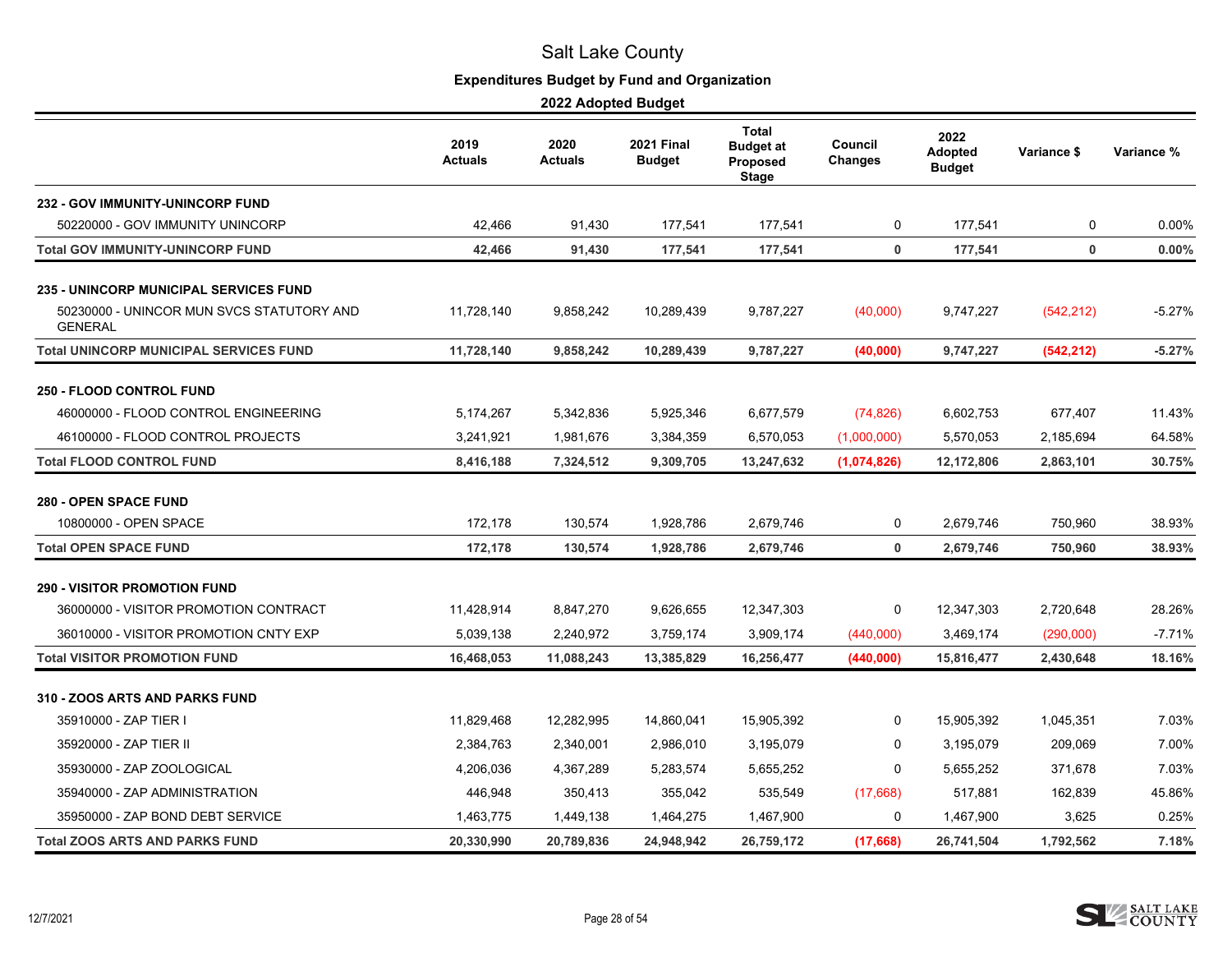# Salt Lake County

## Expenditures Budget by Fund and Organization

### 2022 Adopted Budget

| | 2019 Actuals | 2020 Actuals | 2021 Final Budget | Total Budget at Proposed Stage | Council Changes | 2022 Adopted Budget | Variance $ | Variance % |
|---|---|---|---|---|---|---|---|---|
| **232 - GOV IMMUNITY-UNINCORP FUND** | | | | | | | | |
| 50220000 - GOV IMMUNITY UNINCORP | 42,466 | 91,430 | 177,541 | 177,541 | 0 | 177,541 | 0 | 0.00% |
| **Total GOV IMMUNITY-UNINCORP FUND** | **42,466** | **91,430** | **177,541** | **177,541** | **0** | **177,541** | **0** | **0.00%** |
| **235 - UNINCORP MUNICIPAL SERVICES FUND** | | | | | | | | |
| 50230000 - UNINCOR MUN SVCS STATUTORY AND GENERAL | 11,728,140 | 9,858,242 | 10,289,439 | 9,787,227 | (40,000) | 9,747,227 | (542,212) | -5.27% |
| **Total UNINCORP MUNICIPAL SERVICES FUND** | **11,728,140** | **9,858,242** | **10,289,439** | **9,787,227** | **(40,000)** | **9,747,227** | **(542,212)** | **-5.27%** |
| **250 - FLOOD CONTROL FUND** | | | | | | | | |
| 46000000 - FLOOD CONTROL ENGINEERING | 5,174,267 | 5,342,836 | 5,925,346 | 6,677,579 | (74,826) | 6,602,753 | 677,407 | 11.43% |
| 46100000 - FLOOD CONTROL PROJECTS | 3,241,921 | 1,981,676 | 3,384,359 | 6,570,053 | (1,000,000) | 5,570,053 | 2,185,694 | 64.58% |
| **Total FLOOD CONTROL FUND** | **8,416,188** | **7,324,512** | **9,309,705** | **13,247,632** | **(1,074,826)** | **12,172,806** | **2,863,101** | **30.75%** |
| **280 - OPEN SPACE FUND** | | | | | | | | |
| 10800000 - OPEN SPACE | 172,178 | 130,574 | 1,928,786 | 2,679,746 | 0 | 2,679,746 | 750,960 | 38.93% |
| **Total OPEN SPACE FUND** | **172,178** | **130,574** | **1,928,786** | **2,679,746** | **0** | **2,679,746** | **750,960** | **38.93%** |
| **290 - VISITOR PROMOTION FUND** | | | | | | | | |
| 36000000 - VISITOR PROMOTION CONTRACT | 11,428,914 | 8,847,270 | 9,626,655 | 12,347,303 | 0 | 12,347,303 | 2,720,648 | 28.26% |
| 36010000 - VISITOR PROMOTION CNTY EXP | 5,039,138 | 2,240,972 | 3,759,174 | 3,909,174 | (440,000) | 3,469,174 | (290,000) | -7.71% |
| **Total VISITOR PROMOTION FUND** | **16,468,053** | **11,088,243** | **13,385,829** | **16,256,477** | **(440,000)** | **15,816,477** | **2,430,648** | **18.16%** |
| **310 - ZOOS ARTS AND PARKS FUND** | | | | | | | | |
| 35910000 - ZAP TIER I | 11,829,468 | 12,282,995 | 14,860,041 | 15,905,392 | 0 | 15,905,392 | 1,045,351 | 7.03% |
| 35920000 - ZAP TIER II | 2,384,763 | 2,340,001 | 2,986,010 | 3,195,079 | 0 | 3,195,079 | 209,069 | 7.00% |
| 35930000 - ZAP ZOOLOGICAL | 4,206,036 | 4,367,289 | 5,283,574 | 5,655,252 | 0 | 5,655,252 | 371,678 | 7.03% |
| 35940000 - ZAP ADMINISTRATION | 446,948 | 350,413 | 355,042 | 535,549 | (17,668) | 517,881 | 162,839 | 45.86% |
| 35950000 - ZAP BOND DEBT SERVICE | 1,463,775 | 1,449,138 | 1,464,275 | 1,467,900 | 0 | 1,467,900 | 3,625 | 0.25% |
| **Total ZOOS ARTS AND PARKS FUND** | **20,330,990** | **20,789,836** | **24,948,942** | **26,759,172** | **(17,668)** | **26,741,504** | **1,792,562** | **7.18%** |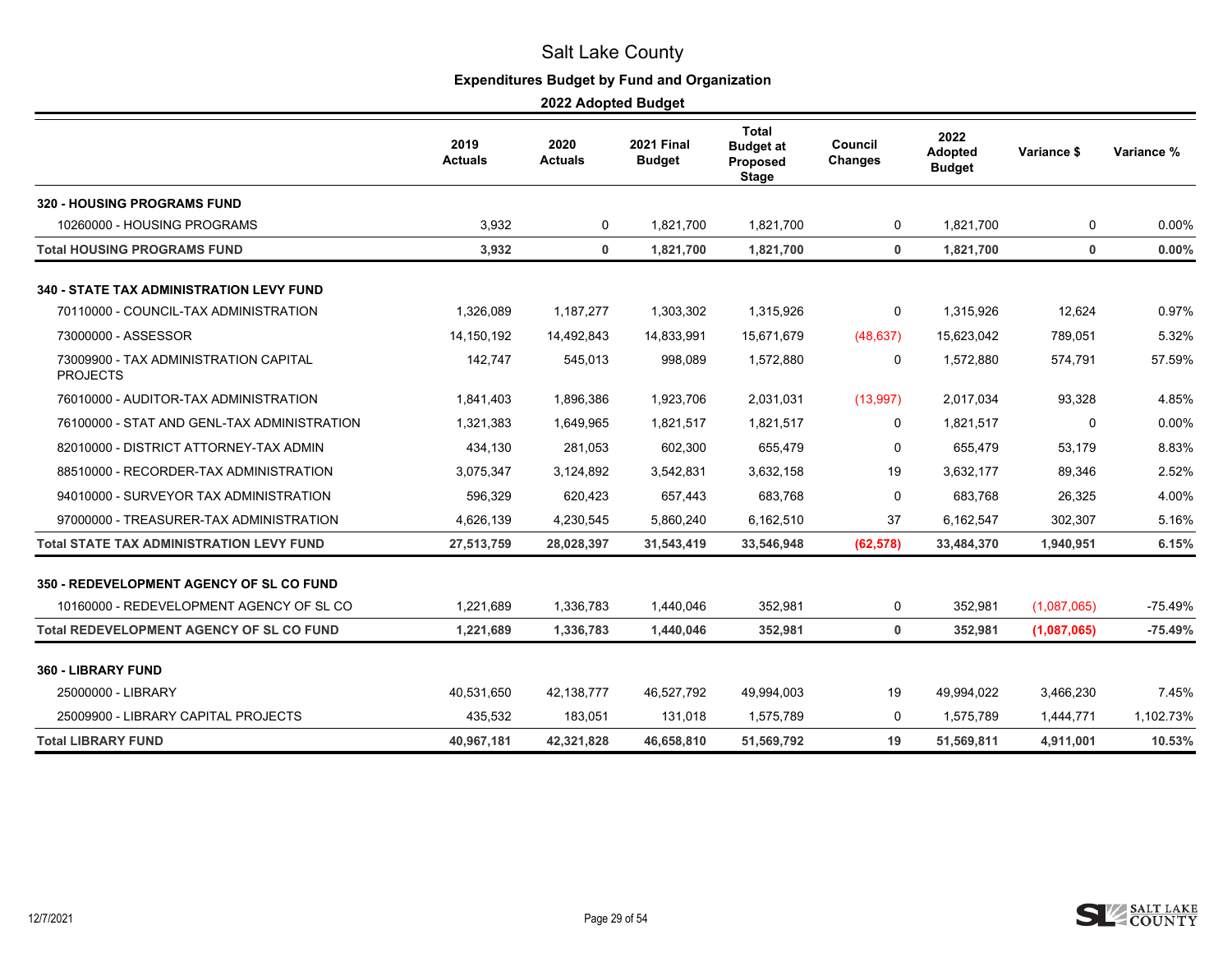# Salt Lake County

## Expenditures Budget by Fund and Organization

### 2022 Adopted Budget

| | 2019 Actuals | 2020 Actuals | 2021 Final Budget | Total Budget at Proposed Stage | Council Changes | 2022 Adopted Budget | Variance $ | Variance % |
|---|---|---|---|---|---|---|---|---|
| **320 - HOUSING PROGRAMS FUND** | | | | | | | | |
| 10260000 - HOUSING PROGRAMS | 3,932 | 0 | 1,821,700 | 1,821,700 | 0 | 1,821,700 | 0 | 0.00% |
| **Total HOUSING PROGRAMS FUND** | **3,932** | **0** | **1,821,700** | **1,821,700** | **0** | **1,821,700** | **0** | **0.00%** |
| **340 - STATE TAX ADMINISTRATION LEVY FUND** | | | | | | | | |
| 70110000 - COUNCIL-TAX ADMINISTRATION | 1,326,089 | 1,187,277 | 1,303,302 | 1,315,926 | 0 | 1,315,926 | 12,624 | 0.97% |
| 73000000 - ASSESSOR | 14,150,192 | 14,492,843 | 14,833,991 | 15,671,679 | (48,637) | 15,623,042 | 789,051 | 5.32% |
| 73009900 - TAX ADMINISTRATION CAPITAL PROJECTS | 142,747 | 545,013 | 998,089 | 1,572,880 | 0 | 1,572,880 | 574,791 | 57.59% |
| 76010000 - AUDITOR-TAX ADMINISTRATION | 1,841,403 | 1,896,386 | 1,923,706 | 2,031,031 | (13,997) | 2,017,034 | 93,328 | 4.85% |
| 76100000 - STAT AND GENL-TAX ADMINISTRATION | 1,321,383 | 1,649,965 | 1,821,517 | 1,821,517 | 0 | 1,821,517 | 0 | 0.00% |
| 82010000 - DISTRICT ATTORNEY-TAX ADMIN | 434,130 | 281,053 | 602,300 | 655,479 | 0 | 655,479 | 53,179 | 8.83% |
| 88510000 - RECORDER-TAX ADMINISTRATION | 3,075,347 | 3,124,892 | 3,542,831 | 3,632,158 | 19 | 3,632,177 | 89,346 | 2.52% |
| 94010000 - SURVEYOR TAX ADMINISTRATION | 596,329 | 620,423 | 657,443 | 683,768 | 0 | 683,768 | 26,325 | 4.00% |
| 97000000 - TREASURER-TAX ADMINISTRATION | 4,626,139 | 4,230,545 | 5,860,240 | 6,162,510 | 37 | 6,162,547 | 302,307 | 5.16% |
| **Total STATE TAX ADMINISTRATION LEVY FUND** | **27,513,759** | **28,028,397** | **31,543,419** | **33,546,948** | **(62,578)** | **33,484,370** | **1,940,951** | **6.15%** |
| **350 - REDEVELOPMENT AGENCY OF SL CO FUND** | | | | | | | | |
| 10160000 - REDEVELOPMENT AGENCY OF SL CO | 1,221,689 | 1,336,783 | 1,440,046 | 352,981 | 0 | 352,981 | (1,087,065) | -75.49% |
| **Total REDEVELOPMENT AGENCY OF SL CO FUND** | **1,221,689** | **1,336,783** | **1,440,046** | **352,981** | **0** | **352,981** | **(1,087,065)** | **-75.49%** |
| **360 - LIBRARY FUND** | | | | | | | | |
| 25000000 - LIBRARY | 40,531,650 | 42,138,777 | 46,527,792 | 49,994,003 | 19 | 49,994,022 | 3,466,230 | 7.45% |
| 25009900 - LIBRARY CAPITAL PROJECTS | 435,532 | 183,051 | 131,018 | 1,575,789 | 0 | 1,575,789 | 1,444,771 | 1,102.73% |
| **Total LIBRARY FUND** | **40,967,181** | **42,321,828** | **46,658,810** | **51,569,792** | **19** | **51,569,811** | **4,911,001** | **10.53%** |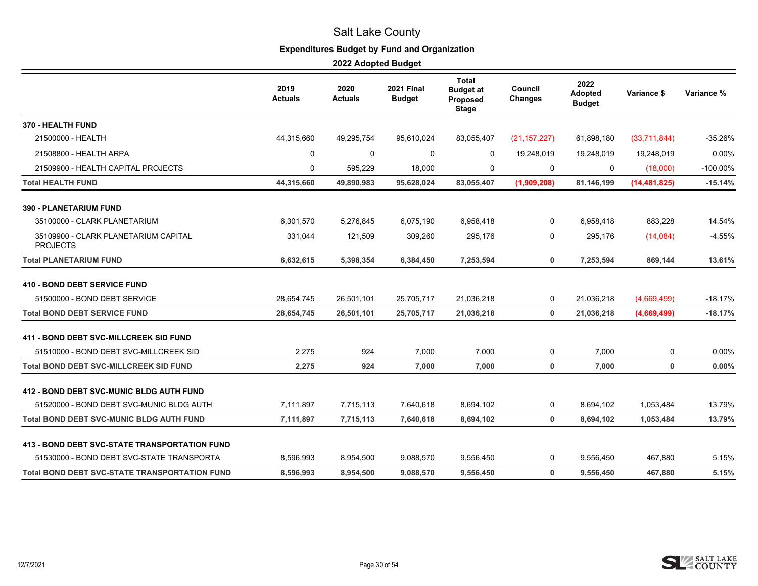# Salt Lake County

## Expenditures Budget by Fund and Organization

### 2022 Adopted Budget

| | 2019 Actuals | 2020 Actuals | 2021 Final Budget | Total Budget at Proposed Stage | Council Changes | 2022 Adopted Budget | Variance $ | Variance % |
|---|---|---|---|---|---|---|---|---|
| **370 - HEALTH FUND** | | | | | | | | |
| 21500000 - HEALTH | 44,315,660 | 49,295,754 | 95,610,024 | 83,055,407 | (21,157,227) | 61,898,180 | (33,711,844) | -35.26% |
| 21508800 - HEALTH ARPA | 0 | 0 | 0 | 0 | 19,248,019 | 19,248,019 | 19,248,019 | 0.00% |
| 21509900 - HEALTH CAPITAL PROJECTS | 0 | 595,229 | 18,000 | 0 | 0 | 0 | (18,000) | -100.00% |
| **Total HEALTH FUND** | **44,315,660** | **49,890,983** | **95,628,024** | **83,055,407** | **(1,909,208)** | **81,146,199** | **(14,481,825)** | **-15.14%** |
| **390 - PLANETARIUM FUND** | | | | | | | | |
| 35100000 - CLARK PLANETARIUM | 6,301,570 | 5,276,845 | 6,075,190 | 6,958,418 | 0 | 6,958,418 | 883,228 | 14.54% |
| 35109900 - CLARK PLANETARIUM CAPITAL PROJECTS | 331,044 | 121,509 | 309,260 | 295,176 | 0 | 295,176 | (14,084) | -4.55% |
| **Total PLANETARIUM FUND** | **6,632,615** | **5,398,354** | **6,384,450** | **7,253,594** | **0** | **7,253,594** | **869,144** | **13.61%** |
| **410 - BOND DEBT SERVICE FUND** | | | | | | | | |
| 51500000 - BOND DEBT SERVICE | 28,654,745 | 26,501,101 | 25,705,717 | 21,036,218 | 0 | 21,036,218 | (4,669,499) | -18.17% |
| **Total BOND DEBT SERVICE FUND** | **28,654,745** | **26,501,101** | **25,705,717** | **21,036,218** | **0** | **21,036,218** | **(4,669,499)** | **-18.17%** |
| **411 - BOND DEBT SVC-MILLCREEK SID FUND** | | | | | | | | |
| 51510000 - BOND DEBT SVC-MILLCREEK SID | 2,275 | 924 | 7,000 | 7,000 | 0 | 7,000 | 0 | 0.00% |
| **Total BOND DEBT SVC-MILLCREEK SID FUND** | **2,275** | **924** | **7,000** | **7,000** | **0** | **7,000** | **0** | **0.00%** |
| **412 - BOND DEBT SVC-MUNIC BLDG AUTH FUND** | | | | | | | | |
| 51520000 - BOND DEBT SVC-MUNIC BLDG AUTH | 7,111,897 | 7,715,113 | 7,640,618 | 8,694,102 | 0 | 8,694,102 | 1,053,484 | 13.79% |
| **Total BOND DEBT SVC-MUNIC BLDG AUTH FUND** | **7,111,897** | **7,715,113** | **7,640,618** | **8,694,102** | **0** | **8,694,102** | **1,053,484** | **13.79%** |
| **413 - BOND DEBT SVC-STATE TRANSPORTATION FUND** | | | | | | | | |
| 51530000 - BOND DEBT SVC-STATE TRANSPORTA | 8,596,993 | 8,954,500 | 9,088,570 | 9,556,450 | 0 | 9,556,450 | 467,880 | 5.15% |
| **Total BOND DEBT SVC-STATE TRANSPORTATION FUND** | **8,596,993** | **8,954,500** | **9,088,570** | **9,556,450** | **0** | **9,556,450** | **467,880** | **5.15%** |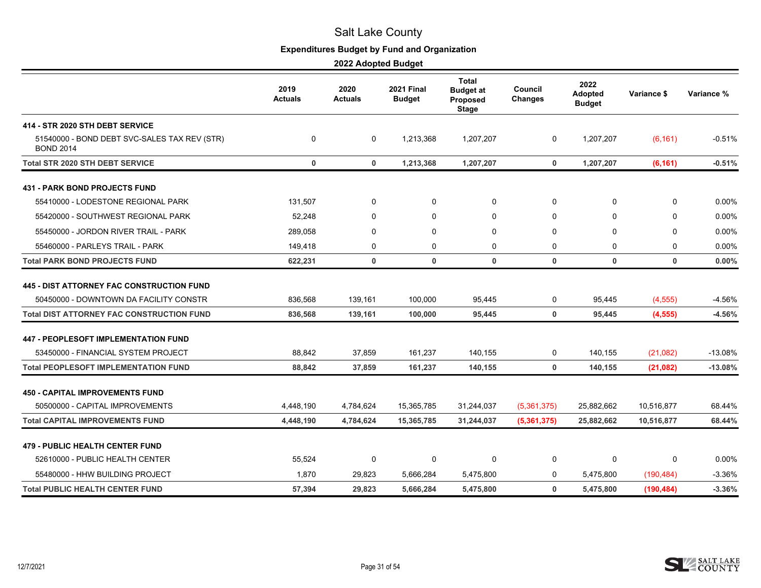# Salt Lake County

## Expenditures Budget by Fund and Organization

### 2022 Adopted Budget

| | 2019 Actuals | 2020 Actuals | 2021 Final Budget | Total Budget at Proposed Stage | Council Changes | 2022 Adopted Budget | Variance $ | Variance % |
|---|---|---|---|---|---|---|---|---|
| **414 - STR 2020 STH DEBT SERVICE** | | | | | | | | |
| 51540000 - BOND DEBT SVC-SALES TAX REV (STR) BOND 2014 | 0 | 0 | 1,213,368 | 1,207,207 | 0 | 1,207,207 | (6,161) | -0.51% |
| **Total STR 2020 STH DEBT SERVICE** | **0** | **0** | **1,213,368** | **1,207,207** | **0** | **1,207,207** | **(6,161)** | **-0.51%** |
| **431 - PARK BOND PROJECTS FUND** | | | | | | | | |
| 55410000 - LODESTONE REGIONAL PARK | 131,507 | 0 | 0 | 0 | 0 | 0 | 0 | 0.00% |
| 55420000 - SOUTHWEST REGIONAL PARK | 52,248 | 0 | 0 | 0 | 0 | 0 | 0 | 0.00% |
| 55450000 - JORDON RIVER TRAIL - PARK | 289,058 | 0 | 0 | 0 | 0 | 0 | 0 | 0.00% |
| 55460000 - PARLEYS TRAIL - PARK | 149,418 | 0 | 0 | 0 | 0 | 0 | 0 | 0.00% |
| **Total PARK BOND PROJECTS FUND** | **622,231** | **0** | **0** | **0** | **0** | **0** | **0** | **0.00%** |
| **445 - DIST ATTORNEY FAC CONSTRUCTION FUND** | | | | | | | | |
| 50450000 - DOWNTOWN DA FACILITY CONSTR | 836,568 | 139,161 | 100,000 | 95,445 | 0 | 95,445 | (4,555) | -4.56% |
| **Total DIST ATTORNEY FAC CONSTRUCTION FUND** | **836,568** | **139,161** | **100,000** | **95,445** | **0** | **95,445** | **(4,555)** | **-4.56%** |
| **447 - PEOPLESOFT IMPLEMENTATION FUND** | | | | | | | | |
| 53450000 - FINANCIAL SYSTEM PROJECT | 88,842 | 37,859 | 161,237 | 140,155 | 0 | 140,155 | (21,082) | -13.08% |
| **Total PEOPLESOFT IMPLEMENTATION FUND** | **88,842** | **37,859** | **161,237** | **140,155** | **0** | **140,155** | **(21,082)** | **-13.08%** |
| **450 - CAPITAL IMPROVEMENTS FUND** | | | | | | | | |
| 50500000 - CAPITAL IMPROVEMENTS | 4,448,190 | 4,784,624 | 15,365,785 | 31,244,037 | (5,361,375) | 25,882,662 | 10,516,877 | 68.44% |
| **Total CAPITAL IMPROVEMENTS FUND** | **4,448,190** | **4,784,624** | **15,365,785** | **31,244,037** | **(5,361,375)** | **25,882,662** | **10,516,877** | **68.44%** |
| **479 - PUBLIC HEALTH CENTER FUND** | | | | | | | | |
| 52610000 - PUBLIC HEALTH CENTER | 55,524 | 0 | 0 | 0 | 0 | 0 | 0 | 0.00% |
| 55480000 - HHW BUILDING PROJECT | 1,870 | 29,823 | 5,666,284 | 5,475,800 | 0 | 5,475,800 | (190,484) | -3.36% |
| **Total PUBLIC HEALTH CENTER FUND** | **57,394** | **29,823** | **5,666,284** | **5,475,800** | **0** | **5,475,800** | **(190,484)** | **-3.36%** |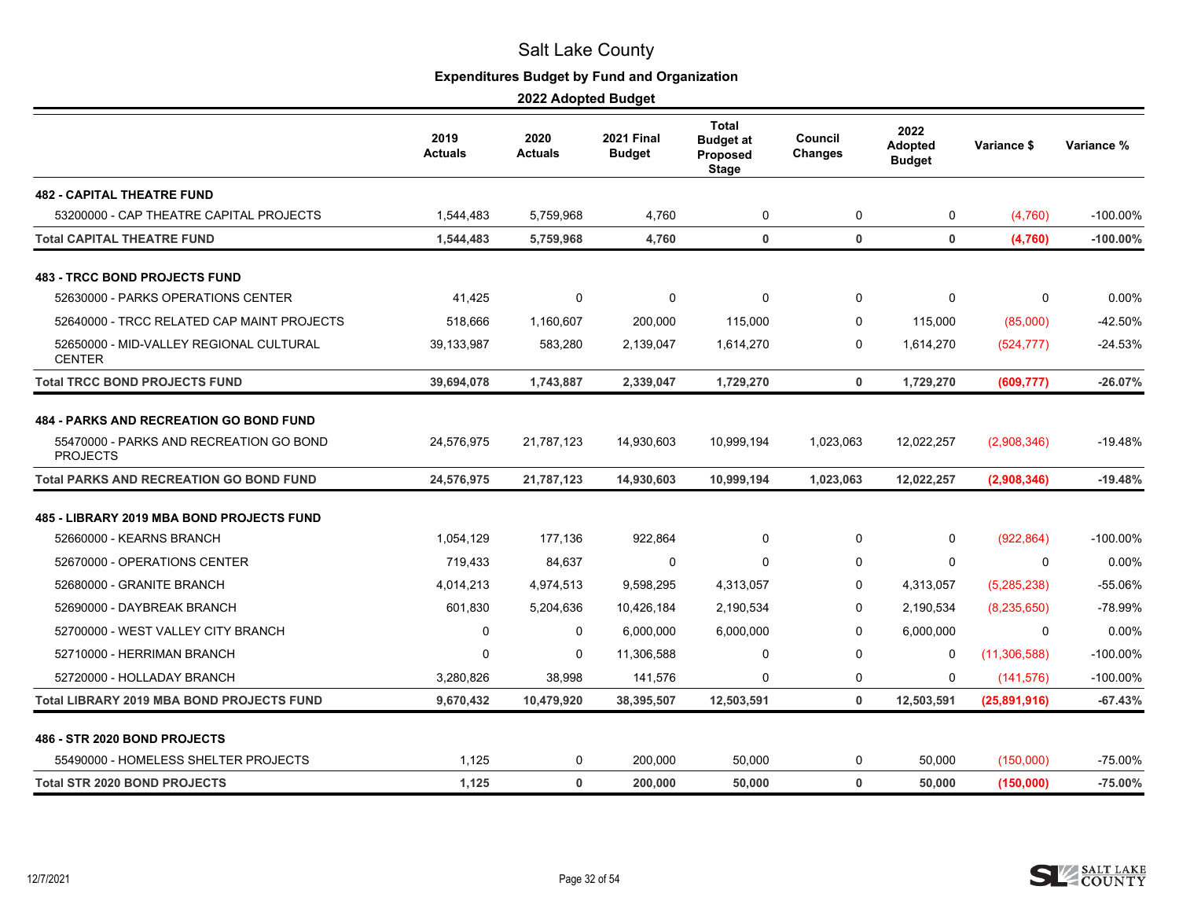# Salt Lake County

## Expenditures Budget by Fund and Organization

### 2022 Adopted Budget

| | 2019 Actuals | 2020 Actuals | 2021 Final Budget | Total Budget at Proposed Stage | Council Changes | 2022 Adopted Budget | Variance $ | Variance % |
|---|---|---|---|---|---|---|---|---|
| **482 - CAPITAL THEATRE FUND** | | | | | | | | |
| 53200000 - CAP THEATRE CAPITAL PROJECTS | 1,544,483 | 5,759,968 | 4,760 | 0 | 0 | 0 | (4,760) | -100.00% |
| **Total CAPITAL THEATRE FUND** | **1,544,483** | **5,759,968** | **4,760** | **0** | **0** | **0** | **(4,760)** | **-100.00%** |
| **483 - TRCC BOND PROJECTS FUND** | | | | | | | | |
| 52630000 - PARKS OPERATIONS CENTER | 41,425 | 0 | 0 | 0 | 0 | 0 | 0 | 0.00% |
| 52640000 - TRCC RELATED CAP MAINT PROJECTS | 518,666 | 1,160,607 | 200,000 | 115,000 | 0 | 115,000 | (85,000) | -42.50% |
| 52650000 - MID-VALLEY REGIONAL CULTURAL CENTER | 39,133,987 | 583,280 | 2,139,047 | 1,614,270 | 0 | 1,614,270 | (524,777) | -24.53% |
| **Total TRCC BOND PROJECTS FUND** | **39,694,078** | **1,743,887** | **2,339,047** | **1,729,270** | **0** | **1,729,270** | **(609,777)** | **-26.07%** |
| **484 - PARKS AND RECREATION GO BOND FUND** | | | | | | | | |
| 55470000 - PARKS AND RECREATION GO BOND PROJECTS | 24,576,975 | 21,787,123 | 14,930,603 | 10,999,194 | 1,023,063 | 12,022,257 | (2,908,346) | -19.48% |
| **Total PARKS AND RECREATION GO BOND FUND** | **24,576,975** | **21,787,123** | **14,930,603** | **10,999,194** | **1,023,063** | **12,022,257** | **(2,908,346)** | **-19.48%** |
| **485 - LIBRARY 2019 MBA BOND PROJECTS FUND** | | | | | | | | |
| 52660000 - KEARNS BRANCH | 1,054,129 | 177,136 | 922,864 | 0 | 0 | 0 | (922,864) | -100.00% |
| 52670000 - OPERATIONS CENTER | 719,433 | 84,637 | 0 | 0 | 0 | 0 | 0 | 0.00% |
| 52680000 - GRANITE BRANCH | 4,014,213 | 4,974,513 | 9,598,295 | 4,313,057 | 0 | 4,313,057 | (5,285,238) | -55.06% |
| 52690000 - DAYBREAK BRANCH | 601,830 | 5,204,636 | 10,426,184 | 2,190,534 | 0 | 2,190,534 | (8,235,650) | -78.99% |
| 52700000 - WEST VALLEY CITY BRANCH | 0 | 0 | 6,000,000 | 6,000,000 | 0 | 6,000,000 | 0 | 0.00% |
| 52710000 - HERRIMAN BRANCH | 0 | 0 | 11,306,588 | 0 | 0 | 0 | (11,306,588) | -100.00% |
| 52720000 - HOLLADAY BRANCH | 3,280,826 | 38,998 | 141,576 | 0 | 0 | 0 | (141,576) | -100.00% |
| **Total LIBRARY 2019 MBA BOND PROJECTS FUND** | **9,670,432** | **10,479,920** | **38,395,507** | **12,503,591** | **0** | **12,503,591** | **(25,891,916)** | **-67.43%** |
| **486 - STR 2020 BOND PROJECTS** | | | | | | | | |
| 55490000 - HOMELESS SHELTER PROJECTS | 1,125 | 0 | 200,000 | 50,000 | 0 | 50,000 | (150,000) | -75.00% |
| **Total STR 2020 BOND PROJECTS** | **1,125** | **0** | **200,000** | **50,000** | **0** | **50,000** | **(150,000)** | **-75.00%** |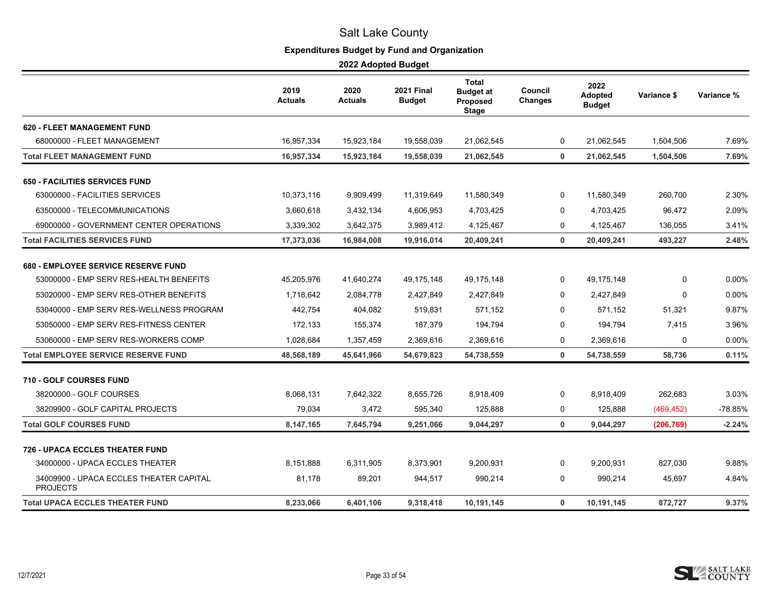# Salt Lake County

## Expenditures Budget by Fund and Organization

### 2022 Adopted Budget

| | 2019 Actuals | 2020 Actuals | 2021 Final Budget | Total Budget at Proposed Stage | Council Changes | 2022 Adopted Budget | Variance $ | Variance % |
|---|---|---|---|---|---|---|---|---|
| **620 - FLEET MANAGEMENT FUND** | | | | | | | | |
| 68000000 - FLEET MANAGEMENT | 16,957,334 | 15,923,184 | 19,558,039 | 21,062,545 | 0 | 21,062,545 | 1,504,506 | 7.69% |
| **Total FLEET MANAGEMENT FUND** | **16,957,334** | **15,923,184** | **19,558,039** | **21,062,545** | **0** | **21,062,545** | **1,504,506** | **7.69%** |
| **650 - FACILITIES SERVICES FUND** | | | | | | | | |
| 63000000 - FACILITIES SERVICES | 10,373,116 | 9,909,499 | 11,319,649 | 11,580,349 | 0 | 11,580,349 | 260,700 | 2.30% |
| 63500000 - TELECOMMUNICATIONS | 3,660,618 | 3,432,134 | 4,606,953 | 4,703,425 | 0 | 4,703,425 | 96,472 | 2.09% |
| 69000000 - GOVERNMENT CENTER OPERATIONS | 3,339,302 | 3,642,375 | 3,989,412 | 4,125,467 | 0 | 4,125,467 | 136,055 | 3.41% |
| **Total FACILITIES SERVICES FUND** | **17,373,036** | **16,984,008** | **19,916,014** | **20,409,241** | **0** | **20,409,241** | **493,227** | **2.48%** |
| **680 - EMPLOYEE SERVICE RESERVE FUND** | | | | | | | | |
| 53000000 - EMP SERV RES-HEALTH BENEFITS | 45,205,976 | 41,640,274 | 49,175,148 | 49,175,148 | 0 | 49,175,148 | 0 | 0.00% |
| 53020000 - EMP SERV RES-OTHER BENEFITS | 1,718,642 | 2,084,778 | 2,427,849 | 2,427,849 | 0 | 2,427,849 | 0 | 0.00% |
| 53040000 - EMP SERV RES-WELLNESS PROGRAM | 442,754 | 404,082 | 519,831 | 571,152 | 0 | 571,152 | 51,321 | 9.87% |
| 53050000 - EMP SERV RES-FITNESS CENTER | 172,133 | 155,374 | 187,379 | 194,794 | 0 | 194,794 | 7,415 | 3.96% |
| 53060000 - EMP SERV RES-WORKERS COMP | 1,028,684 | 1,357,459 | 2,369,616 | 2,369,616 | 0 | 2,369,616 | 0 | 0.00% |
| **Total EMPLOYEE SERVICE RESERVE FUND** | **48,568,189** | **45,641,966** | **54,679,823** | **54,738,559** | **0** | **54,738,559** | **58,736** | **0.11%** |
| **710 - GOLF COURSES FUND** | | | | | | | | |
| 38200000 - GOLF COURSES | 8,068,131 | 7,642,322 | 8,655,726 | 8,918,409 | 0 | 8,918,409 | 262,683 | 3.03% |
| 38209900 - GOLF CAPITAL PROJECTS | 79,034 | 3,472 | 595,340 | 125,888 | 0 | 125,888 | (469,452) | -78.85% |
| **Total GOLF COURSES FUND** | **8,147,165** | **7,645,794** | **9,251,066** | **9,044,297** | **0** | **9,044,297** | **(206,769)** | **-2.24%** |
| **726 - UPACA ECCLES THEATER FUND** | | | | | | | | |
| 34000000 - UPACA ECCLES THEATER | 8,151,888 | 6,311,905 | 8,373,901 | 9,200,931 | 0 | 9,200,931 | 827,030 | 9.88% |
| 34009900 - UPACA ECCLES THEATER CAPITAL PROJECTS | 81,178 | 89,201 | 944,517 | 990,214 | 0 | 990,214 | 45,697 | 4.84% |
| **Total UPACA ECCLES THEATER FUND** | **8,233,066** | **6,401,106** | **9,318,418** | **10,191,145** | **0** | **10,191,145** | **872,727** | **9.37%** |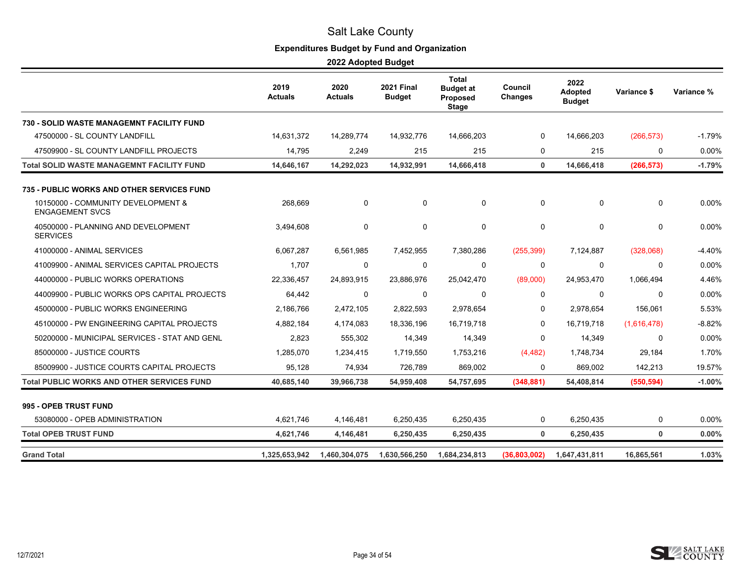# Salt Lake County

## Expenditures Budget by Fund and Organization

### 2022 Adopted Budget

| | 2019 Actuals | 2020 Actuals | 2021 Final Budget | Total Budget at Proposed Stage | Council Changes | 2022 Adopted Budget | Variance $ | Variance % |
|---|---|---|---|---|---|---|---|---|
| **730 - SOLID WASTE MANAGEMNT FACILITY FUND** | | | | | | | | |
| 47500000 - SL COUNTY LANDFILL | 14,631,372 | 14,289,774 | 14,932,776 | 14,666,203 | 0 | 14,666,203 | (266,573) | -1.79% |
| 47509900 - SL COUNTY LANDFILL PROJECTS | 14,795 | 2,249 | 215 | 215 | 0 | 215 | 0 | 0.00% |
| **Total SOLID WASTE MANAGEMNT FACILITY FUND** | **14,646,167** | **14,292,023** | **14,932,991** | **14,666,418** | **0** | **14,666,418** | **(266,573)** | **-1.79%** |
| **735 - PUBLIC WORKS AND OTHER SERVICES FUND** | | | | | | | | |
| 10150000 - COMMUNITY DEVELOPMENT & ENGAGEMENT SVCS | 268,669 | 0 | 0 | 0 | 0 | 0 | 0 | 0.00% |
| 40500000 - PLANNING AND DEVELOPMENT SERVICES | 3,494,608 | 0 | 0 | 0 | 0 | 0 | 0 | 0.00% |
| 41000000 - ANIMAL SERVICES | 6,067,287 | 6,561,985 | 7,452,955 | 7,380,286 | (255,399) | 7,124,887 | (328,068) | -4.40% |
| 41009900 - ANIMAL SERVICES CAPITAL PROJECTS | 1,707 | 0 | 0 | 0 | 0 | 0 | 0 | 0.00% |
| 44000000 - PUBLIC WORKS OPERATIONS | 22,336,457 | 24,893,915 | 23,886,976 | 25,042,470 | (89,000) | 24,953,470 | 1,066,494 | 4.46% |
| 44009900 - PUBLIC WORKS OPS CAPITAL PROJECTS | 64,442 | 0 | 0 | 0 | 0 | 0 | 0 | 0.00% |
| 45000000 - PUBLIC WORKS ENGINEERING | 2,186,766 | 2,472,105 | 2,822,593 | 2,978,654 | 0 | 2,978,654 | 156,061 | 5.53% |
| 45100000 - PW ENGINEERING CAPITAL PROJECTS | 4,882,184 | 4,174,083 | 18,336,196 | 16,719,718 | 0 | 16,719,718 | (1,616,478) | -8.82% |
| 50200000 - MUNICIPAL SERVICES - STAT AND GENL | 2,823 | 555,302 | 14,349 | 14,349 | 0 | 14,349 | 0 | 0.00% |
| 85000000 - JUSTICE COURTS | 1,285,070 | 1,234,415 | 1,719,550 | 1,753,216 | (4,482) | 1,748,734 | 29,184 | 1.70% |
| 85009900 - JUSTICE COURTS CAPITAL PROJECTS | 95,128 | 74,934 | 726,789 | 869,002 | 0 | 869,002 | 142,213 | 19.57% |
| **Total PUBLIC WORKS AND OTHER SERVICES FUND** | **40,685,140** | **39,966,738** | **54,959,408** | **54,757,695** | **(348,881)** | **54,408,814** | **(550,594)** | **-1.00%** |
| **995 - OPEB TRUST FUND** | | | | | | | | |
| 53080000 - OPEB ADMINISTRATION | 4,621,746 | 4,146,481 | 6,250,435 | 6,250,435 | 0 | 6,250,435 | 0 | 0.00% |
| **Total OPEB TRUST FUND** | **4,621,746** | **4,146,481** | **6,250,435** | **6,250,435** | **0** | **6,250,435** | **0** | **0.00%** |
| **Grand Total** | **1,325,653,942** | **1,460,304,075** | **1,630,566,250** | **1,684,234,813** | **(36,803,002)** | **1,647,431,811** | **16,865,561** | **1.03%** |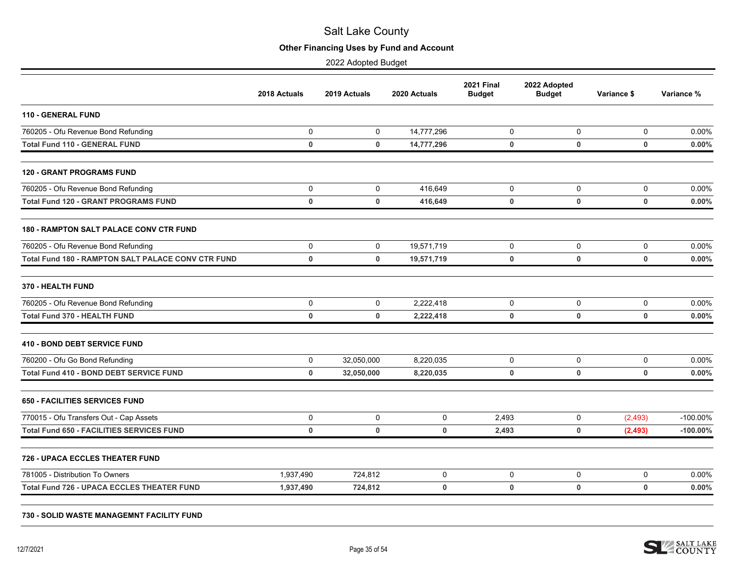# Salt Lake County

## Other Financing Uses by Fund and Account

2022 Adopted Budget

| | 2018 Actuals | 2019 Actuals | 2020 Actuals | 2021 Final Budget | 2022 Adopted Budget | Variance $ | Variance % |
|---|---|---|---|---|---|---|---|
| **110 - GENERAL FUND** | | | | | | | |
| 760205 - Ofu Revenue Bond Refunding | 0 | 0 | 14,777,296 | 0 | 0 | 0 | 0.00% |
| **Total Fund 110 - GENERAL FUND** | **0** | **0** | **14,777,296** | **0** | **0** | **0** | **0.00%** |
| **120 - GRANT PROGRAMS FUND** | | | | | | | |
| 760205 - Ofu Revenue Bond Refunding | 0 | 0 | 416,649 | 0 | 0 | 0 | 0.00% |
| **Total Fund 120 - GRANT PROGRAMS FUND** | **0** | **0** | **416,649** | **0** | **0** | **0** | **0.00%** |
| **180 - RAMPTON SALT PALACE CONV CTR FUND** | | | | | | | |
| 760205 - Ofu Revenue Bond Refunding | 0 | 0 | 19,571,719 | 0 | 0 | 0 | 0.00% |
| **Total Fund 180 - RAMPTON SALT PALACE CONV CTR FUND** | **0** | **0** | **19,571,719** | **0** | **0** | **0** | **0.00%** |
| **370 - HEALTH FUND** | | | | | | | |
| 760205 - Ofu Revenue Bond Refunding | 0 | 0 | 2,222,418 | 0 | 0 | 0 | 0.00% |
| **Total Fund 370 - HEALTH FUND** | **0** | **0** | **2,222,418** | **0** | **0** | **0** | **0.00%** |
| **410 - BOND DEBT SERVICE FUND** | | | | | | | |
| 760200 - Ofu Go Bond Refunding | 0 | 32,050,000 | 8,220,035 | 0 | 0 | 0 | 0.00% |
| **Total Fund 410 - BOND DEBT SERVICE FUND** | **0** | **32,050,000** | **8,220,035** | **0** | **0** | **0** | **0.00%** |
| **650 - FACILITIES SERVICES FUND** | | | | | | | |
| 770015 - Ofu Transfers Out - Cap Assets | 0 | 0 | 0 | 2,493 | 0 | (2,493) | -100.00% |
| **Total Fund 650 - FACILITIES SERVICES FUND** | **0** | **0** | **0** | **2,493** | **0** | **(2,493)** | **-100.00%** |
| **726 - UPACA ECCLES THEATER FUND** | | | | | | | |
| 781005 - Distribution To Owners | 1,937,490 | 724,812 | 0 | 0 | 0 | 0 | 0.00% |
| **Total Fund 726 - UPACA ECCLES THEATER FUND** | **1,937,490** | **724,812** | **0** | **0** | **0** | **0** | **0.00%** |
| **730 - SOLID WASTE MANAGEMNT FACILITY FUND** | | | | | | | |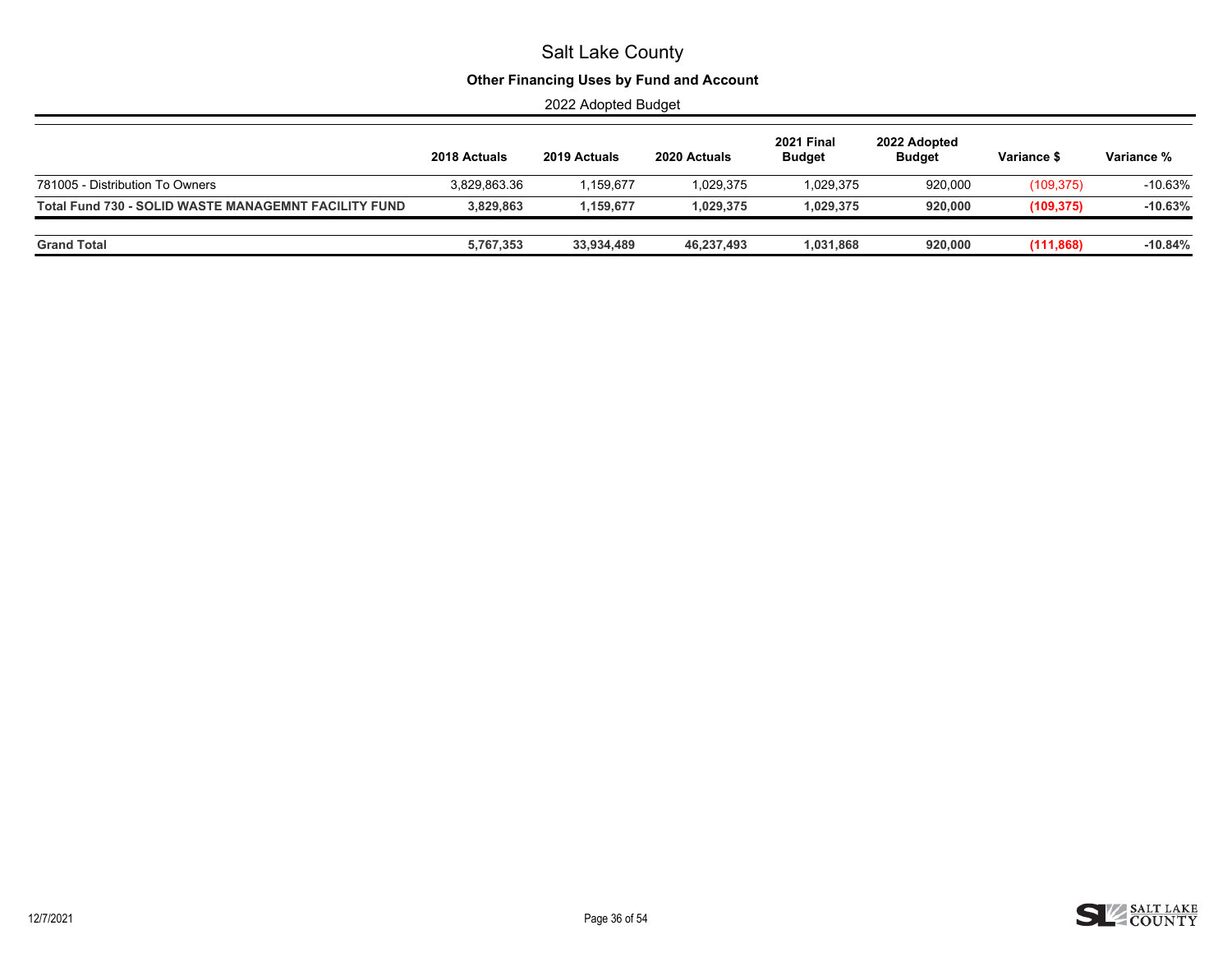# Salt Lake County

## Other Financing Uses by Fund and Account

2022 Adopted Budget

| | 2018 Actuals | 2019 Actuals | 2020 Actuals | 2021 Final Budget | 2022 Adopted Budget | Variance $ | Variance % |
|---|---|---|---|---|---|---|---|
| 781005 - Distribution To Owners | 3,829,863.36 | 1,159,677 | 1,029,375 | 1,029,375 | 920,000 | (109,375) | -10.63% |
| **Total Fund 730 - SOLID WASTE MANAGEMNT FACILITY FUND** | **3,829,863** | **1,159,677** | **1,029,375** | **1,029,375** | **920,000** | **(109,375)** | **-10.63%** |
| **Grand Total** | **5,767,353** | **33,934,489** | **46,237,493** | **1,031,868** | **920,000** | **(111,868)** | **-10.84%** |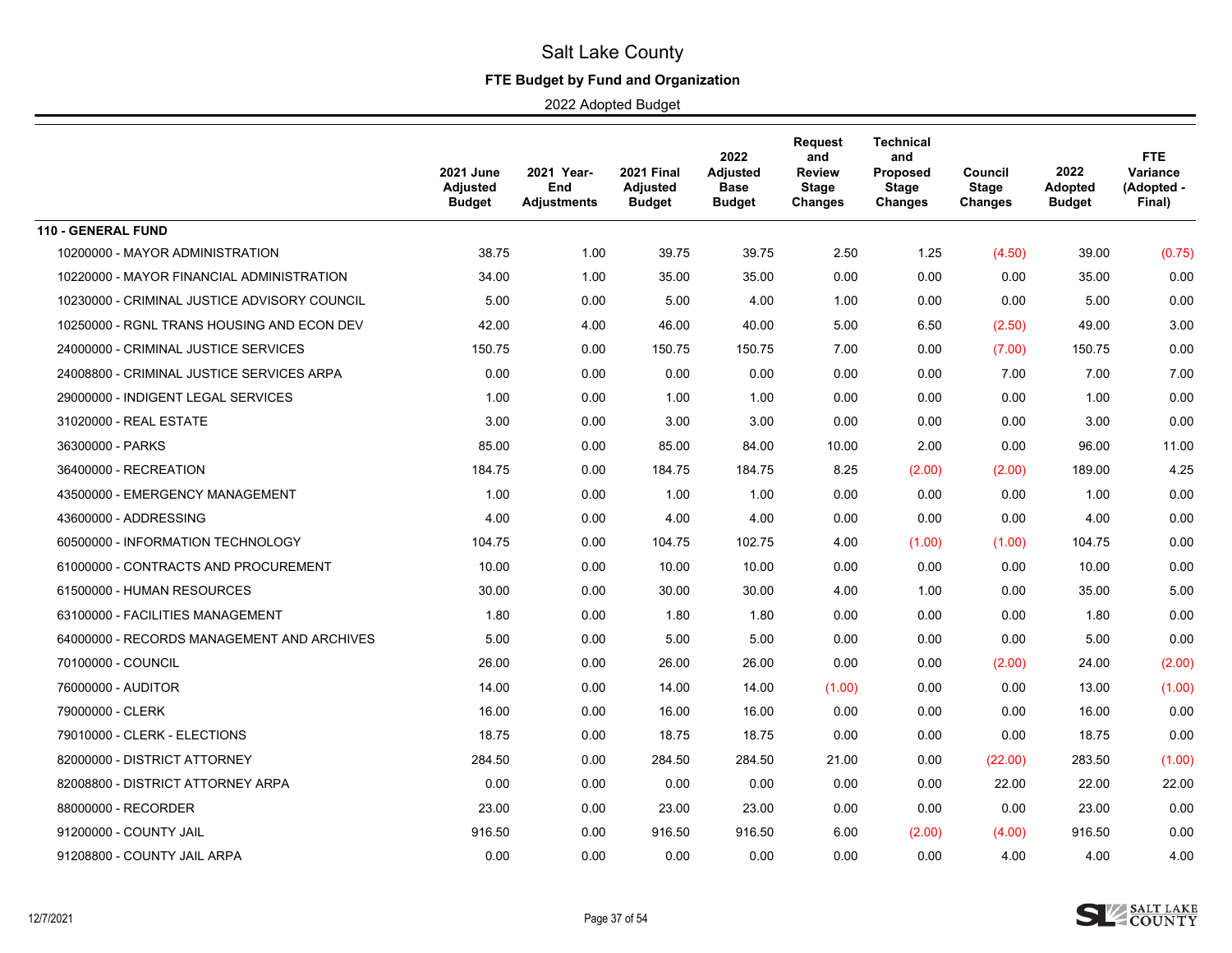# Salt Lake County

## FTE Budget by Fund and Organization

2022 Adopted Budget

| | 2021 June Adjusted Budget | 2021 Year-End Adjustments | 2021 Final Adjusted Budget | 2022 Adjusted Base Budget | Request and Review Stage Changes | Technical and Proposed Stage Changes | Council Stage Changes | 2022 Adopted Budget | FTE Variance (Adopted - Final) |
|---|---|---|---|---|---|---|---|---|---|
| **110 - GENERAL FUND** | | | | | | | | | |
| 10200000 - MAYOR ADMINISTRATION | 38.75 | 1.00 | 39.75 | 39.75 | 2.50 | 1.25 | (4.50) | 39.00 | (0.75) |
| 10220000 - MAYOR FINANCIAL ADMINISTRATION | 34.00 | 1.00 | 35.00 | 35.00 | 0.00 | 0.00 | 0.00 | 35.00 | 0.00 |
| 10230000 - CRIMINAL JUSTICE ADVISORY COUNCIL | 5.00 | 0.00 | 5.00 | 4.00 | 1.00 | 0.00 | 0.00 | 5.00 | 0.00 |
| 10250000 - RGNL TRANS HOUSING AND ECON DEV | 42.00 | 4.00 | 46.00 | 40.00 | 5.00 | 6.50 | (2.50) | 49.00 | 3.00 |
| 24000000 - CRIMINAL JUSTICE SERVICES | 150.75 | 0.00 | 150.75 | 150.75 | 7.00 | 0.00 | (7.00) | 150.75 | 0.00 |
| 24008800 - CRIMINAL JUSTICE SERVICES ARPA | 0.00 | 0.00 | 0.00 | 0.00 | 0.00 | 0.00 | 7.00 | 7.00 | 7.00 |
| 29000000 - INDIGENT LEGAL SERVICES | 1.00 | 0.00 | 1.00 | 1.00 | 0.00 | 0.00 | 0.00 | 1.00 | 0.00 |
| 31020000 - REAL ESTATE | 3.00 | 0.00 | 3.00 | 3.00 | 0.00 | 0.00 | 0.00 | 3.00 | 0.00 |
| 36300000 - PARKS | 85.00 | 0.00 | 85.00 | 84.00 | 10.00 | 2.00 | 0.00 | 96.00 | 11.00 |
| 36400000 - RECREATION | 184.75 | 0.00 | 184.75 | 184.75 | 8.25 | (2.00) | (2.00) | 189.00 | 4.25 |
| 43500000 - EMERGENCY MANAGEMENT | 1.00 | 0.00 | 1.00 | 1.00 | 0.00 | 0.00 | 0.00 | 1.00 | 0.00 |
| 43600000 - ADDRESSING | 4.00 | 0.00 | 4.00 | 4.00 | 0.00 | 0.00 | 0.00 | 4.00 | 0.00 |
| 60500000 - INFORMATION TECHNOLOGY | 104.75 | 0.00 | 104.75 | 102.75 | 4.00 | (1.00) | (1.00) | 104.75 | 0.00 |
| 61000000 - CONTRACTS AND PROCUREMENT | 10.00 | 0.00 | 10.00 | 10.00 | 0.00 | 0.00 | 0.00 | 10.00 | 0.00 |
| 61500000 - HUMAN RESOURCES | 30.00 | 0.00 | 30.00 | 30.00 | 4.00 | 1.00 | 0.00 | 35.00 | 5.00 |
| 63100000 - FACILITIES MANAGEMENT | 1.80 | 0.00 | 1.80 | 1.80 | 0.00 | 0.00 | 0.00 | 1.80 | 0.00 |
| 64000000 - RECORDS MANAGEMENT AND ARCHIVES | 5.00 | 0.00 | 5.00 | 5.00 | 0.00 | 0.00 | 0.00 | 5.00 | 0.00 |
| 70100000 - COUNCIL | 26.00 | 0.00 | 26.00 | 26.00 | 0.00 | 0.00 | (2.00) | 24.00 | (2.00) |
| 76000000 - AUDITOR | 14.00 | 0.00 | 14.00 | 14.00 | (1.00) | 0.00 | 0.00 | 13.00 | (1.00) |
| 79000000 - CLERK | 16.00 | 0.00 | 16.00 | 16.00 | 0.00 | 0.00 | 0.00 | 16.00 | 0.00 |
| 79010000 - CLERK - ELECTIONS | 18.75 | 0.00 | 18.75 | 18.75 | 0.00 | 0.00 | 0.00 | 18.75 | 0.00 |
| 82000000 - DISTRICT ATTORNEY | 284.50 | 0.00 | 284.50 | 284.50 | 21.00 | 0.00 | (22.00) | 283.50 | (1.00) |
| 82008800 - DISTRICT ATTORNEY ARPA | 0.00 | 0.00 | 0.00 | 0.00 | 0.00 | 0.00 | 22.00 | 22.00 | 22.00 |
| 88000000 - RECORDER | 23.00 | 0.00 | 23.00 | 23.00 | 0.00 | 0.00 | 0.00 | 23.00 | 0.00 |
| 91200000 - COUNTY JAIL | 916.50 | 0.00 | 916.50 | 916.50 | 6.00 | (2.00) | (4.00) | 916.50 | 0.00 |
| 91208800 - COUNTY JAIL ARPA | 0.00 | 0.00 | 0.00 | 0.00 | 0.00 | 0.00 | 4.00 | 4.00 | 4.00 |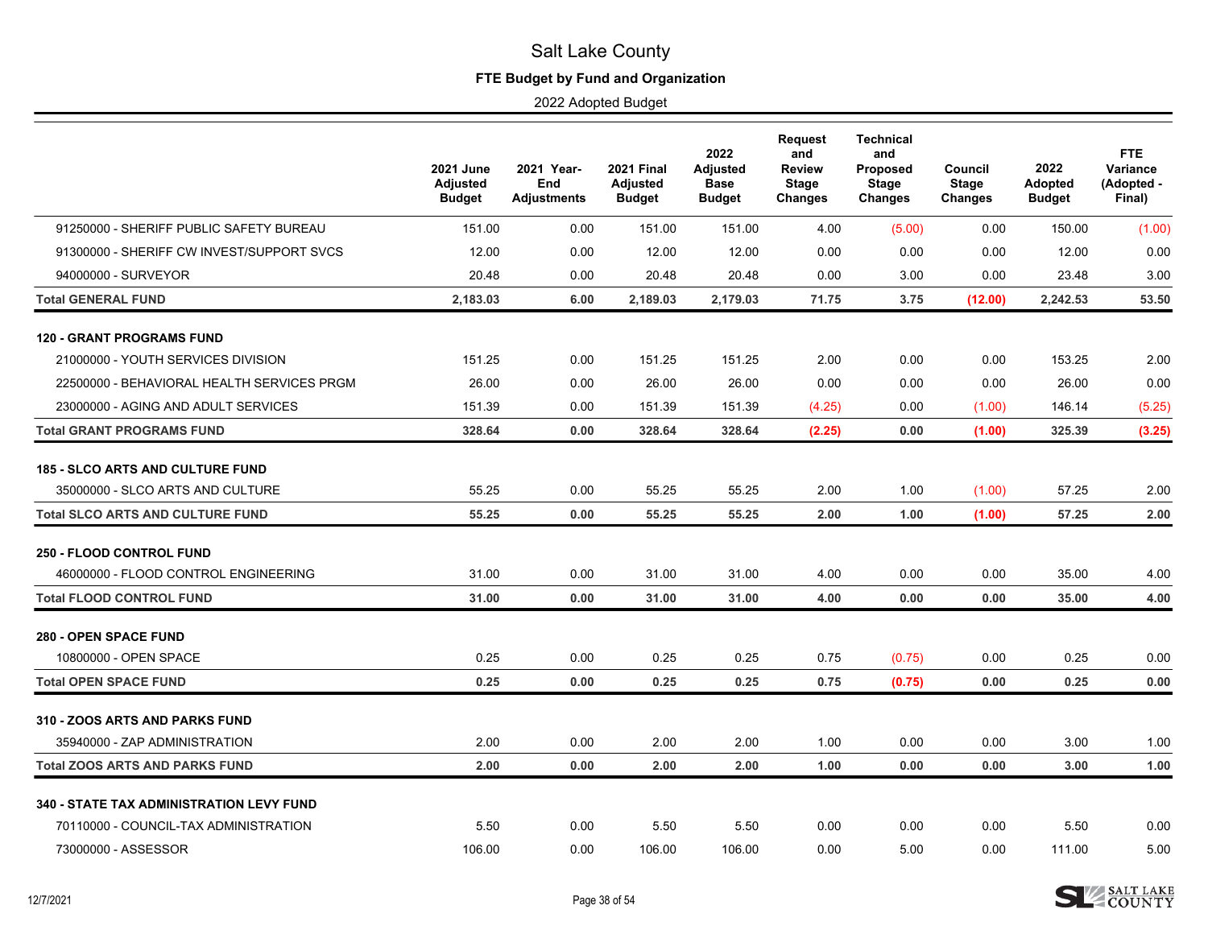# Salt Lake County

## FTE Budget by Fund and Organization

2022 Adopted Budget

| | 2021 June Adjusted Budget | 2021 Year-End Adjustments | 2021 Final Adjusted Budget | 2022 Adjusted Base Budget | Request and Review Stage Changes | Technical and Proposed Stage Changes | Council Stage Changes | 2022 Adopted Budget | FTE Variance (Adopted - Final) |
|---|---|---|---|---|---|---|---|---|---|
| 91250000 - SHERIFF PUBLIC SAFETY BUREAU | 151.00 | 0.00 | 151.00 | 151.00 | 4.00 | (5.00) | 0.00 | 150.00 | (1.00) |
| 91300000 - SHERIFF CW INVEST/SUPPORT SVCS | 12.00 | 0.00 | 12.00 | 12.00 | 0.00 | 0.00 | 0.00 | 12.00 | 0.00 |
| 94000000 - SURVEYOR | 20.48 | 0.00 | 20.48 | 20.48 | 0.00 | 3.00 | 0.00 | 23.48 | 3.00 |
| **Total GENERAL FUND** | **2,183.03** | **6.00** | **2,189.03** | **2,179.03** | **71.75** | **3.75** | **(12.00)** | **2,242.53** | **53.50** |
| **120 - GRANT PROGRAMS FUND** | | | | | | | | | |
| 21000000 - YOUTH SERVICES DIVISION | 151.25 | 0.00 | 151.25 | 151.25 | 2.00 | 0.00 | 0.00 | 153.25 | 2.00 |
| 22500000 - BEHAVIORAL HEALTH SERVICES PRGM | 26.00 | 0.00 | 26.00 | 26.00 | 0.00 | 0.00 | 0.00 | 26.00 | 0.00 |
| 23000000 - AGING AND ADULT SERVICES | 151.39 | 0.00 | 151.39 | 151.39 | (4.25) | 0.00 | (1.00) | 146.14 | (5.25) |
| **Total GRANT PROGRAMS FUND** | **328.64** | **0.00** | **328.64** | **328.64** | **(2.25)** | **0.00** | **(1.00)** | **325.39** | **(3.25)** |
| **185 - SLCO ARTS AND CULTURE FUND** | | | | | | | | | |
| 35000000 - SLCO ARTS AND CULTURE | 55.25 | 0.00 | 55.25 | 55.25 | 2.00 | 1.00 | (1.00) | 57.25 | 2.00 |
| **Total SLCO ARTS AND CULTURE FUND** | **55.25** | **0.00** | **55.25** | **55.25** | **2.00** | **1.00** | **(1.00)** | **57.25** | **2.00** |
| **250 - FLOOD CONTROL FUND** | | | | | | | | | |
| 46000000 - FLOOD CONTROL ENGINEERING | 31.00 | 0.00 | 31.00 | 31.00 | 4.00 | 0.00 | 0.00 | 35.00 | 4.00 |
| **Total FLOOD CONTROL FUND** | **31.00** | **0.00** | **31.00** | **31.00** | **4.00** | **0.00** | **0.00** | **35.00** | **4.00** |
| **280 - OPEN SPACE FUND** | | | | | | | | | |
| 10800000 - OPEN SPACE | 0.25 | 0.00 | 0.25 | 0.25 | 0.75 | (0.75) | 0.00 | 0.25 | 0.00 |
| **Total OPEN SPACE FUND** | **0.25** | **0.00** | **0.25** | **0.25** | **0.75** | **(0.75)** | **0.00** | **0.25** | **0.00** |
| **310 - ZOOS ARTS AND PARKS FUND** | | | | | | | | | |
| 35940000 - ZAP ADMINISTRATION | 2.00 | 0.00 | 2.00 | 2.00 | 1.00 | 0.00 | 0.00 | 3.00 | 1.00 |
| **Total ZOOS ARTS AND PARKS FUND** | **2.00** | **0.00** | **2.00** | **2.00** | **1.00** | **0.00** | **0.00** | **3.00** | **1.00** |
| **340 - STATE TAX ADMINISTRATION LEVY FUND** | | | | | | | | | |
| 70110000 - COUNCIL-TAX ADMINISTRATION | 5.50 | 0.00 | 5.50 | 5.50 | 0.00 | 0.00 | 0.00 | 5.50 | 0.00 |
| 73000000 - ASSESSOR | 106.00 | 0.00 | 106.00 | 106.00 | 0.00 | 5.00 | 0.00 | 111.00 | 5.00 |

12/7/2021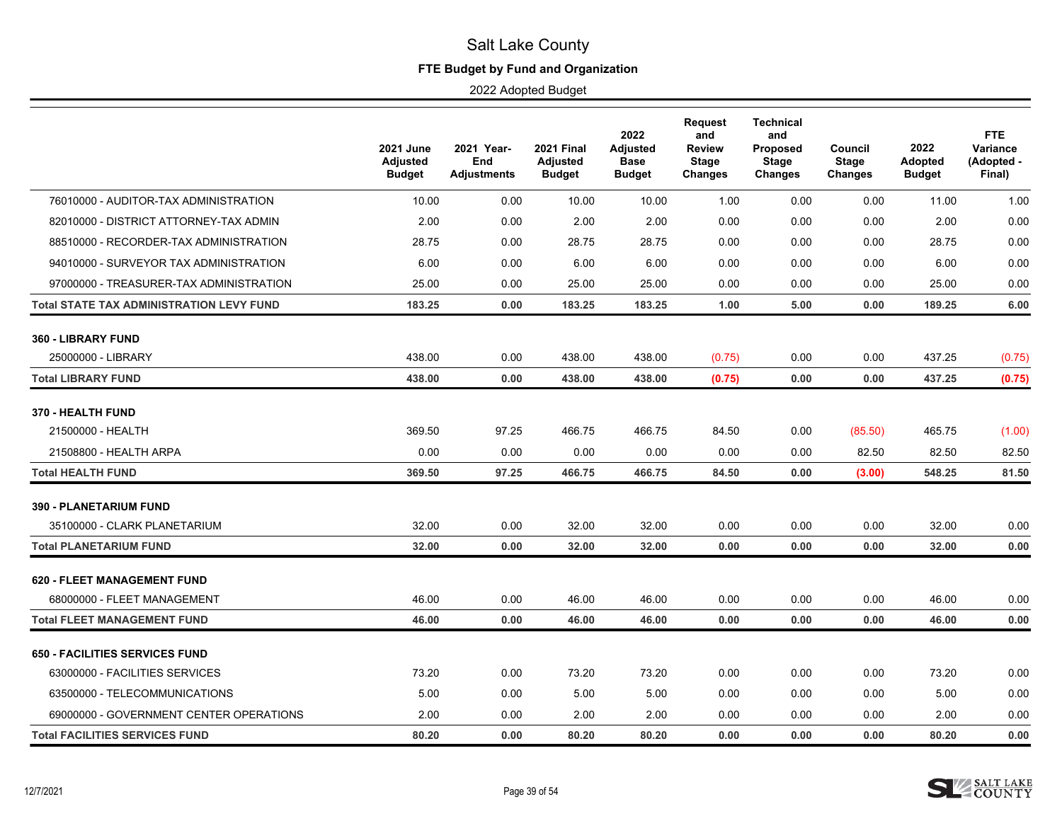# Salt Lake County

## FTE Budget by Fund and Organization

2022 Adopted Budget

| | 2021 June Adjusted Budget | 2021 Year-End Adjustments | 2021 Final Adjusted Budget | 2022 Adjusted Base Budget | Request and Review Stage Changes | Technical and Proposed Stage Changes | Council Stage Changes | 2022 Adopted Budget | FTE Variance (Adopted - Final) |
|---|---|---|---|---|---|---|---|---|---|
| 76010000 - AUDITOR-TAX ADMINISTRATION | 10.00 | 0.00 | 10.00 | 10.00 | 1.00 | 0.00 | 0.00 | 11.00 | 1.00 |
| 82010000 - DISTRICT ATTORNEY-TAX ADMIN | 2.00 | 0.00 | 2.00 | 2.00 | 0.00 | 0.00 | 0.00 | 2.00 | 0.00 |
| 88510000 - RECORDER-TAX ADMINISTRATION | 28.75 | 0.00 | 28.75 | 28.75 | 0.00 | 0.00 | 0.00 | 28.75 | 0.00 |
| 94010000 - SURVEYOR TAX ADMINISTRATION | 6.00 | 0.00 | 6.00 | 6.00 | 0.00 | 0.00 | 0.00 | 6.00 | 0.00 |
| 97000000 - TREASURER-TAX ADMINISTRATION | 25.00 | 0.00 | 25.00 | 25.00 | 0.00 | 0.00 | 0.00 | 25.00 | 0.00 |
| **Total STATE TAX ADMINISTRATION LEVY FUND** | **183.25** | **0.00** | **183.25** | **183.25** | **1.00** | **5.00** | **0.00** | **189.25** | **6.00** |
| **360 - LIBRARY FUND** | | | | | | | | | |
| 25000000 - LIBRARY | 438.00 | 0.00 | 438.00 | 438.00 | (0.75) | 0.00 | 0.00 | 437.25 | (0.75) |
| **Total LIBRARY FUND** | **438.00** | **0.00** | **438.00** | **438.00** | **(0.75)** | **0.00** | **0.00** | **437.25** | **(0.75)** |
| **370 - HEALTH FUND** | | | | | | | | | |
| 21500000 - HEALTH | 369.50 | 97.25 | 466.75 | 466.75 | 84.50 | 0.00 | (85.50) | 465.75 | (1.00) |
| 21508800 - HEALTH ARPA | 0.00 | 0.00 | 0.00 | 0.00 | 0.00 | 0.00 | 82.50 | 82.50 | 82.50 |
| **Total HEALTH FUND** | **369.50** | **97.25** | **466.75** | **466.75** | **84.50** | **0.00** | **(3.00)** | **548.25** | **81.50** |
| **390 - PLANETARIUM FUND** | | | | | | | | | |
| 35100000 - CLARK PLANETARIUM | 32.00 | 0.00 | 32.00 | 32.00 | 0.00 | 0.00 | 0.00 | 32.00 | 0.00 |
| **Total PLANETARIUM FUND** | **32.00** | **0.00** | **32.00** | **32.00** | **0.00** | **0.00** | **0.00** | **32.00** | **0.00** |
| **620 - FLEET MANAGEMENT FUND** | | | | | | | | | |
| 68000000 - FLEET MANAGEMENT | 46.00 | 0.00 | 46.00 | 46.00 | 0.00 | 0.00 | 0.00 | 46.00 | 0.00 |
| **Total FLEET MANAGEMENT FUND** | **46.00** | **0.00** | **46.00** | **46.00** | **0.00** | **0.00** | **0.00** | **46.00** | **0.00** |
| **650 - FACILITIES SERVICES FUND** | | | | | | | | | |
| 63000000 - FACILITIES SERVICES | 73.20 | 0.00 | 73.20 | 73.20 | 0.00 | 0.00 | 0.00 | 73.20 | 0.00 |
| 63500000 - TELECOMMUNICATIONS | 5.00 | 0.00 | 5.00 | 5.00 | 0.00 | 0.00 | 0.00 | 5.00 | 0.00 |
| 69000000 - GOVERNMENT CENTER OPERATIONS | 2.00 | 0.00 | 2.00 | 2.00 | 0.00 | 0.00 | 0.00 | 2.00 | 0.00 |
| **Total FACILITIES SERVICES FUND** | **80.20** | **0.00** | **80.20** | **80.20** | **0.00** | **0.00** | **0.00** | **80.20** | **0.00** |

12/7/2021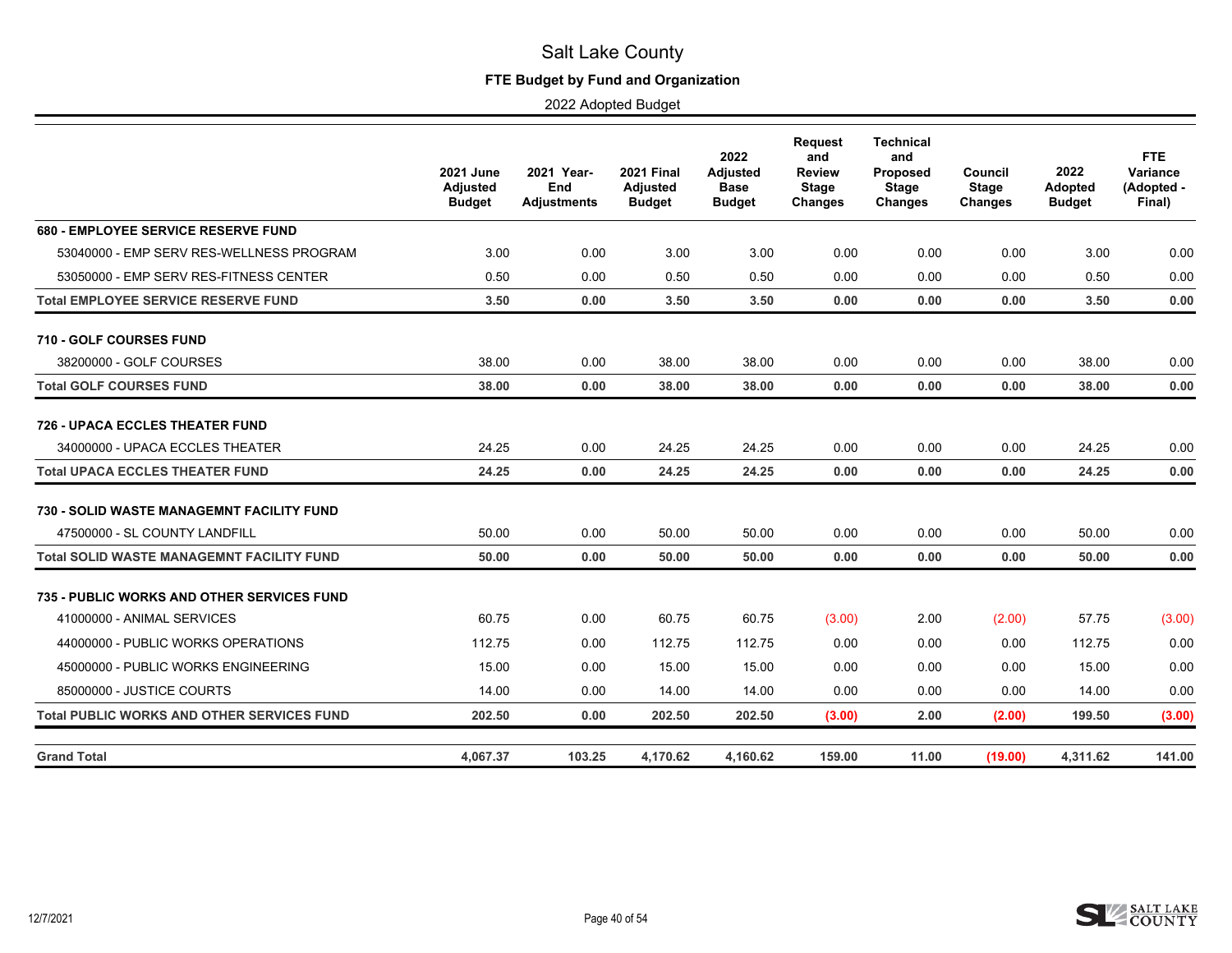# Salt Lake County

## FTE Budget by Fund and Organization

2022 Adopted Budget

| | 2021 June Adjusted Budget | 2021 Year-End Adjustments | 2021 Final Adjusted Budget | 2022 Adjusted Base Budget | Request and Review Stage Changes | Technical and Proposed Stage Changes | Council Stage Changes | 2022 Adopted Budget | FTE Variance (Adopted - Final) |
|---|---|---|---|---|---|---|---|---|---|
| **680 - EMPLOYEE SERVICE RESERVE FUND** | | | | | | | | | |
| 53040000 - EMP SERV RES-WELLNESS PROGRAM | 3.00 | 0.00 | 3.00 | 3.00 | 0.00 | 0.00 | 0.00 | 3.00 | 0.00 |
| 53050000 - EMP SERV RES-FITNESS CENTER | 0.50 | 0.00 | 0.50 | 0.50 | 0.00 | 0.00 | 0.00 | 0.50 | 0.00 |
| **Total EMPLOYEE SERVICE RESERVE FUND** | **3.50** | **0.00** | **3.50** | **3.50** | **0.00** | **0.00** | **0.00** | **3.50** | **0.00** |
| **710 - GOLF COURSES FUND** | | | | | | | | | |
| 38200000 - GOLF COURSES | 38.00 | 0.00 | 38.00 | 38.00 | 0.00 | 0.00 | 0.00 | 38.00 | 0.00 |
| **Total GOLF COURSES FUND** | **38.00** | **0.00** | **38.00** | **38.00** | **0.00** | **0.00** | **0.00** | **38.00** | **0.00** |
| **726 - UPACA ECCLES THEATER FUND** | | | | | | | | | |
| 34000000 - UPACA ECCLES THEATER | 24.25 | 0.00 | 24.25 | 24.25 | 0.00 | 0.00 | 0.00 | 24.25 | 0.00 |
| **Total UPACA ECCLES THEATER FUND** | **24.25** | **0.00** | **24.25** | **24.25** | **0.00** | **0.00** | **0.00** | **24.25** | **0.00** |
| **730 - SOLID WASTE MANAGEMNT FACILITY FUND** | | | | | | | | | |
| 47500000 - SL COUNTY LANDFILL | 50.00 | 0.00 | 50.00 | 50.00 | 0.00 | 0.00 | 0.00 | 50.00 | 0.00 |
| **Total SOLID WASTE MANAGEMNT FACILITY FUND** | **50.00** | **0.00** | **50.00** | **50.00** | **0.00** | **0.00** | **0.00** | **50.00** | **0.00** |
| **735 - PUBLIC WORKS AND OTHER SERVICES FUND** | | | | | | | | | |
| 41000000 - ANIMAL SERVICES | 60.75 | 0.00 | 60.75 | 60.75 | (3.00) | 2.00 | (2.00) | 57.75 | (3.00) |
| 44000000 - PUBLIC WORKS OPERATIONS | 112.75 | 0.00 | 112.75 | 112.75 | 0.00 | 0.00 | 0.00 | 112.75 | 0.00 |
| 45000000 - PUBLIC WORKS ENGINEERING | 15.00 | 0.00 | 15.00 | 15.00 | 0.00 | 0.00 | 0.00 | 15.00 | 0.00 |
| 85000000 - JUSTICE COURTS | 14.00 | 0.00 | 14.00 | 14.00 | 0.00 | 0.00 | 0.00 | 14.00 | 0.00 |
| **Total PUBLIC WORKS AND OTHER SERVICES FUND** | **202.50** | **0.00** | **202.50** | **202.50** | **(3.00)** | **2.00** | **(2.00)** | **199.50** | **(3.00)** |
| **Grand Total** | **4,067.37** | **103.25** | **4,170.62** | **4,160.62** | **159.00** | **11.00** | **(19.00)** | **4,311.62** | **141.00** |

12/7/2021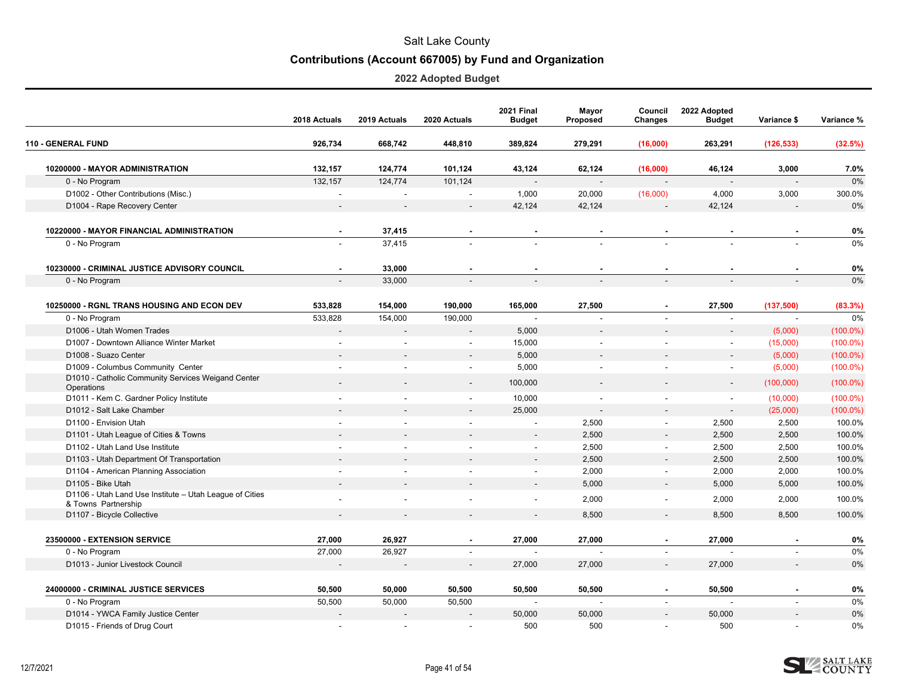# Salt Lake County

## Contributions (Account 667005) by Fund and Organization

### 2022 Adopted Budget

| | 2018 Actuals | 2019 Actuals | 2020 Actuals | 2021 Final Budget | Mayor Proposed | Council Changes | 2022 Adopted Budget | Variance $ | Variance % |
|---|---|---|---|---|---|---|---|---|---|
| **110 - GENERAL FUND** | **926,734** | **668,742** | **448,810** | **389,824** | **279,291** | **(16,000)** | **263,291** | **(126,533)** | **(32.5%)** |
| **10200000 - MAYOR ADMINISTRATION** | **132,157** | **124,774** | **101,124** | **43,124** | **62,124** | **(16,000)** | **46,124** | **3,000** | **7.0%** |
| 0 - No Program | 132,157 | 124,774 | 101,124 | - | - | - | - | - | 0% |
| D1002 - Other Contributions (Misc.) | - | - | - | 1,000 | 20,000 | (16,000) | 4,000 | 3,000 | 300.0% |
| D1004 - Rape Recovery Center | - | - | - | 42,124 | 42,124 | - | 42,124 | - | 0% |
| **10220000 - MAYOR FINANCIAL ADMINISTRATION** | **-** | **37,415** | **-** | **-** | **-** | **-** | **-** | **-** | **0%** |
| 0 - No Program | - | 37,415 | - | - | - | - | - | - | 0% |
| **10230000 - CRIMINAL JUSTICE ADVISORY COUNCIL** | **-** | **33,000** | **-** | **-** | **-** | **-** | **-** | **-** | **0%** |
| 0 - No Program | - | 33,000 | - | - | - | - | - | - | 0% |
| **10250000 - RGNL TRANS HOUSING AND ECON DEV** | **533,828** | **154,000** | **190,000** | **165,000** | **27,500** | **-** | **27,500** | **(137,500)** | **(83.3%)** |
| 0 - No Program | 533,828 | 154,000 | 190,000 | - | - | - | - | - | 0% |
| D1006 - Utah Women Trades | - | - | - | 5,000 | - | - | - | (5,000) | (100.0%) |
| D1007 - Downtown Alliance Winter Market | - | - | - | 15,000 | - | - | - | (15,000) | (100.0%) |
| D1008 - Suazo Center | - | - | - | 5,000 | - | - | - | (5,000) | (100.0%) |
| D1009 - Columbus Community Center | - | - | - | 5,000 | - | - | - | (5,000) | (100.0%) |
| D1010 - Catholic Community Services Weigand Center Operations | - | - | - | 100,000 | - | - | - | (100,000) | (100.0%) |
| D1011 - Kem C. Gardner Policy Institute | - | - | - | 10,000 | - | - | - | (10,000) | (100.0%) |
| D1012 - Salt Lake Chamber | - | - | - | 25,000 | - | - | - | (25,000) | (100.0%) |
| D1100 - Envision Utah | - | - | - | - | 2,500 | - | 2,500 | 2,500 | 100.0% |
| D1101 - Utah League of Cities & Towns | - | - | - | - | 2,500 | - | 2,500 | 2,500 | 100.0% |
| D1102 - Utah Land Use Institute | - | - | - | - | 2,500 | - | 2,500 | 2,500 | 100.0% |
| D1103 - Utah Department Of Transportation | - | - | - | - | 2,500 | - | 2,500 | 2,500 | 100.0% |
| D1104 - American Planning Association | - | - | - | - | 2,000 | - | 2,000 | 2,000 | 100.0% |
| D1105 - Bike Utah | - | - | - | - | 5,000 | - | 5,000 | 5,000 | 100.0% |
| D1106 - Utah Land Use Institute – Utah League of Cities & Towns Partnership | - | - | - | - | 2,000 | - | 2,000 | 2,000 | 100.0% |
| D1107 - Bicycle Collective | - | - | - | - | 8,500 | - | 8,500 | 8,500 | 100.0% |
| **23500000 - EXTENSION SERVICE** | **27,000** | **26,927** | **-** | **27,000** | **27,000** | **-** | **27,000** | **-** | **0%** |
| 0 - No Program | 27,000 | 26,927 | - | - | - | - | - | - | 0% |
| D1013 - Junior Livestock Council | - | - | - | 27,000 | 27,000 | - | 27,000 | - | 0% |
| **24000000 - CRIMINAL JUSTICE SERVICES** | **50,500** | **50,000** | **50,500** | **50,500** | **50,500** | **-** | **50,500** | **-** | **0%** |
| 0 - No Program | 50,500 | 50,000 | 50,500 | - | - | - | - | - | 0% |
| D1014 - YWCA Family Justice Center | - | - | - | 50,000 | 50,000 | - | 50,000 | - | 0% |
| D1015 - Friends of Drug Court | - | - | - | 500 | 500 | - | 500 | - | 0% |

12/7/2021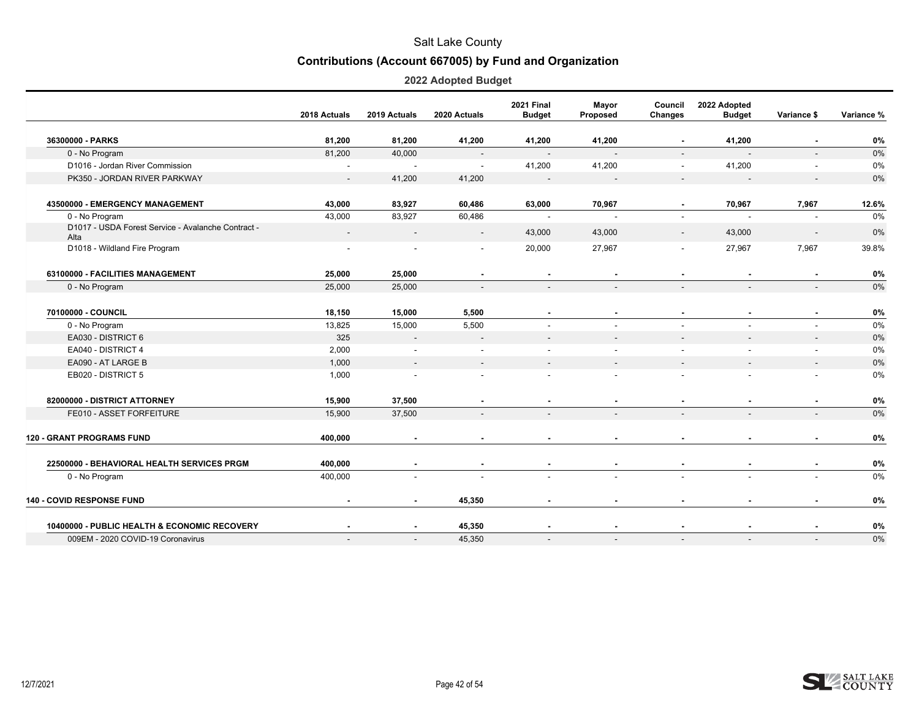# Salt Lake County

## Contributions (Account 667005) by Fund and Organization

### 2022 Adopted Budget

| | 2018 Actuals | 2019 Actuals | 2020 Actuals | 2021 Final Budget | Mayor Proposed | Council Changes | 2022 Adopted Budget | Variance $ | Variance % |
|---|---|---|---|---|---|---|---|---|---|
| **36300000 - PARKS** | **81,200** | **81,200** | **41,200** | **41,200** | **41,200** | **-** | **41,200** | **-** | **0%** |
| 0 - No Program | 81,200 | 40,000 | - | - | - | - | - | - | 0% |
| D1016 - Jordan River Commission | - | - | - | 41,200 | 41,200 | - | 41,200 | - | 0% |
| PK350 - JORDAN RIVER PARKWAY | - | 41,200 | 41,200 | - | - | - | - | - | 0% |
| **43500000 - EMERGENCY MANAGEMENT** | **43,000** | **83,927** | **60,486** | **63,000** | **70,967** | **-** | **70,967** | **7,967** | **12.6%** |
| 0 - No Program | 43,000 | 83,927 | 60,486 | - | - | - | - | - | 0% |
| D1017 - USDA Forest Service - Avalanche Contract - Alta | - | - | - | 43,000 | 43,000 | - | 43,000 | - | 0% |
| D1018 - Wildland Fire Program | - | - | - | 20,000 | 27,967 | - | 27,967 | 7,967 | 39.8% |
| **63100000 - FACILITIES MANAGEMENT** | **25,000** | **25,000** | **-** | **-** | **-** | **-** | **-** | **-** | **0%** |
| 0 - No Program | 25,000 | 25,000 | - | - | - | - | - | - | 0% |
| **70100000 - COUNCIL** | **18,150** | **15,000** | **5,500** | **-** | **-** | **-** | **-** | **-** | **0%** |
| 0 - No Program | 13,825 | 15,000 | 5,500 | - | - | - | - | - | 0% |
| EA030 - DISTRICT 6 | 325 | - | - | - | - | - | - | - | 0% |
| EA040 - DISTRICT 4 | 2,000 | - | - | - | - | - | - | - | 0% |
| EA090 - AT LARGE B | 1,000 | - | - | - | - | - | - | - | 0% |
| EB020 - DISTRICT 5 | 1,000 | - | - | - | - | - | - | - | 0% |
| **82000000 - DISTRICT ATTORNEY** | **15,900** | **37,500** | **-** | **-** | **-** | **-** | **-** | **-** | **0%** |
| FE010 - ASSET FORFEITURE | 15,900 | 37,500 | - | - | - | - | - | - | 0% |
| **120 - GRANT PROGRAMS FUND** | **400,000** | **-** | **-** | **-** | **-** | **-** | **-** | **-** | **0%** |
| **22500000 - BEHAVIORAL HEALTH SERVICES PRGM** | **400,000** | **-** | **-** | **-** | **-** | **-** | **-** | **-** | **0%** |
| 0 - No Program | 400,000 | - | - | - | - | - | - | - | 0% |
| **140 - COVID RESPONSE FUND** | **-** | **-** | **45,350** | **-** | **-** | **-** | **-** | **-** | **0%** |
| **10400000 - PUBLIC HEALTH & ECONOMIC RECOVERY** | **-** | **-** | **45,350** | **-** | **-** | **-** | **-** | **-** | **0%** |
| 009EM - 2020 COVID-19 Coronavirus | - | - | 45,350 | - | - | - | - | - | 0% |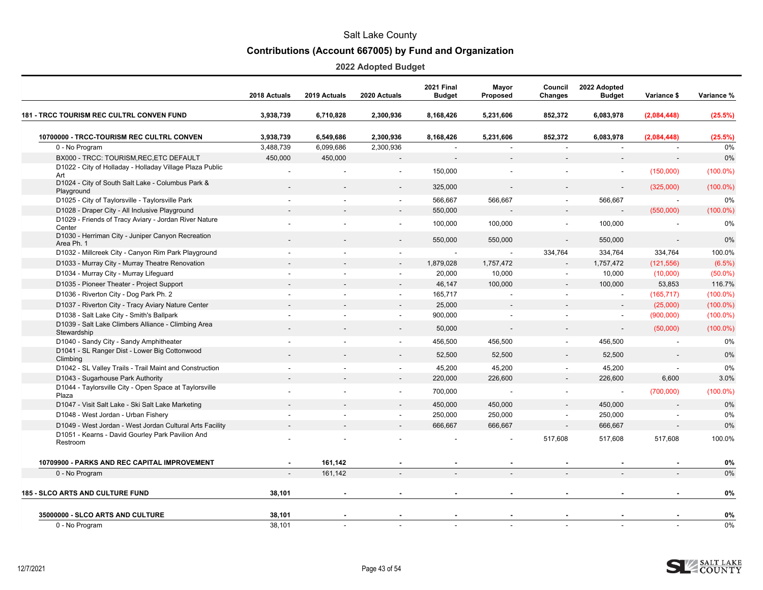Salt Lake County

**Contributions (Account 667005) by Fund and Organization**

**2022 Adopted Budget**

| | 2018 Actuals | 2019 Actuals | 2020 Actuals | 2021 Final Budget | Mayor Proposed | Council Changes | 2022 Adopted Budget | Variance $ | Variance % |
|---|---|---|---|---|---|---|---|---|---|
| **181 - TRCC TOURISM REC CULTRL CONVEN FUND** | **3,938,739** | **6,710,828** | **2,300,936** | **8,168,426** | **5,231,606** | **852,372** | **6,083,978** | **(2,084,448)** | **(25.5%)** |
| **10700000 - TRCC-TOURISM REC CULTRL CONVEN** | **3,938,739** | **6,549,686** | **2,300,936** | **8,168,426** | **5,231,606** | **852,372** | **6,083,978** | **(2,084,448)** | **(25.5%)** |
| 0 - No Program | 3,488,739 | 6,099,686 | 2,300,936 | - | - | - | - | - | 0% |
| BX000 - TRCC: TOURISM,REC,ETC DEFAULT | 450,000 | 450,000 | - | - | - | - | - | - | 0% |
| D1022 - City of Holladay - Holladay Village Plaza Public Art | - | - | - | 150,000 | - | - | - | (150,000) | (100.0%) |
| D1024 - City of South Salt Lake - Columbus Park & Playground | - | - | - | 325,000 | - | - | - | (325,000) | (100.0%) |
| D1025 - City of Taylorsville - Taylorsville Park | - | - | - | 566,667 | 566,667 | - | 566,667 | - | 0% |
| D1028 - Draper City - All Inclusive Playground | - | - | - | 550,000 | - | - | - | (550,000) | (100.0%) |
| D1029 - Friends of Tracy Aviary - Jordan River Nature Center | - | - | - | 100,000 | 100,000 | - | 100,000 | - | 0% |
| D1030 - Herriman City - Juniper Canyon Recreation Area Ph. 1 | - | - | - | 550,000 | 550,000 | - | 550,000 | - | 0% |
| D1032 - Millcreek City - Canyon Rim Park Playground | - | - | - | - | - | 334,764 | 334,764 | 334,764 | 100.0% |
| D1033 - Murray City - Murray Theatre Renovation | - | - | - | 1,879,028 | 1,757,472 | - | 1,757,472 | (121,556) | (6.5%) |
| D1034 - Murray City - Murray Lifeguard | - | - | - | 20,000 | 10,000 | - | 10,000 | (10,000) | (50.0%) |
| D1035 - Pioneer Theater - Project Support | - | - | - | 46,147 | 100,000 | - | 100,000 | 53,853 | 116.7% |
| D1036 - Riverton City - Dog Park Ph. 2 | - | - | - | 165,717 | - | - | - | (165,717) | (100.0%) |
| D1037 - Riverton City - Tracy Aviary Nature Center | - | - | - | 25,000 | - | - | - | (25,000) | (100.0%) |
| D1038 - Salt Lake City - Smith's Ballpark | - | - | - | 900,000 | - | - | - | (900,000) | (100.0%) |
| D1039 - Salt Lake Climbers Alliance - Climbing Area Stewardship | - | - | - | 50,000 | - | - | - | (50,000) | (100.0%) |
| D1040 - Sandy City - Sandy Amphitheater | - | - | - | 456,500 | 456,500 | - | 456,500 | - | 0% |
| D1041 - SL Ranger Dist - Lower Big Cottonwood Climbing | - | - | - | 52,500 | 52,500 | - | 52,500 | - | 0% |
| D1042 - SL Valley Trails - Trail Maint and Construction | - | - | - | 45,200 | 45,200 | - | 45,200 | - | 0% |
| D1043 - Sugarhouse Park Authority | - | - | - | 220,000 | 226,600 | - | 226,600 | 6,600 | 3.0% |
| D1044 - Taylorsville City - Open Space at Taylorsville Plaza | - | - | - | 700,000 | - | - | - | (700,000) | (100.0%) |
| D1047 - Visit Salt Lake - Ski Salt Lake Marketing | - | - | - | 450,000 | 450,000 | - | 450,000 | - | 0% |
| D1048 - West Jordan - Urban Fishery | - | - | - | 250,000 | 250,000 | - | 250,000 | - | 0% |
| D1049 - West Jordan - West Jordan Cultural Arts Facility | - | - | - | 666,667 | 666,667 | - | 666,667 | - | 0% |
| D1051 - Kearns - David Gourley Park Pavilion And Restroom | - | - | - | - | - | 517,608 | 517,608 | 517,608 | 100.0% |
| **10709900 - PARKS AND REC CAPITAL IMPROVEMENT** | **-** | **161,142** | **-** | **-** | **-** | **-** | **-** | **-** | **0%** |
| 0 - No Program | - | 161,142 | - | - | - | - | - | - | 0% |
| **185 - SLCO ARTS AND CULTURE FUND** | **38,101** | **-** | **-** | **-** | **-** | **-** | **-** | **-** | **0%** |
| **35000000 - SLCO ARTS AND CULTURE** | **38,101** | **-** | **-** | **-** | **-** | **-** | **-** | **-** | **0%** |
| 0 - No Program | 38,101 | - | - | - | - | - | - | - | 0% |

12/7/2021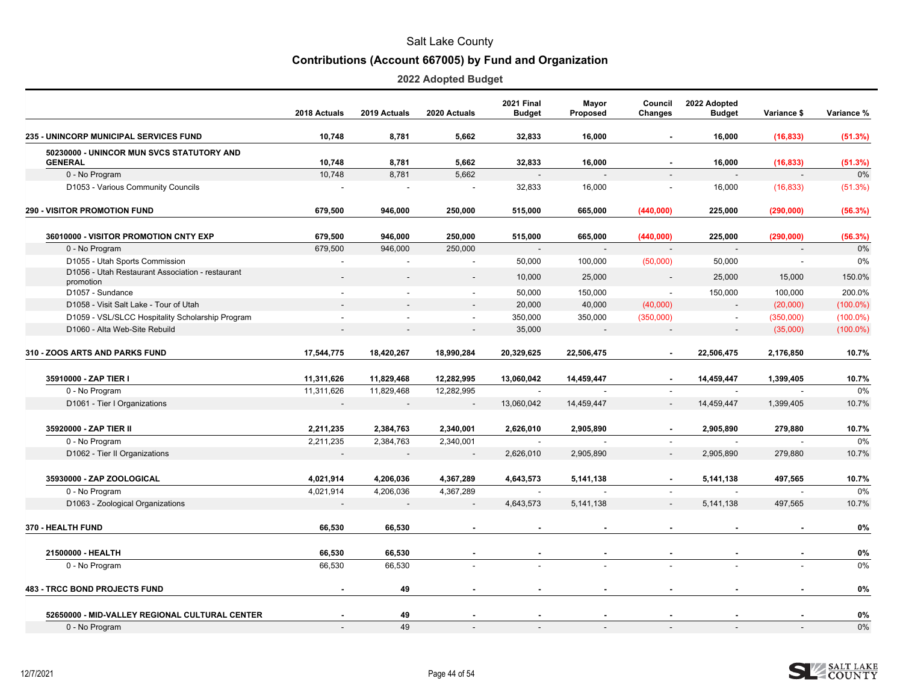# Salt Lake County

## Contributions (Account 667005) by Fund and Organization

### 2022 Adopted Budget

| | 2018 Actuals | 2019 Actuals | 2020 Actuals | 2021 Final Budget | Mayor Proposed | Council Changes | 2022 Adopted Budget | Variance $ | Variance % |
|---|---|---|---|---|---|---|---|---|---|
| **235 - UNINCORP MUNICIPAL SERVICES FUND** | **10,748** | **8,781** | **5,662** | **32,833** | **16,000** | **-** | **16,000** | **(16,833)** | **(51.3%)** |
| **50230000 - UNINCOR MUN SVCS STATUTORY AND GENERAL** | **10,748** | **8,781** | **5,662** | **32,833** | **16,000** | **-** | **16,000** | **(16,833)** | **(51.3%)** |
| 0 - No Program | 10,748 | 8,781 | 5,662 | - | - | - | - | - | 0% |
| D1053 - Various Community Councils | - | - | - | 32,833 | 16,000 | - | 16,000 | (16,833) | (51.3%) |
| **290 - VISITOR PROMOTION FUND** | **679,500** | **946,000** | **250,000** | **515,000** | **665,000** | **(440,000)** | **225,000** | **(290,000)** | **(56.3%)** |
| **36010000 - VISITOR PROMOTION CNTY EXP** | **679,500** | **946,000** | **250,000** | **515,000** | **665,000** | **(440,000)** | **225,000** | **(290,000)** | **(56.3%)** |
| 0 - No Program | 679,500 | 946,000 | 250,000 | - | - | - | - | - | 0% |
| D1055 - Utah Sports Commission | - | - | - | 50,000 | 100,000 | (50,000) | 50,000 | - | 0% |
| D1056 - Utah Restaurant Association - restaurant promotion | - | - | - | 10,000 | 25,000 | - | 25,000 | 15,000 | 150.0% |
| D1057 - Sundance | - | - | - | 50,000 | 150,000 | - | 150,000 | 100,000 | 200.0% |
| D1058 - Visit Salt Lake - Tour of Utah | - | - | - | 20,000 | 40,000 | (40,000) | - | (20,000) | (100.0%) |
| D1059 - VSL/SLCC Hospitality Scholarship Program | - | - | - | 350,000 | 350,000 | (350,000) | - | (350,000) | (100.0%) |
| D1060 - Alta Web-Site Rebuild | - | - | - | 35,000 | - | - | - | (35,000) | (100.0%) |
| **310 - ZOOS ARTS AND PARKS FUND** | **17,544,775** | **18,420,267** | **18,990,284** | **20,329,625** | **22,506,475** | **-** | **22,506,475** | **2,176,850** | **10.7%** |
| **35910000 - ZAP TIER I** | **11,311,626** | **11,829,468** | **12,282,995** | **13,060,042** | **14,459,447** | **-** | **14,459,447** | **1,399,405** | **10.7%** |
| 0 - No Program | 11,311,626 | 11,829,468 | 12,282,995 | - | - | - | - | - | 0% |
| D1061 - Tier I Organizations | - | - | - | 13,060,042 | 14,459,447 | - | 14,459,447 | 1,399,405 | 10.7% |
| **35920000 - ZAP TIER II** | **2,211,235** | **2,384,763** | **2,340,001** | **2,626,010** | **2,905,890** | **-** | **2,905,890** | **279,880** | **10.7%** |
| 0 - No Program | 2,211,235 | 2,384,763 | 2,340,001 | - | - | - | - | - | 0% |
| D1062 - Tier II Organizations | - | - | - | 2,626,010 | 2,905,890 | - | 2,905,890 | 279,880 | 10.7% |
| **35930000 - ZAP ZOOLOGICAL** | **4,021,914** | **4,206,036** | **4,367,289** | **4,643,573** | **5,141,138** | **-** | **5,141,138** | **497,565** | **10.7%** |
| 0 - No Program | 4,021,914 | 4,206,036 | 4,367,289 | - | - | - | - | - | 0% |
| D1063 - Zoological Organizations | - | - | - | 4,643,573 | 5,141,138 | - | 5,141,138 | 497,565 | 10.7% |
| **370 - HEALTH FUND** | **66,530** | **66,530** | **-** | **-** | **-** | **-** | **-** | **-** | **0%** |
| **21500000 - HEALTH** | **66,530** | **66,530** | **-** | **-** | **-** | **-** | **-** | **-** | **0%** |
| 0 - No Program | 66,530 | 66,530 | - | - | - | - | - | - | 0% |
| **483 - TRCC BOND PROJECTS FUND** | **-** | **49** | **-** | **-** | **-** | **-** | **-** | **-** | **0%** |
| **52650000 - MID-VALLEY REGIONAL CULTURAL CENTER** | **-** | **49** | **-** | **-** | **-** | **-** | **-** | **-** | **0%** |
| 0 - No Program | - | 49 | - | - | - | - | - | - | 0% |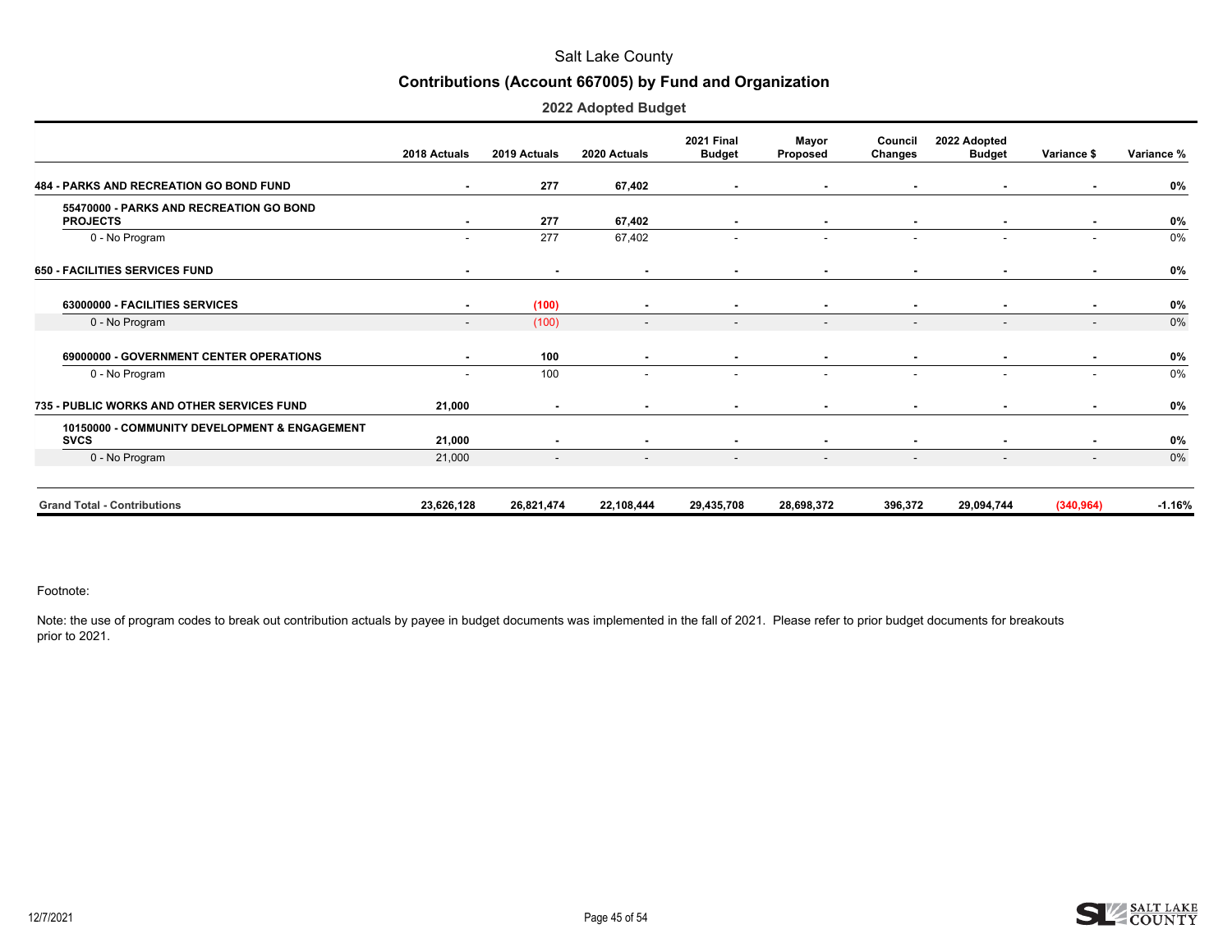# Salt Lake County

## Contributions (Account 667005) by Fund and Organization

### 2022 Adopted Budget

| | 2018 Actuals | 2019 Actuals | 2020 Actuals | 2021 Final Budget | Mayor Proposed | Council Changes | 2022 Adopted Budget | Variance $ | Variance % |
|---|---|---|---|---|---|---|---|---|---|
| **484 - PARKS AND RECREATION GO BOND FUND** | **-** | **277** | **67,402** | **-** | **-** | **-** | **-** | **-** | **0%** |
| **55470000 - PARKS AND RECREATION GO BOND PROJECTS** | **-** | **277** | **67,402** | **-** | **-** | **-** | **-** | **-** | **0%** |
| 0 - No Program | - | 277 | 67,402 | - | - | - | - | - | 0% |
| **650 - FACILITIES SERVICES FUND** | **-** | **-** | **-** | **-** | **-** | **-** | **-** | **-** | **0%** |
| **63000000 - FACILITIES SERVICES** | **-** | **(100)** | **-** | **-** | **-** | **-** | **-** | **-** | **0%** |
| 0 - No Program | - | (100) | - | - | - | - | - | - | 0% |
| **69000000 - GOVERNMENT CENTER OPERATIONS** | **-** | **100** | **-** | **-** | **-** | **-** | **-** | **-** | **0%** |
| 0 - No Program | - | 100 | - | - | - | - | - | - | 0% |
| **735 - PUBLIC WORKS AND OTHER SERVICES FUND** | **21,000** | **-** | **-** | **-** | **-** | **-** | **-** | **-** | **0%** |
| **10150000 - COMMUNITY DEVELOPMENT & ENGAGEMENT SVCS** | **21,000** | **-** | **-** | **-** | **-** | **-** | **-** | **-** | **0%** |
| 0 - No Program | 21,000 | - | - | - | - | - | - | - | 0% |
| **Grand Total - Contributions** | **23,626,128** | **26,821,474** | **22,108,444** | **29,435,708** | **28,698,372** | **396,372** | **29,094,744** | **(340,964)** | **-1.16%** |

Footnote:

Note: the use of program codes to break out contribution actuals by payee in budget documents was implemented in the fall of 2021. Please refer to prior budget documents for breakouts prior to 2021.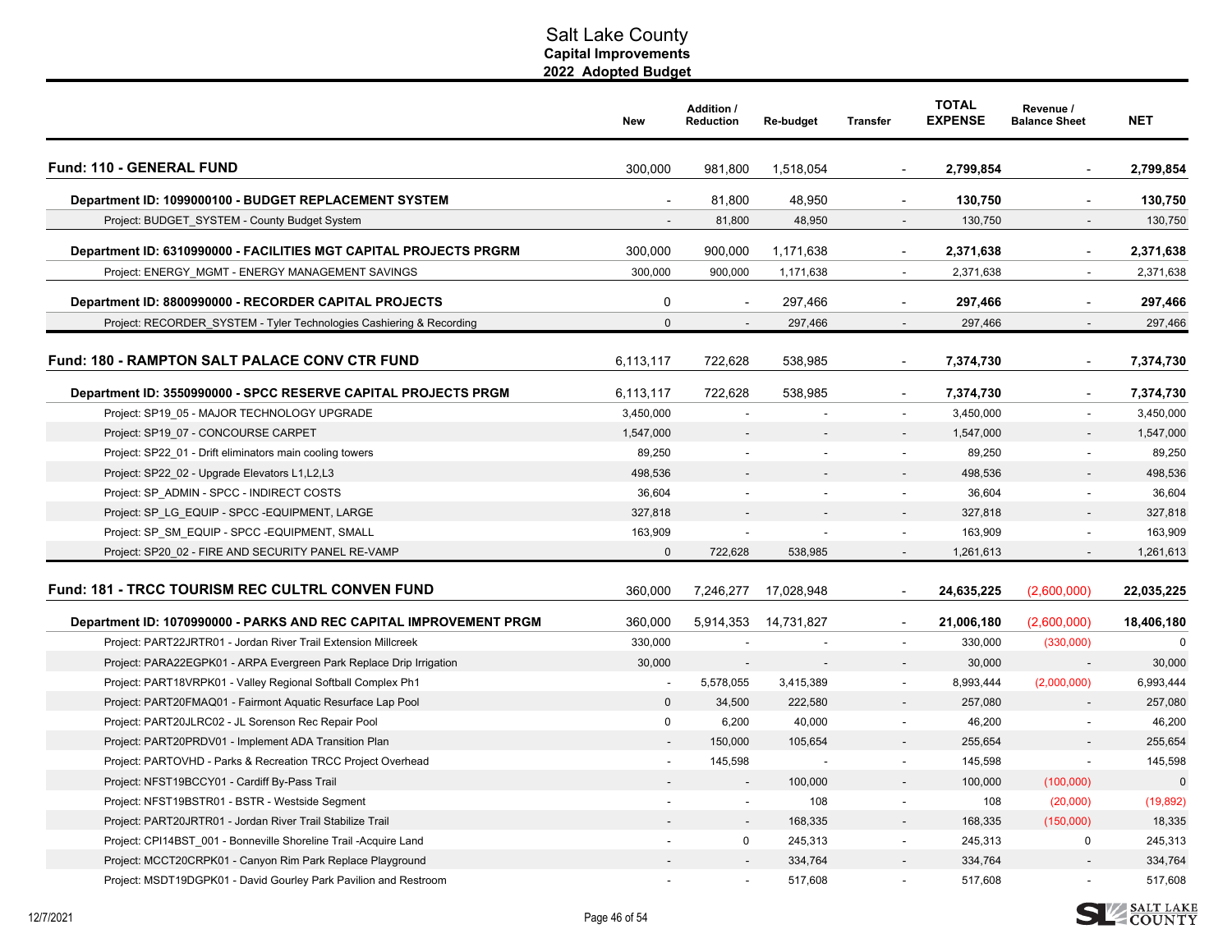# Salt Lake County
## Capital Improvements
### 2022 Adopted Budget

| | New | Addition / Reduction | Re-budget | Transfer | TOTAL EXPENSE | Revenue / Balance Sheet | NET |
|---|---|---|---|---|---|---|---|
| **Fund: 110 - GENERAL FUND** | 300,000 | 981,800 | 1,518,054 | - | **2,799,854** | - | **2,799,854** |
| **Department ID: 1099000100 - BUDGET REPLACEMENT SYSTEM** | - | 81,800 | 48,950 | - | **130,750** | - | **130,750** |
| Project: BUDGET_SYSTEM - County Budget System | - | 81,800 | 48,950 | - | 130,750 | - | 130,750 |
| **Department ID: 6310990000 - FACILITIES MGT CAPITAL PROJECTS PRGRM** | 300,000 | 900,000 | 1,171,638 | - | **2,371,638** | - | **2,371,638** |
| Project: ENERGY_MGMT - ENERGY MANAGEMENT SAVINGS | 300,000 | 900,000 | 1,171,638 | - | 2,371,638 | - | 2,371,638 |
| **Department ID: 8800990000 - RECORDER CAPITAL PROJECTS** | 0 | - | 297,466 | - | **297,466** | - | **297,466** |
| Project: RECORDER_SYSTEM - Tyler Technologies Cashiering & Recording | 0 | - | 297,466 | - | 297,466 | - | 297,466 |
| **Fund: 180 - RAMPTON SALT PALACE CONV CTR FUND** | 6,113,117 | 722,628 | 538,985 | - | **7,374,730** | - | **7,374,730** |
| **Department ID: 3550990000 - SPCC RESERVE CAPITAL PROJECTS PRGM** | 6,113,117 | 722,628 | 538,985 | - | **7,374,730** | - | **7,374,730** |
| Project: SP19_05 - MAJOR TECHNOLOGY UPGRADE | 3,450,000 | - | - | - | 3,450,000 | - | 3,450,000 |
| Project: SP19_07 - CONCOURSE CARPET | 1,547,000 | - | - | - | 1,547,000 | - | 1,547,000 |
| Project: SP22_01 - Drift eliminators main cooling towers | 89,250 | - | - | - | 89,250 | - | 89,250 |
| Project: SP22_02 - Upgrade Elevators L1,L2,L3 | 498,536 | - | - | - | 498,536 | - | 498,536 |
| Project: SP_ADMIN - SPCC - INDIRECT COSTS | 36,604 | - | - | - | 36,604 | - | 36,604 |
| Project: SP_LG_EQUIP - SPCC -EQUIPMENT, LARGE | 327,818 | - | - | - | 327,818 | - | 327,818 |
| Project: SP_SM_EQUIP - SPCC -EQUIPMENT, SMALL | 163,909 | - | - | - | 163,909 | - | 163,909 |
| Project: SP20_02 - FIRE AND SECURITY PANEL RE-VAMP | 0 | 722,628 | 538,985 | - | 1,261,613 | - | 1,261,613 |
| **Fund: 181 - TRCC TOURISM REC CULTRL CONVEN FUND** | 360,000 | 7,246,277 | 17,028,948 | - | **24,635,225** | (2,600,000) | **22,035,225** |
| **Department ID: 1070990000 - PARKS AND REC CAPITAL IMPROVEMENT PRGM** | 360,000 | 5,914,353 | 14,731,827 | - | **21,006,180** | (2,600,000) | **18,406,180** |
| Project: PART22JRTR01 - Jordan River Trail Extension Millcreek | 330,000 | - | - | - | 330,000 | (330,000) | 0 |
| Project: PARA22EGPK01 - ARPA Evergreen Park Replace Drip Irrigation | 30,000 | - | - | - | 30,000 | - | 30,000 |
| Project: PART18VRPK01 - Valley Regional Softball Complex Ph1 | - | 5,578,055 | 3,415,389 | - | 8,993,444 | (2,000,000) | 6,993,444 |
| Project: PART20FMAQ01 - Fairmont Aquatic Resurface Lap Pool | 0 | 34,500 | 222,580 | - | 257,080 | - | 257,080 |
| Project: PART20JLRC02 - JL Sorenson Rec Repair Pool | 0 | 6,200 | 40,000 | - | 46,200 | - | 46,200 |
| Project: PART20PRDV01 - Implement ADA Transition Plan | - | 150,000 | 105,654 | - | 255,654 | - | 255,654 |
| Project: PARTOVHD - Parks & Recreation TRCC Project Overhead | - | 145,598 | - | - | 145,598 | - | 145,598 |
| Project: NFST19BCCY01 - Cardiff By-Pass Trail | - | - | 100,000 | - | 100,000 | (100,000) | 0 |
| Project: NFST19BSTR01 - BSTR - Westside Segment | - | - | 108 | - | 108 | (20,000) | (19,892) |
| Project: PART20JRTR01 - Jordan River Trail Stabilize Trail | - | - | 168,335 | - | 168,335 | (150,000) | 18,335 |
| Project: CPI14BST_001 - Bonneville Shoreline Trail -Acquire Land | - | 0 | 245,313 | - | 245,313 | 0 | 245,313 |
| Project: MCCT20CRPK01 - Canyon Rim Park Replace Playground | - | - | 334,764 | - | 334,764 | - | 334,764 |
| Project: MSDT19DGPK01 - David Gourley Park Pavilion and Restroom | - | - | 517,608 | - | 517,608 | - | 517,608 |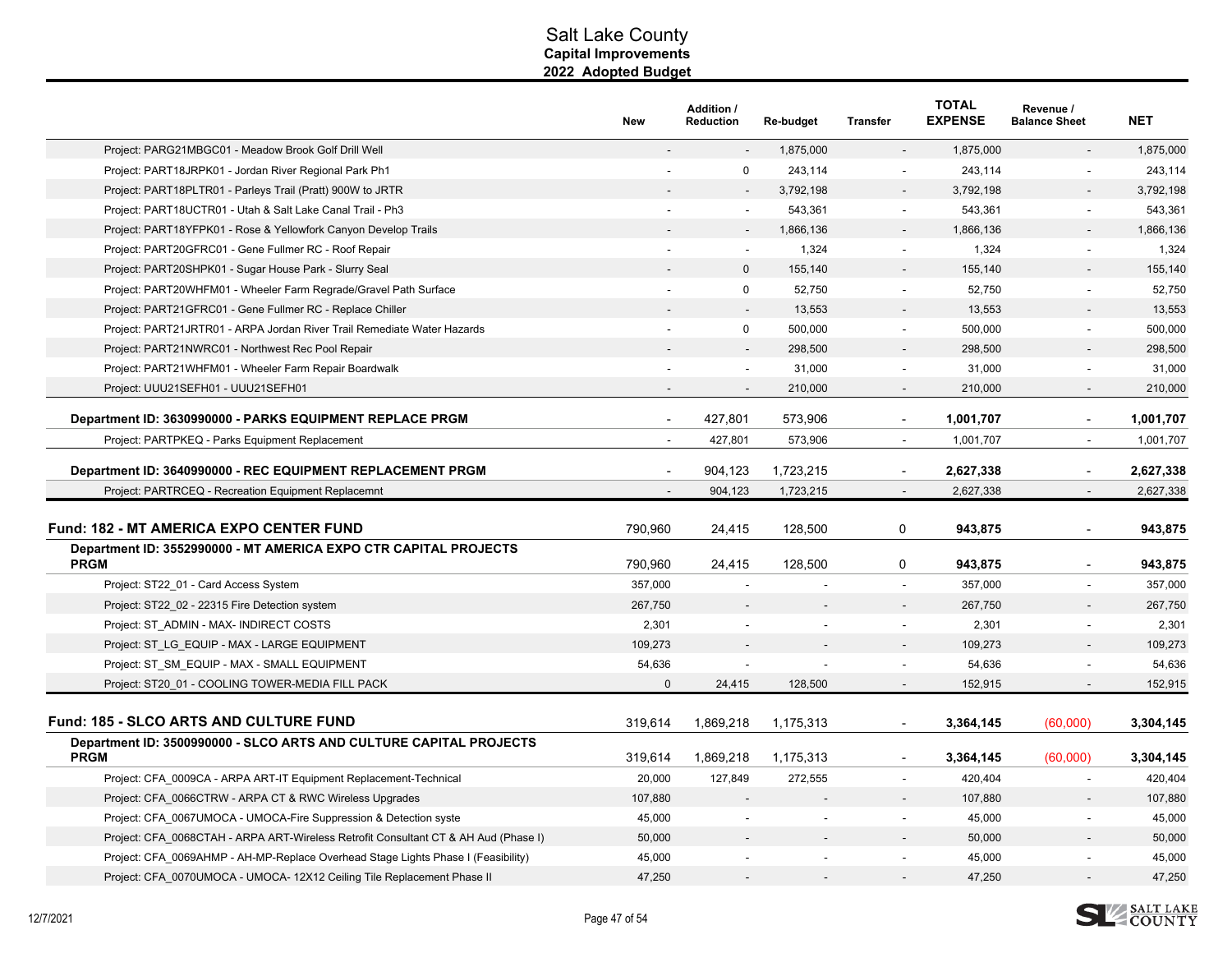# Salt Lake County
## Capital Improvements
## 2022 Adopted Budget

| | New | Addition / Reduction | Re-budget | Transfer | TOTAL EXPENSE | Revenue / Balance Sheet | NET |
|---|---|---|---|---|---|---|---|
| Project: PARG21MBGC01 - Meadow Brook Golf Drill Well | - | - | 1,875,000 | - | 1,875,000 | - | 1,875,000 |
| Project: PART18JRPK01 - Jordan River Regional Park Ph1 | - | 0 | 243,114 | - | 243,114 | - | 243,114 |
| Project: PART18PLTR01 - Parleys Trail (Pratt) 900W to JRTR | - | - | 3,792,198 | - | 3,792,198 | - | 3,792,198 |
| Project: PART18UCTR01 - Utah & Salt Lake Canal Trail - Ph3 | - | - | 543,361 | - | 543,361 | - | 543,361 |
| Project: PART18YFPK01 - Rose & Yellowfork Canyon Develop Trails | - | - | 1,866,136 | - | 1,866,136 | - | 1,866,136 |
| Project: PART20GFRC01 - Gene Fullmer RC - Roof Repair | - | - | 1,324 | - | 1,324 | - | 1,324 |
| Project: PART20SHPK01 - Sugar House Park - Slurry Seal | - | 0 | 155,140 | - | 155,140 | - | 155,140 |
| Project: PART20WHFM01 - Wheeler Farm Regrade/Gravel Path Surface | - | 0 | 52,750 | - | 52,750 | - | 52,750 |
| Project: PART21GFRC01 - Gene Fullmer RC - Replace Chiller | - | - | 13,553 | - | 13,553 | - | 13,553 |
| Project: PART21JRTR01 - ARPA Jordan River Trail Remediate Water Hazards | - | 0 | 500,000 | - | 500,000 | - | 500,000 |
| Project: PART21NWRC01 - Northwest Rec Pool Repair | - | - | 298,500 | - | 298,500 | - | 298,500 |
| Project: PART21WHFM01 - Wheeler Farm Repair Boardwalk | - | - | 31,000 | - | 31,000 | - | 31,000 |
| Project: UUU21SEFH01 - UUU21SEFH01 | - | - | 210,000 | - | 210,000 | - | 210,000 |
| **Department ID: 3630990000 - PARKS EQUIPMENT REPLACE PRGM** | - | 427,801 | 573,906 | - | **1,001,707** | - | **1,001,707** |
| Project: PARTPKEQ - Parks Equipment Replacement | - | 427,801 | 573,906 | - | 1,001,707 | - | 1,001,707 |
| **Department ID: 3640990000 - REC EQUIPMENT REPLACEMENT PRGM** | - | 904,123 | 1,723,215 | - | **2,627,338** | - | **2,627,338** |
| Project: PARTRCEQ - Recreation Equipment Replacemnt | - | 904,123 | 1,723,215 | - | 2,627,338 | - | 2,627,338 |
| **Fund: 182 - MT AMERICA EXPO CENTER FUND** | 790,960 | 24,415 | 128,500 | 0 | **943,875** | - | **943,875** |
| **Department ID: 3552990000 - MT AMERICA EXPO CTR CAPITAL PROJECTS PRGM** | 790,960 | 24,415 | 128,500 | 0 | **943,875** | - | **943,875** |
| Project: ST22_01 - Card Access System | 357,000 | - | - | - | 357,000 | - | 357,000 |
| Project: ST22_02 - 22315 Fire Detection system | 267,750 | - | - | - | 267,750 | - | 267,750 |
| Project: ST_ADMIN - MAX- INDIRECT COSTS | 2,301 | - | - | - | 2,301 | - | 2,301 |
| Project: ST_LG_EQUIP - MAX - LARGE EQUIPMENT | 109,273 | - | - | - | 109,273 | - | 109,273 |
| Project: ST_SM_EQUIP - MAX - SMALL EQUIPMENT | 54,636 | - | - | - | 54,636 | - | 54,636 |
| Project: ST20_01 - COOLING TOWER-MEDIA FILL PACK | 0 | 24,415 | 128,500 | - | 152,915 | - | 152,915 |
| **Fund: 185 - SLCO ARTS AND CULTURE FUND** | 319,614 | 1,869,218 | 1,175,313 | - | **3,364,145** | (60,000) | **3,304,145** |
| **Department ID: 3500990000 - SLCO ARTS AND CULTURE CAPITAL PROJECTS PRGM** | 319,614 | 1,869,218 | 1,175,313 | - | **3,364,145** | (60,000) | **3,304,145** |
| Project: CFA_0009CA - ARPA ART-IT Equipment Replacement-Technical | 20,000 | 127,849 | 272,555 | - | 420,404 | - | 420,404 |
| Project: CFA_0066CTRW - ARPA CT & RWC Wireless Upgrades | 107,880 | - | - | - | 107,880 | - | 107,880 |
| Project: CFA_0067UMOCA - UMOCA-Fire Suppression & Detection syste | 45,000 | - | - | - | 45,000 | - | 45,000 |
| Project: CFA_0068CTAH - ARPA ART-Wireless Retrofit Consultant CT & AH Aud (Phase I) | 50,000 | - | - | - | 50,000 | - | 50,000 |
| Project: CFA_0069AHMP - AH-MP-Replace Overhead Stage Lights Phase I (Feasibility) | 45,000 | - | - | - | 45,000 | - | 45,000 |
| Project: CFA_0070UMOCA - UMOCA- 12X12 Ceiling Tile Replacement Phase II | 47,250 | - | - | - | 47,250 | - | 47,250 |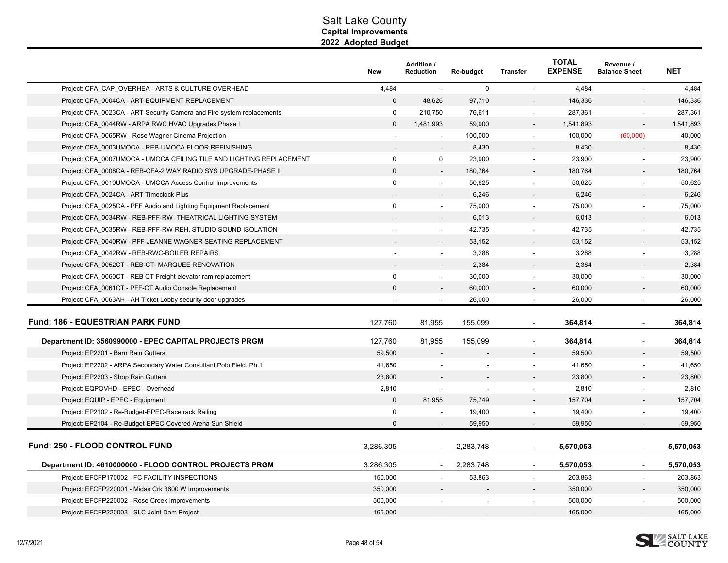# Salt Lake County
## Capital Improvements
### 2022 Adopted Budget

| | New | Addition / Reduction | Re-budget | Transfer | TOTAL EXPENSE | Revenue / Balance Sheet | NET |
|---|---|---|---|---|---|---|---|
| Project: CFA_CAP_OVERHEA - ARTS & CULTURE OVERHEAD | 4,484 | - | 0 | - | 4,484 | - | 4,484 |
| Project: CFA_0004CA - ART-EQUIPMENT REPLACEMENT | 0 | 48,626 | 97,710 | - | 146,336 | - | 146,336 |
| Project: CFA_0023CA - ART-Security Camera and Fire system replacements | 0 | 210,750 | 76,611 | - | 287,361 | - | 287,361 |
| Project: CFA_0044RW - ARPA RWC HVAC Upgrades Phase I | 0 | 1,481,993 | 59,900 | - | 1,541,893 | - | 1,541,893 |
| Project: CFA_0065RW - Rose Wagner Cinema Projection | - | - | 100,000 | - | 100,000 | (60,000) | 40,000 |
| Project: CFA_0003UMOCA - REB-UMOCA FLOOR REFINISHING | - | - | 8,430 | - | 8,430 | - | 8,430 |
| Project: CFA_0007UMOCA - UMOCA CEILING TILE AND LIGHTING REPLACEMENT | 0 | 0 | 23,900 | - | 23,900 | - | 23,900 |
| Project: CFA_0008CA - REB-CFA-2 WAY RADIO SYS UPGRADE-PHASE II | 0 | - | 180,764 | - | 180,764 | - | 180,764 |
| Project: CFA_0010UMOCA - UMOCA Access Control Improvements | 0 | - | 50,625 | - | 50,625 | - | 50,625 |
| Project: CFA_0024CA - ART Timeclock Plus | - | - | 6,246 | - | 6,246 | - | 6,246 |
| Project: CFA_0025CA - PFF Audio and Lighting Equipment Replacement | 0 | - | 75,000 | - | 75,000 | - | 75,000 |
| Project: CFA_0034RW - REB-PFF-RW- THEATRICAL LIGHTING SYSTEM | - | - | 6,013 | - | 6,013 | - | 6,013 |
| Project: CFA_0035RW - REB-PFF-RW-REH. STUDIO SOUND ISOLATION | - | - | 42,735 | - | 42,735 | - | 42,735 |
| Project: CFA_0040RW - PFF-JEANNE WAGNER SEATING REPLACEMENT | - | - | 53,152 | - | 53,152 | - | 53,152 |
| Project: CFA_0042RW - REB-RWC-BOILER REPAIRS | - | - | 3,288 | - | 3,288 | - | 3,288 |
| Project: CFA_0052CT - REB-CT- MARQUEE RENOVATION | - | - | 2,384 | - | 2,384 | - | 2,384 |
| Project: CFA_0060CT - REB CT Freight elevator ram replacement | 0 | - | 30,000 | - | 30,000 | - | 30,000 |
| Project: CFA_0061CT - PFF-CT Audio Console Replacement | 0 | - | 60,000 | - | 60,000 | - | 60,000 |
| Project: CFA_0063AH - AH Ticket Lobby security door upgrades | - | - | 26,000 | - | 26,000 | - | 26,000 |
| **Fund: 186 - EQUESTRIAN PARK FUND** | 127,760 | 81,955 | 155,099 | - | **364,814** | - | **364,814** |
| **Department ID: 3560990000 - EPEC CAPITAL PROJECTS PRGM** | 127,760 | 81,955 | 155,099 | - | **364,814** | - | **364,814** |
| Project: EP2201 - Barn Rain Gutters | 59,500 | - | - | - | 59,500 | - | 59,500 |
| Project: EP2202 - ARPA Secondary Water Consultant Polo Field, Ph.1 | 41,650 | - | - | - | 41,650 | - | 41,650 |
| Project: EP2203 - Shop Rain Gutters | 23,800 | - | - | - | 23,800 | - | 23,800 |
| Project: EQPOVHD - EPEC - Overhead | 2,810 | - | - | - | 2,810 | - | 2,810 |
| Project: EQUIP - EPEC - Equipment | 0 | 81,955 | 75,749 | - | 157,704 | - | 157,704 |
| Project: EP2102 - Re-Budget-EPEC-Racetrack Railing | 0 | - | 19,400 | - | 19,400 | - | 19,400 |
| Project: EP2104 - Re-Budget-EPEC-Covered Arena Sun Shield | 0 | - | 59,950 | - | 59,950 | - | 59,950 |
| **Fund: 250 - FLOOD CONTROL FUND** | 3,286,305 | - | 2,283,748 | - | **5,570,053** | - | **5,570,053** |
| **Department ID: 4610000000 - FLOOD CONTROL PROJECTS PRGM** | 3,286,305 | - | 2,283,748 | - | **5,570,053** | - | **5,570,053** |
| Project: EFCFP170002 - FC FACILITY INSPECTIONS | 150,000 | - | 53,863 | - | 203,863 | - | 203,863 |
| Project: EFCFP220001 - Midas Crk 3600 W Improvements | 350,000 | - | - | - | 350,000 | - | 350,000 |
| Project: EFCFP220002 - Rose Creek Improvements | 500,000 | - | - | - | 500,000 | - | 500,000 |
| Project: EFCFP220003 - SLC Joint Dam Project | 165,000 | - | - | - | 165,000 | - | 165,000 |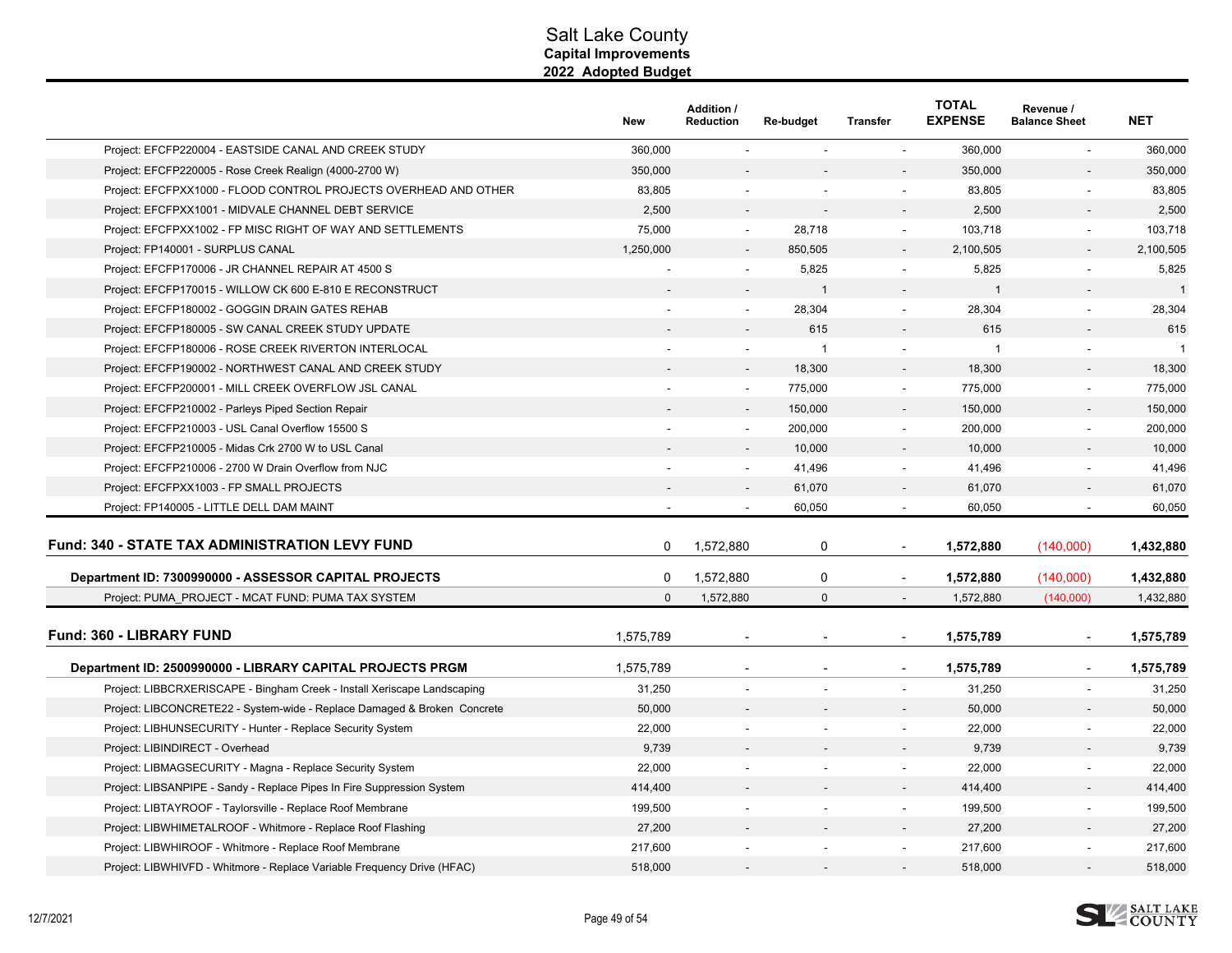# Salt Lake County
## Capital Improvements
## 2022 Adopted Budget

| | New | Addition / Reduction | Re-budget | Transfer | TOTAL EXPENSE | Revenue / Balance Sheet | NET |
|---|---|---|---|---|---|---|---|
| Project: EFCFP220004 - EASTSIDE CANAL AND CREEK STUDY | 360,000 | - | - | - | 360,000 | - | 360,000 |
| Project: EFCFP220005 - Rose Creek Realign (4000-2700 W) | 350,000 | - | - | - | 350,000 | - | 350,000 |
| Project: EFCFPXX1000 - FLOOD CONTROL PROJECTS OVERHEAD AND OTHER | 83,805 | - | - | - | 83,805 | - | 83,805 |
| Project: EFCFPXX1001 - MIDVALE CHANNEL DEBT SERVICE | 2,500 | - | - | - | 2,500 | - | 2,500 |
| Project: EFCFPXX1002 - FP MISC RIGHT OF WAY AND SETTLEMENTS | 75,000 | - | 28,718 | - | 103,718 | - | 103,718 |
| Project: FP140001 - SURPLUS CANAL | 1,250,000 | - | 850,505 | - | 2,100,505 | - | 2,100,505 |
| Project: EFCFP170006 - JR CHANNEL REPAIR AT 4500 S | - | - | 5,825 | - | 5,825 | - | 5,825 |
| Project: EFCFP170015 - WILLOW CK 600 E-810 E RECONSTRUCT | - | - | 1 | - | 1 | - | 1 |
| Project: EFCFP180002 - GOGGIN DRAIN GATES REHAB | - | - | 28,304 | - | 28,304 | - | 28,304 |
| Project: EFCFP180005 - SW CANAL CREEK STUDY UPDATE | - | - | 615 | - | 615 | - | 615 |
| Project: EFCFP180006 - ROSE CREEK RIVERTON INTERLOCAL | - | - | 1 | - | 1 | - | 1 |
| Project: EFCFP190002 - NORTHWEST CANAL AND CREEK STUDY | - | - | 18,300 | - | 18,300 | - | 18,300 |
| Project: EFCFP200001 - MILL CREEK OVERFLOW JSL CANAL | - | - | 775,000 | - | 775,000 | - | 775,000 |
| Project: EFCFP210002 - Parleys Piped Section Repair | - | - | 150,000 | - | 150,000 | - | 150,000 |
| Project: EFCFP210003 - USL Canal Overflow 15500 S | - | - | 200,000 | - | 200,000 | - | 200,000 |
| Project: EFCFP210005 - Midas Crk 2700 W to USL Canal | - | - | 10,000 | - | 10,000 | - | 10,000 |
| Project: EFCFP210006 - 2700 W Drain Overflow from NJC | - | - | 41,496 | - | 41,496 | - | 41,496 |
| Project: EFCFPXX1003 - FP SMALL PROJECTS | - | - | 61,070 | - | 61,070 | - | 61,070 |
| Project: FP140005 - LITTLE DELL DAM MAINT | - | - | 60,050 | - | 60,050 | - | 60,050 |
| **Fund: 340 - STATE TAX ADMINISTRATION LEVY FUND** | 0 | 1,572,880 | 0 | - | **1,572,880** | (140,000) | **1,432,880** |
| **Department ID: 7300990000 - ASSESSOR CAPITAL PROJECTS** | 0 | 1,572,880 | 0 | - | **1,572,880** | (140,000) | **1,432,880** |
| Project: PUMA_PROJECT - MCAT FUND: PUMA TAX SYSTEM | 0 | 1,572,880 | 0 | - | 1,572,880 | (140,000) | 1,432,880 |
| **Fund: 360 - LIBRARY FUND** | 1,575,789 | - | - | - | **1,575,789** | - | **1,575,789** |
| **Department ID: 2500990000 - LIBRARY CAPITAL PROJECTS PRGM** | 1,575,789 | - | - | - | **1,575,789** | - | **1,575,789** |
| Project: LIBBCRXERISCAPE - Bingham Creek - Install Xeriscape Landscaping | 31,250 | - | - | - | 31,250 | - | 31,250 |
| Project: LIBCONCRETE22 - System-wide - Replace Damaged & Broken Concrete | 50,000 | - | - | - | 50,000 | - | 50,000 |
| Project: LIBHUNSECURITY - Hunter - Replace Security System | 22,000 | - | - | - | 22,000 | - | 22,000 |
| Project: LIBINDIRECT - Overhead | 9,739 | - | - | - | 9,739 | - | 9,739 |
| Project: LIBMAGSECURITY - Magna - Replace Security System | 22,000 | - | - | - | 22,000 | - | 22,000 |
| Project: LIBSANPIPE - Sandy - Replace Pipes In Fire Suppression System | 414,400 | - | - | - | 414,400 | - | 414,400 |
| Project: LIBTAYROOF - Taylorsville - Replace Roof Membrane | 199,500 | - | - | - | 199,500 | - | 199,500 |
| Project: LIBWHIMETALROOF - Whitmore - Replace Roof Flashing | 27,200 | - | - | - | 27,200 | - | 27,200 |
| Project: LIBWHIROOF - Whitmore - Replace Roof Membrane | 217,600 | - | - | - | 217,600 | - | 217,600 |
| Project: LIBWHIVFD - Whitmore - Replace Variable Frequency Drive (HFAC) | 518,000 | - | - | - | 518,000 | - | 518,000 |

12/7/2021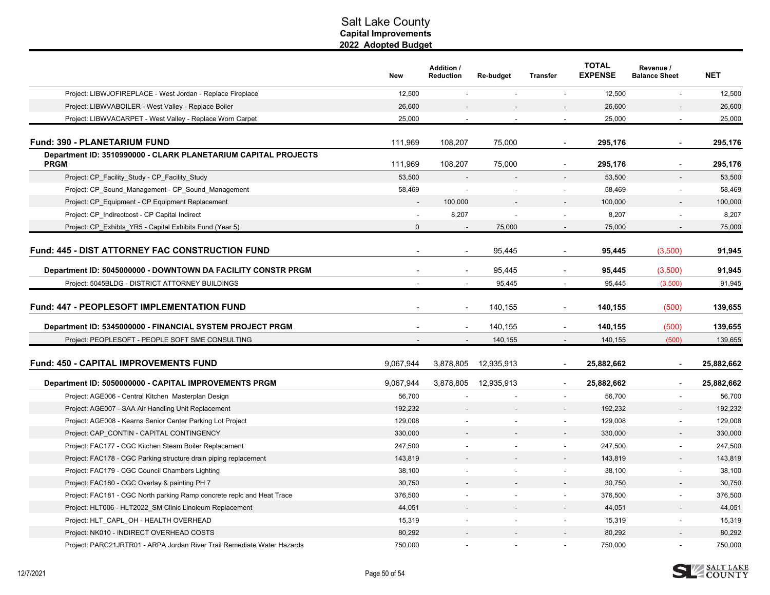# Salt Lake County
## Capital Improvements
## 2022 Adopted Budget

| | New | Addition / Reduction | Re-budget | Transfer | TOTAL EXPENSE | Revenue / Balance Sheet | NET |
|---|---|---|---|---|---|---|---|
| Project: LIBWJOFIREPLACE - West Jordan - Replace Fireplace | 12,500 | - | - | - | 12,500 | - | 12,500 |
| Project: LIBWVABOILER - West Valley - Replace Boiler | 26,600 | - | - | - | 26,600 | - | 26,600 |
| Project: LIBWVACARPET - West Valley - Replace Worn Carpet | 25,000 | - | - | - | 25,000 | - | 25,000 |
| **Fund: 390 - PLANETARIUM FUND** | 111,969 | 108,207 | 75,000 | - | **295,176** | - | **295,176** |
| **Department ID: 3510990000 - CLARK PLANETARIUM CAPITAL PROJECTS PRGM** | 111,969 | 108,207 | 75,000 | - | **295,176** | - | **295,176** |
| Project: CP_Facility_Study - CP_Facility_Study | 53,500 | - | - | - | 53,500 | - | 53,500 |
| Project: CP_Sound_Management - CP_Sound_Management | 58,469 | - | - | - | 58,469 | - | 58,469 |
| Project: CP_Equipment - CP Equipment Replacement | - | 100,000 | - | - | 100,000 | - | 100,000 |
| Project: CP_Indirectcost - CP Capital Indirect | - | 8,207 | - | - | 8,207 | - | 8,207 |
| Project: CP_Exhibts_YR5 - Capital Exhibits Fund (Year 5) | 0 | - | 75,000 | - | 75,000 | - | 75,000 |
| **Fund: 445 - DIST ATTORNEY FAC CONSTRUCTION FUND** | - | - | 95,445 | - | **95,445** | (3,500) | **91,945** |
| **Department ID: 5045000000 - DOWNTOWN DA FACILITY CONSTR PRGM** | - | - | 95,445 | - | **95,445** | (3,500) | **91,945** |
| Project: 5045BLDG - DISTRICT ATTORNEY BUILDINGS | - | - | 95,445 | - | 95,445 | (3,500) | 91,945 |
| **Fund: 447 - PEOPLESOFT IMPLEMENTATION FUND** | - | - | 140,155 | - | **140,155** | (500) | **139,655** |
| **Department ID: 5345000000 - FINANCIAL SYSTEM PROJECT PRGM** | - | - | 140,155 | - | **140,155** | (500) | **139,655** |
| Project: PEOPLESOFT - PEOPLE SOFT SME CONSULTING | - | - | 140,155 | - | 140,155 | (500) | 139,655 |
| **Fund: 450 - CAPITAL IMPROVEMENTS FUND** | 9,067,944 | 3,878,805 | 12,935,913 | - | **25,882,662** | - | **25,882,662** |
| **Department ID: 5050000000 - CAPITAL IMPROVEMENTS PRGM** | 9,067,944 | 3,878,805 | 12,935,913 | - | **25,882,662** | - | **25,882,662** |
| Project: AGE006 - Central Kitchen Masterplan Design | 56,700 | - | - | - | 56,700 | - | 56,700 |
| Project: AGE007 - SAA Air Handling Unit Replacement | 192,232 | - | - | - | 192,232 | - | 192,232 |
| Project: AGE008 - Kearns Senior Center Parking Lot Project | 129,008 | - | - | - | 129,008 | - | 129,008 |
| Project: CAP_CONTIN - CAPITAL CONTINGENCY | 330,000 | - | - | - | 330,000 | - | 330,000 |
| Project: FAC177 - CGC Kitchen Steam Boiler Replacement | 247,500 | - | - | - | 247,500 | - | 247,500 |
| Project: FAC178 - CGC Parking structure drain piping replacement | 143,819 | - | - | - | 143,819 | - | 143,819 |
| Project: FAC179 - CGC Council Chambers Lighting | 38,100 | - | - | - | 38,100 | - | 38,100 |
| Project: FAC180 - CGC Overlay & painting PH 7 | 30,750 | - | - | - | 30,750 | - | 30,750 |
| Project: FAC181 - CGC North parking Ramp concrete replc and Heat Trace | 376,500 | - | - | - | 376,500 | - | 376,500 |
| Project: HLT006 - HLT2022_SM Clinic Linoleum Replacement | 44,051 | - | - | - | 44,051 | - | 44,051 |
| Project: HLT_CAPL_OH - HEALTH OVERHEAD | 15,319 | - | - | - | 15,319 | - | 15,319 |
| Project: NK010 - INDIRECT OVERHEAD COSTS | 80,292 | - | - | - | 80,292 | - | 80,292 |
| Project: PARC21JRTR01 - ARPA Jordan River Trail Remediate Water Hazards | 750,000 | - | - | - | 750,000 | - | 750,000 |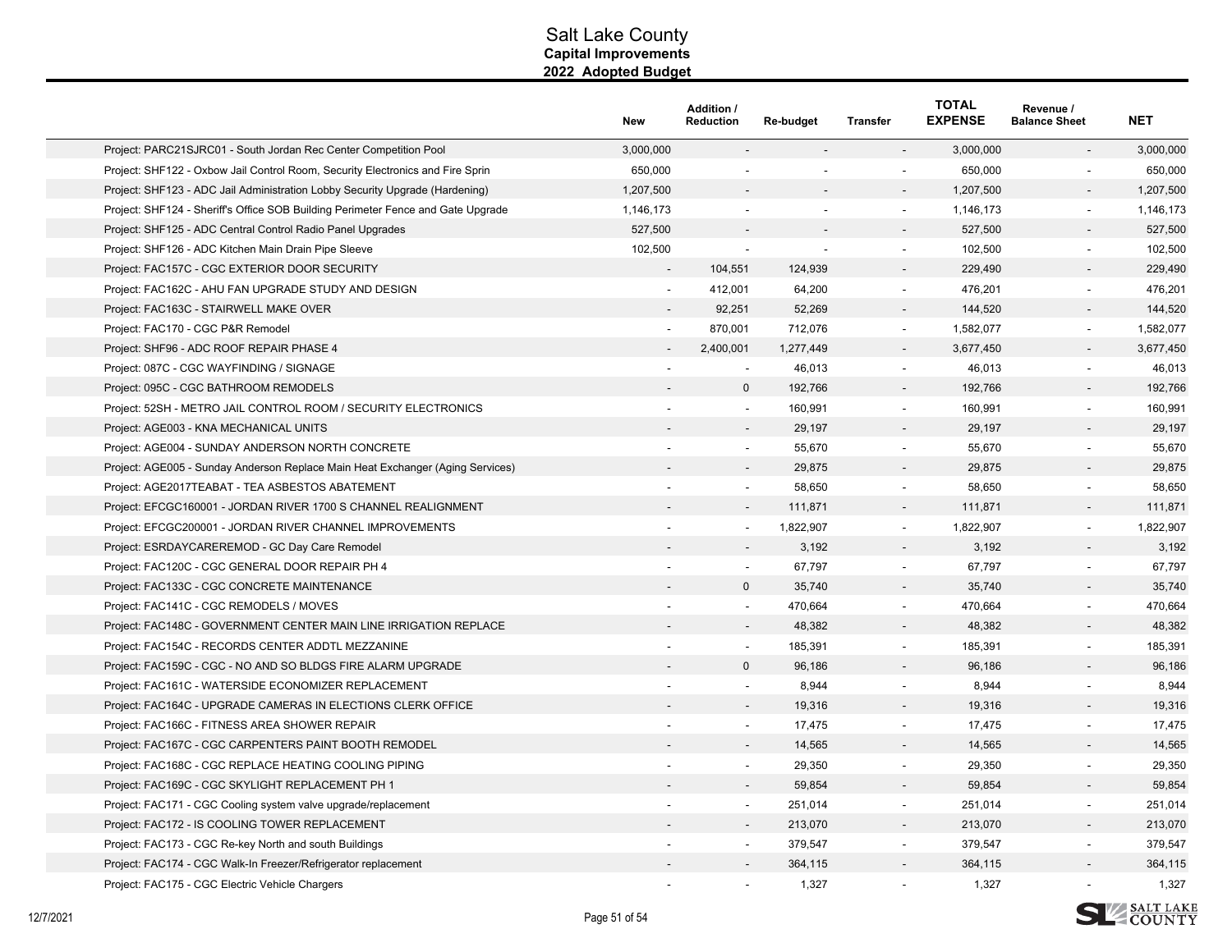# Salt Lake County
## Capital Improvements
### 2022 Adopted Budget

| | New | Addition / Reduction | Re-budget | Transfer | TOTAL EXPENSE | Revenue / Balance Sheet | NET |
|---|---|---|---|---|---|---|---|
| Project: PARC21SJRC01 - South Jordan Rec Center Competition Pool | 3,000,000 | - | - | - | 3,000,000 | - | 3,000,000 |
| Project: SHF122 - Oxbow Jail Control Room, Security Electronics and Fire Sprin | 650,000 | - | - | - | 650,000 | - | 650,000 |
| Project: SHF123 - ADC Jail Administration Lobby Security Upgrade (Hardening) | 1,207,500 | - | - | - | 1,207,500 | - | 1,207,500 |
| Project: SHF124 - Sheriff's Office SOB Building Perimeter Fence and Gate Upgrade | 1,146,173 | - | - | - | 1,146,173 | - | 1,146,173 |
| Project: SHF125 - ADC Central Control Radio Panel Upgrades | 527,500 | - | - | - | 527,500 | - | 527,500 |
| Project: SHF126 - ADC Kitchen Main Drain Pipe Sleeve | 102,500 | - | - | - | 102,500 | - | 102,500 |
| Project: FAC157C - CGC EXTERIOR DOOR SECURITY | - | 104,551 | 124,939 | - | 229,490 | - | 229,490 |
| Project: FAC162C - AHU FAN UPGRADE STUDY AND DESIGN | - | 412,001 | 64,200 | - | 476,201 | - | 476,201 |
| Project: FAC163C - STAIRWELL MAKE OVER | - | 92,251 | 52,269 | - | 144,520 | - | 144,520 |
| Project: FAC170 - CGC P&R Remodel | - | 870,001 | 712,076 | - | 1,582,077 | - | 1,582,077 |
| Project: SHF96 - ADC ROOF REPAIR PHASE 4 | - | 2,400,001 | 1,277,449 | - | 3,677,450 | - | 3,677,450 |
| Project: 087C - CGC WAYFINDING / SIGNAGE | - | - | 46,013 | - | 46,013 | - | 46,013 |
| Project: 095C - CGC BATHROOM REMODELS | - | 0 | 192,766 | - | 192,766 | - | 192,766 |
| Project: 52SH - METRO JAIL CONTROL ROOM / SECURITY ELECTRONICS | - | - | 160,991 | - | 160,991 | - | 160,991 |
| Project: AGE003 - KNA MECHANICAL UNITS | - | - | 29,197 | - | 29,197 | - | 29,197 |
| Project: AGE004 - SUNDAY ANDERSON NORTH CONCRETE | - | - | 55,670 | - | 55,670 | - | 55,670 |
| Project: AGE005 - Sunday Anderson Replace Main Heat Exchanger (Aging Services) | - | - | 29,875 | - | 29,875 | - | 29,875 |
| Project: AGE2017TEABAT - TEA ASBESTOS ABATEMENT | - | - | 58,650 | - | 58,650 | - | 58,650 |
| Project: EFCGC160001 - JORDAN RIVER 1700 S CHANNEL REALIGNMENT | - | - | 111,871 | - | 111,871 | - | 111,871 |
| Project: EFCGC200001 - JORDAN RIVER CHANNEL IMPROVEMENTS | - | - | 1,822,907 | - | 1,822,907 | - | 1,822,907 |
| Project: ESRDAYCAREREMOD - GC Day Care Remodel | - | - | 3,192 | - | 3,192 | - | 3,192 |
| Project: FAC120C - CGC GENERAL DOOR REPAIR PH 4 | - | - | 67,797 | - | 67,797 | - | 67,797 |
| Project: FAC133C - CGC CONCRETE MAINTENANCE | - | 0 | 35,740 | - | 35,740 | - | 35,740 |
| Project: FAC141C - CGC REMODELS / MOVES | - | - | 470,664 | - | 470,664 | - | 470,664 |
| Project: FAC148C - GOVERNMENT CENTER MAIN LINE IRRIGATION REPLACE | - | - | 48,382 | - | 48,382 | - | 48,382 |
| Project: FAC154C - RECORDS CENTER ADDTL MEZZANINE | - | - | 185,391 | - | 185,391 | - | 185,391 |
| Project: FAC159C - CGC - NO AND SO BLDGS FIRE ALARM UPGRADE | - | 0 | 96,186 | - | 96,186 | - | 96,186 |
| Project: FAC161C - WATERSIDE ECONOMIZER REPLACEMENT | - | - | 8,944 | - | 8,944 | - | 8,944 |
| Project: FAC164C - UPGRADE CAMERAS IN ELECTIONS CLERK OFFICE | - | - | 19,316 | - | 19,316 | - | 19,316 |
| Project: FAC166C - FITNESS AREA SHOWER REPAIR | - | - | 17,475 | - | 17,475 | - | 17,475 |
| Project: FAC167C - CGC CARPENTERS PAINT BOOTH REMODEL | - | - | 14,565 | - | 14,565 | - | 14,565 |
| Project: FAC168C - CGC REPLACE HEATING COOLING PIPING | - | - | 29,350 | - | 29,350 | - | 29,350 |
| Project: FAC169C - CGC SKYLIGHT REPLACEMENT PH 1 | - | - | 59,854 | - | 59,854 | - | 59,854 |
| Project: FAC171 - CGC Cooling system valve upgrade/replacement | - | - | 251,014 | - | 251,014 | - | 251,014 |
| Project: FAC172 - IS COOLING TOWER REPLACEMENT | - | - | 213,070 | - | 213,070 | - | 213,070 |
| Project: FAC173 - CGC Re-key North and south Buildings | - | - | 379,547 | - | 379,547 | - | 379,547 |
| Project: FAC174 - CGC Walk-In Freezer/Refrigerator replacement | - | - | 364,115 | - | 364,115 | - | 364,115 |
| Project: FAC175 - CGC Electric Vehicle Chargers | - | - | 1,327 | - | 1,327 | - | 1,327 |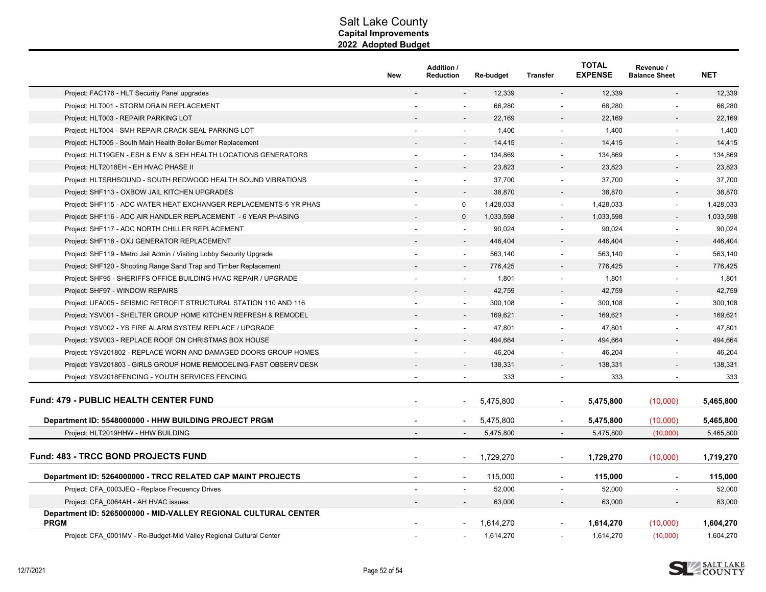# Salt Lake County
## Capital Improvements
## 2022 Adopted Budget

| | New | Addition / Reduction | Re-budget | Transfer | TOTAL EXPENSE | Revenue / Balance Sheet | NET |
|---|---|---|---|---|---|---|---|
| Project: FAC176 - HLT Security Panel upgrades | - | - | 12,339 | - | 12,339 | - | 12,339 |
| Project: HLT001 - STORM DRAIN REPLACEMENT | - | - | 66,280 | - | 66,280 | - | 66,280 |
| Project: HLT003 - REPAIR PARKING LOT | - | - | 22,169 | - | 22,169 | - | 22,169 |
| Project: HLT004 - SMH REPAIR CRACK SEAL PARKING LOT | - | - | 1,400 | - | 1,400 | - | 1,400 |
| Project: HLT005 - South Main Health Boiler Burner Replacement | - | - | 14,415 | - | 14,415 | - | 14,415 |
| Project: HLT19GEN - ESH & ENV & SEH HEALTH LOCATIONS GENERATORS | - | - | 134,869 | - | 134,869 | - | 134,869 |
| Project: HLT2018EH - EH HVAC PHASE II | - | - | 23,823 | - | 23,823 | - | 23,823 |
| Project: HLTSRHSOUND - SOUTH REDWOOD HEALTH SOUND VIBRATIONS | - | - | 37,700 | - | 37,700 | - | 37,700 |
| Project: SHF113 - OXBOW JAIL KITCHEN UPGRADES | - | - | 38,870 | - | 38,870 | - | 38,870 |
| Project: SHF115 - ADC WATER HEAT EXCHANGER REPLACEMENTS-5 YR PHAS | - | 0 | 1,428,033 | - | 1,428,033 | - | 1,428,033 |
| Project: SHF116 - ADC AIR HANDLER REPLACEMENT - 6 YEAR PHASING | - | 0 | 1,033,598 | - | 1,033,598 | - | 1,033,598 |
| Project: SHF117 - ADC NORTH CHILLER REPLACEMENT | - | - | 90,024 | - | 90,024 | - | 90,024 |
| Project: SHF118 - OXJ GENERATOR REPLACEMENT | - | - | 446,404 | - | 446,404 | - | 446,404 |
| Project: SHF119 - Metro Jail Admin / Visiting Lobby Security Upgrade | - | - | 563,140 | - | 563,140 | - | 563,140 |
| Project: SHF120 - Shooting Range Sand Trap and Timber Replacement | - | - | 776,425 | - | 776,425 | - | 776,425 |
| Project: SHF95 - SHERIFFS OFFICE BUILDING HVAC REPAIR / UPGRADE | - | - | 1,801 | - | 1,801 | - | 1,801 |
| Project: SHF97 - WINDOW REPAIRS | - | - | 42,759 | - | 42,759 | - | 42,759 |
| Project: UFA005 - SEISMIC RETROFIT STRUCTURAL STATION 110 AND 116 | - | - | 300,108 | - | 300,108 | - | 300,108 |
| Project: YSV001 - SHELTER GROUP HOME KITCHEN REFRESH & REMODEL | - | - | 169,621 | - | 169,621 | - | 169,621 |
| Project: YSV002 - YS FIRE ALARM SYSTEM REPLACE / UPGRADE | - | - | 47,801 | - | 47,801 | - | 47,801 |
| Project: YSV003 - REPLACE ROOF ON CHRISTMAS BOX HOUSE | - | - | 494,664 | - | 494,664 | - | 494,664 |
| Project: YSV201802 - REPLACE WORN AND DAMAGED DOORS GROUP HOMES | - | - | 46,204 | - | 46,204 | - | 46,204 |
| Project: YSV201803 - GIRLS GROUP HOME REMODELING-FAST OBSERV DESK | - | - | 138,331 | - | 138,331 | - | 138,331 |
| Project: YSV2018FENCING - YOUTH SERVICES FENCING | - | - | 333 | - | 333 | - | 333 |
| **Fund: 479 - PUBLIC HEALTH CENTER FUND** | - | - | 5,475,800 | - | **5,475,800** | (10,000) | **5,465,800** |
| **Department ID: 5548000000 - HHW BUILDING PROJECT PRGM** | - | - | 5,475,800 | - | **5,475,800** | (10,000) | **5,465,800** |
| Project: HLT2019HHW - HHW BUILDING | - | - | 5,475,800 | - | 5,475,800 | (10,000) | 5,465,800 |
| **Fund: 483 - TRCC BOND PROJECTS FUND** | - | - | 1,729,270 | - | **1,729,270** | (10,000) | **1,719,270** |
| **Department ID: 5264000000 - TRCC RELATED CAP MAINT PROJECTS** | - | - | 115,000 | - | **115,000** | - | **115,000** |
| Project: CFA_0003JEQ - Replace Frequency Drives | - | - | 52,000 | - | 52,000 | - | 52,000 |
| Project: CFA_0064AH - AH HVAC issues | - | - | 63,000 | - | 63,000 | - | 63,000 |
| **Department ID: 5265000000 - MID-VALLEY REGIONAL CULTURAL CENTER PRGM** | - | - | 1,614,270 | - | **1,614,270** | (10,000) | **1,604,270** |
| Project: CFA_0001MV - Re-Budget-Mid Valley Regional Cultural Center | - | - | 1,614,270 | - | 1,614,270 | (10,000) | 1,604,270 |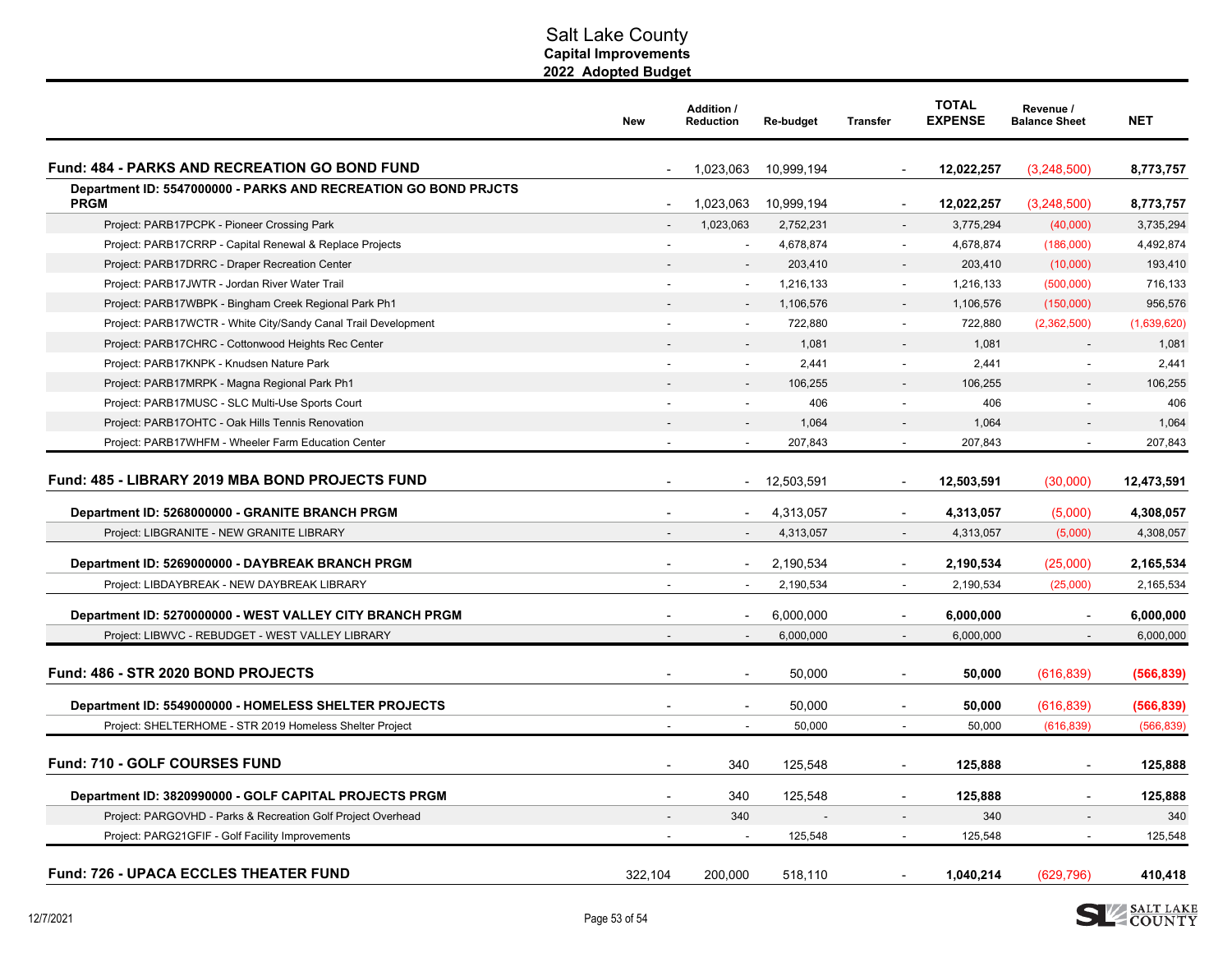# Salt Lake County
## Capital Improvements
### 2022 Adopted Budget

| | New | Addition / Reduction | Re-budget | Transfer | TOTAL EXPENSE | Revenue / Balance Sheet | NET |
|---|---|---|---|---|---|---|---|
| **Fund: 484 - PARKS AND RECREATION GO BOND FUND** | - | 1,023,063 | 10,999,194 | - | **12,022,257** | (3,248,500) | **8,773,757** |
| **Department ID: 5547000000 - PARKS AND RECREATION GO BOND PRJCTS PRGM** | - | 1,023,063 | 10,999,194 | - | **12,022,257** | (3,248,500) | **8,773,757** |
| Project: PARB17PCPK - Pioneer Crossing Park | - | 1,023,063 | 2,752,231 | - | 3,775,294 | (40,000) | 3,735,294 |
| Project: PARB17CRRP - Capital Renewal & Replace Projects | - | - | 4,678,874 | - | 4,678,874 | (186,000) | 4,492,874 |
| Project: PARB17DRRC - Draper Recreation Center | - | - | 203,410 | - | 203,410 | (10,000) | 193,410 |
| Project: PARB17JWTR - Jordan River Water Trail | - | - | 1,216,133 | - | 1,216,133 | (500,000) | 716,133 |
| Project: PARB17WBPK - Bingham Creek Regional Park Ph1 | - | - | 1,106,576 | - | 1,106,576 | (150,000) | 956,576 |
| Project: PARB17WCTR - White City/Sandy Canal Trail Development | - | - | 722,880 | - | 722,880 | (2,362,500) | (1,639,620) |
| Project: PARB17CHRC - Cottonwood Heights Rec Center | - | - | 1,081 | - | 1,081 | - | 1,081 |
| Project: PARB17KNPK - Knudsen Nature Park | - | - | 2,441 | - | 2,441 | - | 2,441 |
| Project: PARB17MRPK - Magna Regional Park Ph1 | - | - | 106,255 | - | 106,255 | - | 106,255 |
| Project: PARB17MUSC - SLC Multi-Use Sports Court | - | - | 406 | - | 406 | - | 406 |
| Project: PARB17OHTC - Oak Hills Tennis Renovation | - | - | 1,064 | - | 1,064 | - | 1,064 |
| Project: PARB17WHFM - Wheeler Farm Education Center | - | - | 207,843 | - | 207,843 | - | 207,843 |
| **Fund: 485 - LIBRARY 2019 MBA BOND PROJECTS FUND** | - | - | 12,503,591 | - | **12,503,591** | (30,000) | **12,473,591** |
| **Department ID: 5268000000 - GRANITE BRANCH PRGM** | - | - | 4,313,057 | - | **4,313,057** | (5,000) | **4,308,057** |
| Project: LIBGRANITE - NEW GRANITE LIBRARY | - | - | 4,313,057 | - | 4,313,057 | (5,000) | 4,308,057 |
| **Department ID: 5269000000 - DAYBREAK BRANCH PRGM** | - | - | 2,190,534 | - | **2,190,534** | (25,000) | **2,165,534** |
| Project: LIBDAYBREAK - NEW DAYBREAK LIBRARY | - | - | 2,190,534 | - | 2,190,534 | (25,000) | 2,165,534 |
| **Department ID: 5270000000 - WEST VALLEY CITY BRANCH PRGM** | - | - | 6,000,000 | - | **6,000,000** | - | **6,000,000** |
| Project: LIBWVC - REBUDGET - WEST VALLEY LIBRARY | - | - | 6,000,000 | - | 6,000,000 | - | 6,000,000 |
| **Fund: 486 - STR 2020 BOND PROJECTS** | - | - | 50,000 | - | **50,000** | (616,839) | **(566,839)** |
| **Department ID: 5549000000 - HOMELESS SHELTER PROJECTS** | - | - | 50,000 | - | **50,000** | (616,839) | **(566,839)** |
| Project: SHELTERHOME - STR 2019 Homeless Shelter Project | - | - | 50,000 | - | 50,000 | (616,839) | (566,839) |
| **Fund: 710 - GOLF COURSES FUND** | - | 340 | 125,548 | - | **125,888** | - | **125,888** |
| **Department ID: 3820990000 - GOLF CAPITAL PROJECTS PRGM** | - | 340 | 125,548 | - | **125,888** | - | **125,888** |
| Project: PARGOVHD - Parks & Recreation Golf Project Overhead | - | 340 | - | - | 340 | - | 340 |
| Project: PARG21GFIF - Golf Facility Improvements | - | - | 125,548 | - | 125,548 | - | 125,548 |
| **Fund: 726 - UPACA ECCLES THEATER FUND** | 322,104 | 200,000 | 518,110 | - | **1,040,214** | (629,796) | **410,418** |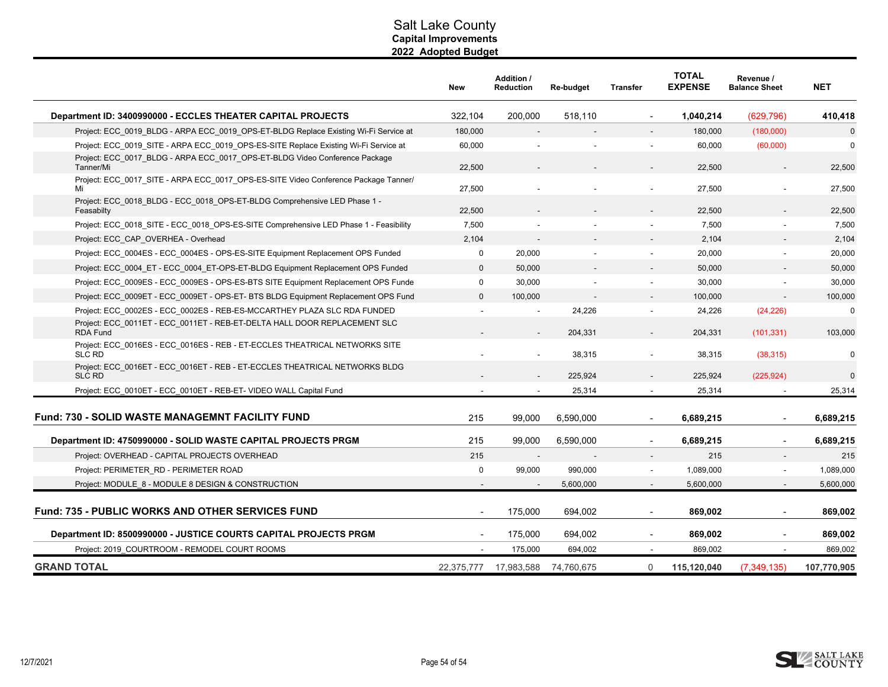# Salt Lake County
## Capital Improvements
### 2022 Adopted Budget

| | New | Addition / Reduction | Re-budget | Transfer | TOTAL EXPENSE | Revenue / Balance Sheet | NET |
|---|---|---|---|---|---|---|---|
| **Department ID: 3400990000 - ECCLES THEATER CAPITAL PROJECTS** | 322,104 | 200,000 | 518,110 | - | **1,040,214** | (629,796) | **410,418** |
| Project: ECC_0019_BLDG - ARPA ECC_0019_OPS-ET-BLDG Replace Existing Wi-Fi Service at | 180,000 | - | - | - | 180,000 | (180,000) | 0 |
| Project: ECC_0019_SITE - ARPA ECC_0019_OPS-ES-SITE Replace Existing Wi-Fi Service at | 60,000 | - | - | - | 60,000 | (60,000) | 0 |
| Project: ECC_0017_BLDG - ARPA ECC_0017_OPS-ET-BLDG Video Conference Package Tanner/Mi | 22,500 | - | - | - | 22,500 | - | 22,500 |
| Project: ECC_0017_SITE - ARPA ECC_0017_OPS-ES-SITE Video Conference Package Tanner/ Mi | 27,500 | - | - | - | 27,500 | - | 27,500 |
| Project: ECC_0018_BLDG - ECC_0018_OPS-ET-BLDG Comprehensive LED Phase 1 - Feasabilty | 22,500 | - | - | - | 22,500 | - | 22,500 |
| Project: ECC_0018_SITE - ECC_0018_OPS-ES-SITE Comprehensive LED Phase 1 - Feasibility | 7,500 | - | - | - | 7,500 | - | 7,500 |
| Project: ECC_CAP_OVERHEA - Overhead | 2,104 | - | - | - | 2,104 | - | 2,104 |
| Project: ECC_0004ES - ECC_0004ES - OPS-ES-SITE Equipment Replacement OPS Funded | 0 | 20,000 | - | - | 20,000 | - | 20,000 |
| Project: ECC_0004_ET - ECC_0004_ET-OPS-ET-BLDG Equipment Replacement OPS Funded | 0 | 50,000 | - | - | 50,000 | - | 50,000 |
| Project: ECC_0009ES - ECC_0009ES - OPS-ES-BTS SITE Equipment Replacement OPS Funde | 0 | 30,000 | - | - | 30,000 | - | 30,000 |
| Project: ECC_0009ET - ECC_0009ET - OPS-ET- BTS BLDG Equipment Replacement OPS Fund | 0 | 100,000 | - | - | 100,000 | - | 100,000 |
| Project: ECC_0002ES - ECC_0002ES - REB-ES-MCCARTHEY PLAZA SLC RDA FUNDED | - | - | 24,226 | - | 24,226 | (24,226) | 0 |
| Project: ECC_0011ET - ECC_0011ET - REB-ET-DELTA HALL DOOR REPLACEMENT SLC RDA Fund | - | - | 204,331 | - | 204,331 | (101,331) | 103,000 |
| Project: ECC_0016ES - ECC_0016ES - REB - ET-ECCLES THEATRICAL NETWORKS SITE SLC RD | - | - | 38,315 | - | 38,315 | (38,315) | 0 |
| Project: ECC_0016ET - ECC_0016ET - REB - ET-ECCLES THEATRICAL NETWORKS BLDG SLC RD | - | - | 225,924 | - | 225,924 | (225,924) | 0 |
| Project: ECC_0010ET - ECC_0010ET - REB-ET- VIDEO WALL Capital Fund | - | - | 25,314 | - | 25,314 | - | 25,314 |
| **Fund: 730 - SOLID WASTE MANAGEMNT FACILITY FUND** | 215 | 99,000 | 6,590,000 | - | **6,689,215** | - | **6,689,215** |
| **Department ID: 4750990000 - SOLID WASTE CAPITAL PROJECTS PRGM** | 215 | 99,000 | 6,590,000 | - | **6,689,215** | - | **6,689,215** |
| Project: OVERHEAD - CAPITAL PROJECTS OVERHEAD | 215 | - | - | - | 215 | - | 215 |
| Project: PERIMETER_RD - PERIMETER ROAD | 0 | 99,000 | 990,000 | - | 1,089,000 | - | 1,089,000 |
| Project: MODULE_8 - MODULE 8 DESIGN & CONSTRUCTION | - | - | 5,600,000 | - | 5,600,000 | - | 5,600,000 |
| **Fund: 735 - PUBLIC WORKS AND OTHER SERVICES FUND** | - | 175,000 | 694,002 | - | **869,002** | - | **869,002** |
| **Department ID: 8500990000 - JUSTICE COURTS CAPITAL PROJECTS PRGM** | - | 175,000 | 694,002 | - | **869,002** | - | **869,002** |
| Project: 2019_COURTROOM - REMODEL COURT ROOMS | - | 175,000 | 694,002 | - | 869,002 | - | 869,002 |
| **GRAND TOTAL** | 22,375,777 | 17,983,588 | 74,760,675 | 0 | **115,120,040** | (7,349,135) | **107,770,905** |

12/7/2021